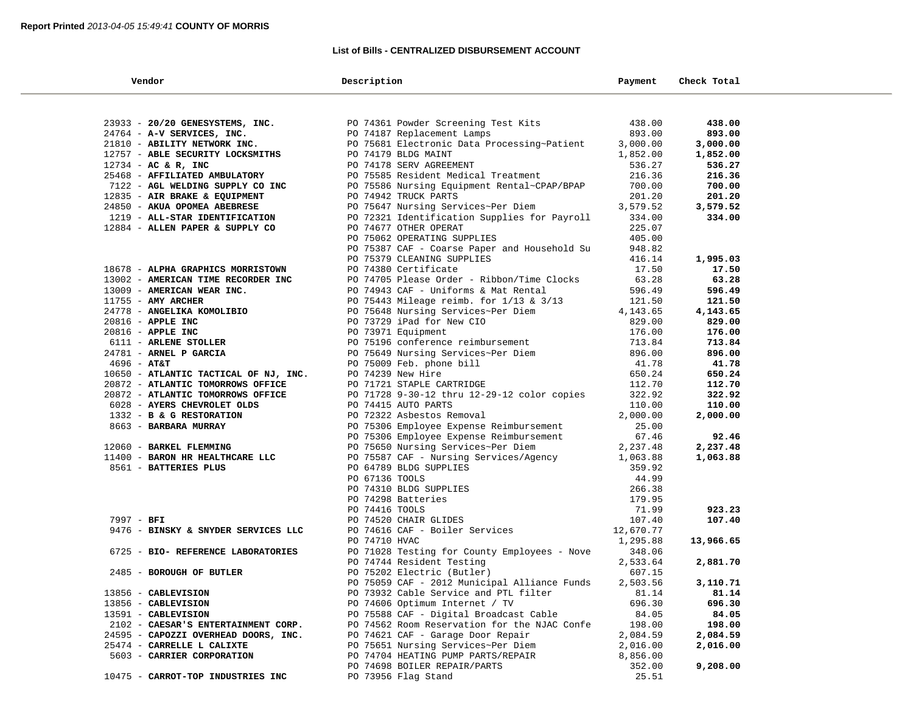**Report Printed** *2013-04-05 15:49:41* **COUNTY OF MORRIS**

**List of Bills - CENTRALIZED DISBURSEMENT ACCOUNT**

| Vendor | Description | Payment | Check Total |
|---|---|---|---|
| 23933 - **20/20 GENESYSTEMS, INC.** | PO 74361 Powder Screening Test Kits | 438.00 | **438.00** |
| 24764 - **A-V SERVICES, INC.** | PO 74187 Replacement Lamps | 893.00 | **893.00** |
| 21810 - **ABILITY NETWORK INC.** | PO 75681 Electronic Data Processing~Patient | 3,000.00 | **3,000.00** |
| 12757 - **ABLE SECURITY LOCKSMITHS** | PO 74179 BLDG MAINT | 1,852.00 | **1,852.00** |
| 12734 - **AC & R, INC** | PO 74178 SERV AGREEMENT | 536.27 | **536.27** |
| 25468 - **AFFILIATED AMBULATORY** | PO 75585 Resident Medical Treatment | 216.36 | **216.36** |
| 7122 - **AGL WELDING SUPPLY CO INC** | PO 75586 Nursing Equipment Rental~CPAP/BPAP | 700.00 | **700.00** |
| 12835 - **AIR BRAKE & EQUIPMENT** | PO 74942 TRUCK PARTS | 201.20 | **201.20** |
| 24850 - **AKUA OPOMEA ABEBRESE** | PO 75647 Nursing Services~Per Diem | 3,579.52 | **3,579.52** |
| 1219 - **ALL-STAR IDENTIFICATION** | PO 72321 Identification Supplies for Payroll | 334.00 | **334.00** |
| 12884 - **ALLEN PAPER & SUPPLY CO** | PO 74677 OTHER OPERAT | 225.07 | |
| | PO 75062 OPERATING SUPPLIES | 405.00 | |
| | PO 75387 CAF - Coarse Paper and Household Su | 948.82 | |
| | PO 75379 CLEANING SUPPLIES | 416.14 | **1,995.03** |
| 18678 - **ALPHA GRAPHICS MORRISTOWN** | PO 74380 Certificate | 17.50 | **17.50** |
| 13002 - **AMERICAN TIME RECORDER INC** | PO 74705 Please Order - Ribbon/Time Clocks | 63.28 | **63.28** |
| 13009 - **AMERICAN WEAR INC.** | PO 74943 CAF - Uniforms & Mat Rental | 596.49 | **596.49** |
| 11755 - **AMY ARCHER** | PO 75443 Mileage reimb. for 1/13 & 3/13 | 121.50 | **121.50** |
| 24778 - **ANGELIKA KOMOLIBIO** | PO 75648 Nursing Services~Per Diem | 4,143.65 | **4,143.65** |
| 20816 - **APPLE INC** | PO 73729 iPad for New CIO | 829.00 | **829.00** |
| 20816 - **APPLE INC** | PO 73971 Equipment | 176.00 | **176.00** |
| 6111 - **ARLENE STOLLER** | PO 75196 conference reimbursement | 713.84 | **713.84** |
| 24781 - **ARNEL P GARCIA** | PO 75649 Nursing Services~Per Diem | 896.00 | **896.00** |
| 4696 - **AT&T** | PO 75009 Feb. phone bill | 41.78 | **41.78** |
| 10650 - **ATLANTIC TACTICAL OF NJ, INC.** | PO 74239 New Hire | 650.24 | **650.24** |
| 20872 - **ATLANTIC TOMORROWS OFFICE** | PO 71721 STAPLE CARTRIDGE | 112.70 | **112.70** |
| 20872 - **ATLANTIC TOMORROWS OFFICE** | PO 71728 9-30-12 thru 12-29-12 color copies | 322.92 | **322.92** |
| 6028 - **AYERS CHEVROLET OLDS** | PO 74415 AUTO PARTS | 110.00 | **110.00** |
| 1332 - **B & G RESTORATION** | PO 72322 Asbestos Removal | 2,000.00 | **2,000.00** |
| 8663 - **BARBARA MURRAY** | PO 75306 Employee Expense Reimbursement | 25.00 | |
| | PO 75306 Employee Expense Reimbursement | 67.46 | **92.46** |
| 12060 - **BARKEL FLEMMING** | PO 75650 Nursing Services~Per Diem | 2,237.48 | **2,237.48** |
| 11400 - **BARON HR HEALTHCARE LLC** | PO 75587 CAF - Nursing Services/Agency | 1,063.88 | **1,063.88** |
| 8561 - **BATTERIES PLUS** | PO 64789 BLDG SUPPLIES | 359.92 | |
| | PO 67136 TOOLS | 44.99 | |
| | PO 74310 BLDG SUPPLIES | 266.38 | |
| | PO 74298 Batteries | 179.95 | |
| | PO 74416 TOOLS | 71.99 | **923.23** |
| 7997 - **BFI** | PO 74520 CHAIR GLIDES | 107.40 | **107.40** |
| 9476 - **BINSKY & SNYDER SERVICES LLC** | PO 74616 CAF - Boiler Services | 12,670.77 | |
| | PO 74710 HVAC | 1,295.88 | **13,966.65** |
| 6725 - **BIO- REFERENCE LABORATORIES** | PO 71028 Testing for County Employees - Nove | 348.06 | |
| | PO 74744 Resident Testing | 2,533.64 | **2,881.70** |
| 2485 - **BOROUGH OF BUTLER** | PO 75202 Electric (Butler) | 607.15 | |
| | PO 75059 CAF - 2012 Municipal Alliance Funds | 2,503.56 | **3,110.71** |
| 13856 - **CABLEVISION** | PO 73932 Cable Service and PTL filter | 81.14 | **81.14** |
| 13856 - **CABLEVISION** | PO 74606 Optimum Internet / TV | 696.30 | **696.30** |
| 13591 - **CABLEVISION** | PO 75588 CAF - Digital Broadcast Cable | 84.05 | **84.05** |
| 2102 - **CAESAR'S ENTERTAINMENT CORP.** | PO 74562 Room Reservation for the NJAC Confe | 198.00 | **198.00** |
| 24595 - **CAPOZZI OVERHEAD DOORS, INC.** | PO 74621 CAF - Garage Door Repair | 2,084.59 | **2,084.59** |
| 25474 - **CARRELLE L CALIXTE** | PO 75651 Nursing Services~Per Diem | 2,016.00 | **2,016.00** |
| 5603 - **CARRIER CORPORATION** | PO 74704 HEATING PUMP PARTS/REPAIR | 8,856.00 | |
| | PO 74698 BOILER REPAIR/PARTS | 352.00 | **9,208.00** |
| 10475 - **CARROT-TOP INDUSTRIES INC** | PO 73956 Flag Stand | 25.51 | |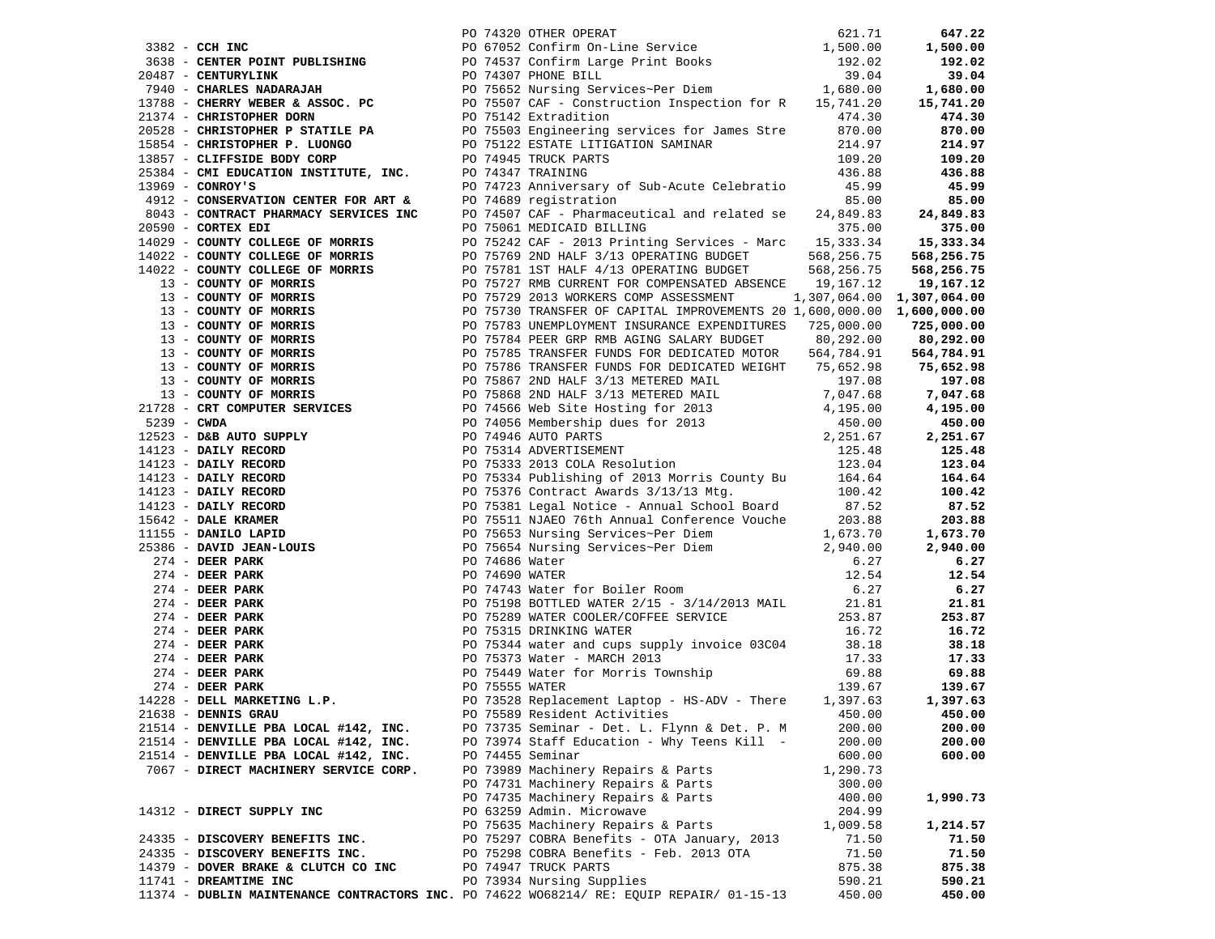| Vendor | PO / Description | Amount | Total |
|---|---|---|---|
| | PO 74320 OTHER OPERAT | 621.71 | **647.22** |
| 3382 - **CCH INC** | PO 67052 Confirm On-Line Service | 1,500.00 | **1,500.00** |
| 3638 - **CENTER POINT PUBLISHING** | PO 74537 Confirm Large Print Books | 192.02 | **192.02** |
| 20487 - **CENTURYLINK** | PO 74307 PHONE BILL | 39.04 | **39.04** |
| 7940 - **CHARLES NADARAJAH** | PO 75652 Nursing Services~Per Diem | 1,680.00 | **1,680.00** |
| 13788 - **CHERRY WEBER & ASSOC. PC** | PO 75507 CAF - Construction Inspection for R | 15,741.20 | **15,741.20** |
| 21374 - **CHRISTOPHER DORN** | PO 75142 Extradition | 474.30 | **474.30** |
| 20528 - **CHRISTOPHER P STATILE PA** | PO 75503 Engineering services for James Stre | 870.00 | **870.00** |
| 15854 - **CHRISTOPHER P. LUONGO** | PO 75122 ESTATE LITIGATION SAMINAR | 214.97 | **214.97** |
| 13857 - **CLIFFSIDE BODY CORP** | PO 74945 TRUCK PARTS | 109.20 | **109.20** |
| 25384 - **CMI EDUCATION INSTITUTE, INC.** | PO 74347 TRAINING | 436.88 | **436.88** |
| 13969 - **CONROY'S** | PO 74723 Anniversary of Sub-Acute Celebratio | 45.99 | **45.99** |
| 4912 - **CONSERVATION CENTER FOR ART &** | PO 74689 registration | 85.00 | **85.00** |
| 8043 - **CONTRACT PHARMACY SERVICES INC** | PO 74507 CAF - Pharmaceutical and related se | 24,849.83 | **24,849.83** |
| 20590 - **CORTEX EDI** | PO 75061 MEDICAID BILLING | 375.00 | **375.00** |
| 14029 - **COUNTY COLLEGE OF MORRIS** | PO 75242 CAF - 2013 Printing Services - Marc | 15,333.34 | **15,333.34** |
| 14022 - **COUNTY COLLEGE OF MORRIS** | PO 75769 2ND HALF 3/13 OPERATING BUDGET | 568,256.75 | **568,256.75** |
| 14022 - **COUNTY COLLEGE OF MORRIS** | PO 75781 1ST HALF 4/13 OPERATING BUDGET | 568,256.75 | **568,256.75** |
| 13 - **COUNTY OF MORRIS** | PO 75727 RMB CURRENT FOR COMPENSATED ABSENCE | 19,167.12 | **19,167.12** |
| 13 - **COUNTY OF MORRIS** | PO 75729 2013 WORKERS COMP ASSESSMENT | 1,307,064.00 | **1,307,064.00** |
| 13 - **COUNTY OF MORRIS** | PO 75730 TRANSFER OF CAPITAL IMPROVEMENTS 20 | 1,600,000.00 | **1,600,000.00** |
| 13 - **COUNTY OF MORRIS** | PO 75783 UNEMPLOYMENT INSURANCE EXPENDITURES | 725,000.00 | **725,000.00** |
| 13 - **COUNTY OF MORRIS** | PO 75784 PEER GRP RMB AGING SALARY BUDGET | 80,292.00 | **80,292.00** |
| 13 - **COUNTY OF MORRIS** | PO 75785 TRANSFER FUNDS FOR DEDICATED MOTOR | 564,784.91 | **564,784.91** |
| 13 - **COUNTY OF MORRIS** | PO 75786 TRANSFER FUNDS FOR DEDICATED WEIGHT | 75,652.98 | **75,652.98** |
| 13 - **COUNTY OF MORRIS** | PO 75867 2ND HALF 3/13 METERED MAIL | 197.08 | **197.08** |
| 13 - **COUNTY OF MORRIS** | PO 75868 2ND HALF 3/13 METERED MAIL | 7,047.68 | **7,047.68** |
| 21728 - **CRT COMPUTER SERVICES** | PO 74566 Web Site Hosting for 2013 | 4,195.00 | **4,195.00** |
| 5239 - **CWDA** | PO 74056 Membership dues for 2013 | 450.00 | **450.00** |
| 12523 - **D&B AUTO SUPPLY** | PO 74946 AUTO PARTS | 2,251.67 | **2,251.67** |
| 14123 - **DAILY RECORD** | PO 75314 ADVERTISEMENT | 125.48 | **125.48** |
| 14123 - **DAILY RECORD** | PO 75333 2013 COLA Resolution | 123.04 | **123.04** |
| 14123 - **DAILY RECORD** | PO 75334 Publishing of 2013 Morris County Bu | 164.64 | **164.64** |
| 14123 - **DAILY RECORD** | PO 75376 Contract Awards 3/13/13 Mtg. | 100.42 | **100.42** |
| 14123 - **DAILY RECORD** | PO 75381 Legal Notice - Annual School Board | 87.52 | **87.52** |
| 15642 - **DALE KRAMER** | PO 75511 NJAEO 76th Annual Conference Vouche | 203.88 | **203.88** |
| 11155 - **DANILO LAPID** | PO 75653 Nursing Services~Per Diem | 1,673.70 | **1,673.70** |
| 25386 - **DAVID JEAN-LOUIS** | PO 75654 Nursing Services~Per Diem | 2,940.00 | **2,940.00** |
| 274 - **DEER PARK** | PO 74686 Water | 6.27 | **6.27** |
| 274 - **DEER PARK** | PO 74690 WATER | 12.54 | **12.54** |
| 274 - **DEER PARK** | PO 74743 Water for Boiler Room | 6.27 | **6.27** |
| 274 - **DEER PARK** | PO 75198 BOTTLED WATER 2/15 - 3/14/2013 MAIL | 21.81 | **21.81** |
| 274 - **DEER PARK** | PO 75289 WATER COOLER/COFFEE SERVICE | 253.87 | **253.87** |
| 274 - **DEER PARK** | PO 75315 DRINKING WATER | 16.72 | **16.72** |
| 274 - **DEER PARK** | PO 75344 water and cups supply invoice 03C04 | 38.18 | **38.18** |
| 274 - **DEER PARK** | PO 75373 Water - MARCH 2013 | 17.33 | **17.33** |
| 274 - **DEER PARK** | PO 75449 Water for Morris Township | 69.88 | **69.88** |
| 274 - **DEER PARK** | PO 75555 WATER | 139.67 | **139.67** |
| 14228 - **DELL MARKETING L.P.** | PO 73528 Replacement Laptop - HS-ADV - There | 1,397.63 | **1,397.63** |
| 21638 - **DENNIS GRAU** | PO 75589 Resident Activities | 450.00 | **450.00** |
| 21514 - **DENVILLE PBA LOCAL #142, INC.** | PO 73735 Seminar - Det. L. Flynn & Det. P. M | 200.00 | **200.00** |
| 21514 - **DENVILLE PBA LOCAL #142, INC.** | PO 73974 Staff Education - Why Teens Kill - | 200.00 | **200.00** |
| 21514 - **DENVILLE PBA LOCAL #142, INC.** | PO 74455 Seminar | 600.00 | **600.00** |
| 7067 - **DIRECT MACHINERY SERVICE CORP.** | PO 73989 Machinery Repairs & Parts | 1,290.73 | |
| | PO 74731 Machinery Repairs & Parts | 300.00 | |
| | PO 74735 Machinery Repairs & Parts | 400.00 | **1,990.73** |
| 14312 - **DIRECT SUPPLY INC** | PO 63259 Admin. Microwave | 204.99 | |
| | PO 75635 Machinery Repairs & Parts | 1,009.58 | **1,214.57** |
| 24335 - **DISCOVERY BENEFITS INC.** | PO 75297 COBRA Benefits - OTA January, 2013 | 71.50 | **71.50** |
| 24335 - **DISCOVERY BENEFITS INC.** | PO 75298 COBRA Benefits - Feb. 2013 OTA | 71.50 | **71.50** |
| 14379 - **DOVER BRAKE & CLUTCH CO INC** | PO 74947 TRUCK PARTS | 875.38 | **875.38** |
| 11741 - **DREAMTIME INC** | PO 73934 Nursing Supplies | 590.21 | **590.21** |
| 11374 - **DUBLIN MAINTENANCE CONTRACTORS INC.** | PO 74622 WO68214/ RE: EQUIP REPAIR/ 01-15-13 | 450.00 | **450.00** |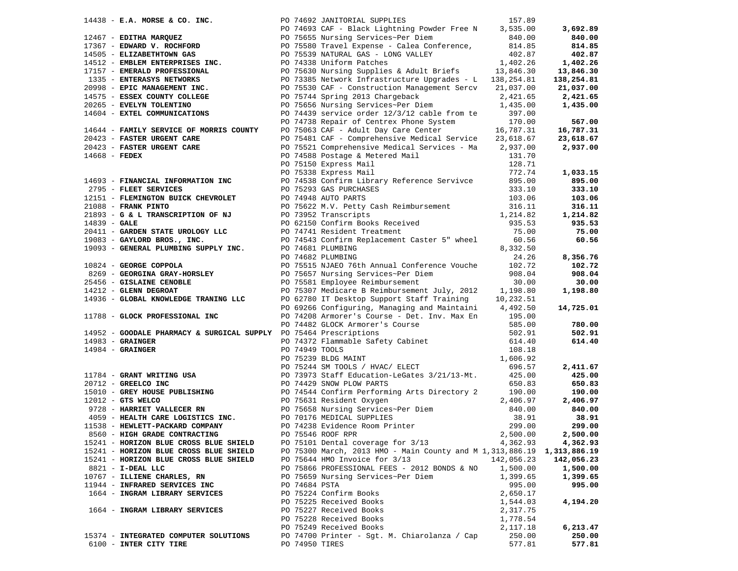| Vendor | PO / Description | Amount | Total |
|---|---|---|---|
| 14438 - **E.A. MORSE & CO. INC.** | PO 74692 JANITORIAL SUPPLIES | 157.89 | |
| | PO 74693 CAF - Black Lightning Powder Free N | 3,535.00 | **3,692.89** |
| 12467 - **EDITHA MARQUEZ** | PO 75655 Nursing Services~Per Diem | 840.00 | **840.00** |
| 17367 - **EDWARD V. ROCHFORD** | PO 75580 Travel Expense - Calea Conference, | 814.85 | **814.85** |
| 14505 - **ELIZABETHTOWN GAS** | PO 75539 NATURAL GAS - LONG VALLEY | 402.87 | **402.87** |
| 14512 - **EMBLEM ENTERPRISES INC.** | PO 74338 Uniform Patches | 1,402.26 | **1,402.26** |
| 17157 - **EMERALD PROFESSIONAL** | PO 75630 Nursing Supplies & Adult Briefs | 13,846.30 | **13,846.30** |
| 1335 - **ENTERASYS NETWORKS** | PO 73385 Network Infrastructure Upgrades - L | 138,254.81 | **138,254.81** |
| 20998 - **EPIC MANAGEMENT INC.** | PO 75530 CAF - Construction Management Sercv | 21,037.00 | **21,037.00** |
| 14575 - **ESSEX COUNTY COLLEGE** | PO 75744 Spring 2013 Chargeback | 2,421.65 | **2,421.65** |
| 20265 - **EVELYN TOLENTINO** | PO 75656 Nursing Services~Per Diem | 1,435.00 | **1,435.00** |
| 14604 - **EXTEL COMMUNICATIONS** | PO 74439 service order 12/3/12 cable from te | 397.00 | |
| | PO 74738 Repair of Centrex Phone System | 170.00 | **567.00** |
| 14644 - **FAMILY SERVICE OF MORRIS COUNTY** | PO 75063 CAF - Adult Day Care Center | 16,787.31 | **16,787.31** |
| 20423 - **FASTER URGENT CARE** | PO 75481 CAF - Comprehensive Medical Service | 23,618.67 | **23,618.67** |
| 20423 - **FASTER URGENT CARE** | PO 75521 Comprehensive Medical Services - Ma | 2,937.00 | **2,937.00** |
| 14668 - **FEDEX** | PO 74588 Postage & Metered Mail | 131.70 | |
| | PO 75150 Express Mail | 128.71 | |
| | PO 75338 Express Mail | 772.74 | **1,033.15** |
| 14693 - **FINANCIAL INFORMATION INC** | PO 74538 Confirm Library Reference Servivce | 895.00 | **895.00** |
| 2795 - **FLEET SERVICES** | PO 75293 GAS PURCHASES | 333.10 | **333.10** |
| 12151 - **FLEMINGTON BUICK CHEVROLET** | PO 74948 AUTO PARTS | 103.06 | **103.06** |
| 21088 - **FRANK PINTO** | PO 75622 M.V. Petty Cash Reimbursement | 316.11 | **316.11** |
| 21893 - **G & L TRANSCRIPTION OF NJ** | PO 73952 Transcripts | 1,214.82 | **1,214.82** |
| 14839 - **GALE** | PO 62150 Confirm Books Received | 935.53 | **935.53** |
| 20411 - **GARDEN STATE UROLOGY LLC** | PO 74741 Resident Treatment | 75.00 | **75.00** |
| 19083 - **GAYLORD BROS., INC.** | PO 74543 Confirm Replacement Caster 5" wheel | 60.56 | **60.56** |
| 19093 - **GENERAL PLUMBING SUPPLY INC.** | PO 74681 PLUMBING | 8,332.50 | |
| | PO 74682 PLUMBING | 24.26 | **8,356.76** |
| 10824 - **GEORGE COPPOLA** | PO 75515 NJAEO 76th Annual Conference Vouche | 102.72 | **102.72** |
| 8269 - **GEORGINA GRAY-HORSLEY** | PO 75657 Nursing Services~Per Diem | 908.04 | **908.04** |
| 25456 - **GISLAINE CENOBLE** | PO 75581 Employee Reimbursement | 30.00 | **30.00** |
| 14212 - **GLENN DEGROAT** | PO 75307 Medicare B Reimbursement July, 2012 | 1,198.80 | **1,198.80** |
| 14936 - **GLOBAL KNOWLEDGE TRANING LLC** | PO 62780 IT Desktop Support Staff Training | 10,232.51 | |
| | PO 69266 Configuring, Managing and Maintaini | 4,492.50 | **14,725.01** |
| 11788 - **GLOCK PROFESSIONAL INC** | PO 74208 Armorer's Course - Det. Inv. Max En | 195.00 | |
| | PO 74482 GLOCK Armorer's Course | 585.00 | **780.00** |
| 14952 - **GOODALE PHARMACY & SURGICAL SUPPLY** | PO 75464 Prescriptions | 502.91 | **502.91** |
| 14983 - **GRAINGER** | PO 74372 Flammable Safety Cabinet | 614.40 | **614.40** |
| 14984 - **GRAINGER** | PO 74949 TOOLS | 108.18 | |
| | PO 75239 BLDG MAINT | 1,606.92 | |
| | PO 75244 SM TOOLS / HVAC/ ELECT | 696.57 | **2,411.67** |
| 11784 - **GRANT WRITING USA** | PO 73973 Staff Education-LeGates 3/21/13-Mt. | 425.00 | **425.00** |
| 20712 - **GREELCO INC** | PO 74429 SNOW PLOW PARTS | 650.83 | **650.83** |
| 15010 - **GREY HOUSE PUBLISHING** | PO 74544 Confirm Performing Arts Directory 2 | 190.00 | **190.00** |
| 12012 - **GTS WELCO** | PO 75631 Resident Oxygen | 2,406.97 | **2,406.97** |
| 9728 - **HARRIET VALLECER RN** | PO 75658 Nursing Services~Per Diem | 840.00 | **840.00** |
| 4059 - **HEALTH CARE LOGISTICS INC.** | PO 70176 MEDICAL SUPPLIES | 38.91 | **38.91** |
| 11538 - **HEWLETT-PACKARD COMPANY** | PO 74238 Evidence Room Printer | 299.00 | **299.00** |
| 8560 - **HIGH GRADE CONTRACTING** | PO 75546 ROOF RPR | 2,500.00 | **2,500.00** |
| 15241 - **HORIZON BLUE CROSS BLUE SHIELD** | PO 75101 Dental coverage for 3/13 | 4,362.93 | **4,362.93** |
| 15241 - **HORIZON BLUE CROSS BLUE SHIELD** | PO 75300 March, 2013 HMO - Main County and M | 1,313,886.19 | **1,313,886.19** |
| 15241 - **HORIZON BLUE CROSS BLUE SHIELD** | PO 75644 HMO Invoice for 3/13 | 142,056.23 | **142,056.23** |
| 8821 - **I-DEAL LLC** | PO 75866 PROFESSIONAL FEES - 2012 BONDS & NO | 1,500.00 | **1,500.00** |
| 10767 - **ILLIENE CHARLES, RN** | PO 75659 Nursing Services~Per Diem | 1,399.65 | **1,399.65** |
| 11944 - **INFRARED SERVICES INC** | PO 74684 PSTA | 995.00 | **995.00** |
| 1664 - **INGRAM LIBRARY SERVICES** | PO 75224 Confirm Books | 2,650.17 | |
| | PO 75225 Received Books | 1,544.03 | **4,194.20** |
| 1664 - **INGRAM LIBRARY SERVICES** | PO 75227 Received Books | 2,317.75 | |
| | PO 75228 Received Books | 1,778.54 | |
| | PO 75249 Received Books | 2,117.18 | **6,213.47** |
| 15374 - **INTEGRATED COMPUTER SOLUTIONS** | PO 74700 Printer - Sgt. M. Chiarolanza / Cap | 250.00 | **250.00** |
| 6100 - **INTER CITY TIRE** | PO 74950 TIRES | 577.81 | **577.81** |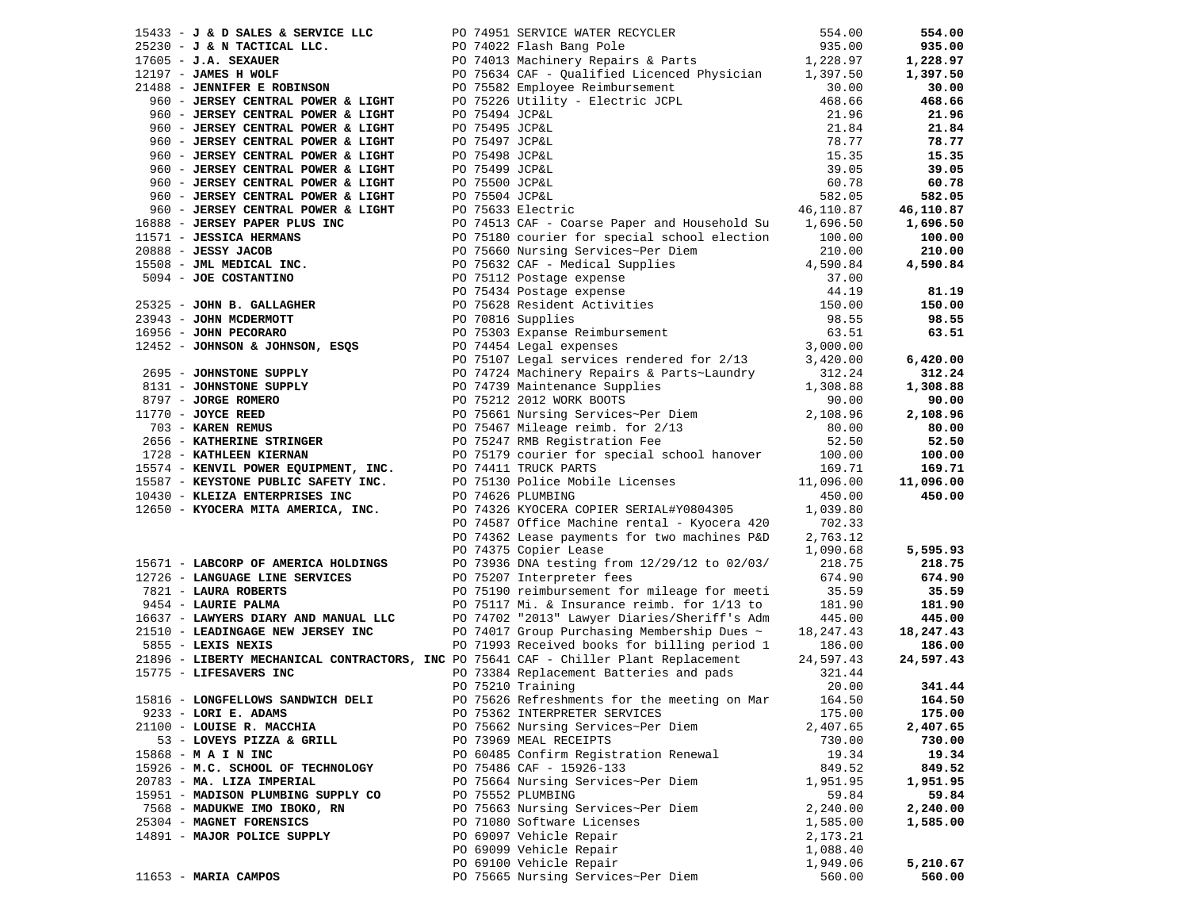| Vendor | PO / Description | Amount | Total |
|---|---|---|---|
| 15433 - **J & D SALES & SERVICE LLC** | PO 74951 SERVICE WATER RECYCLER | 554.00 | **554.00** |
| 25230 - **J & N TACTICAL LLC.** | PO 74022 Flash Bang Pole | 935.00 | **935.00** |
| 17605 - **J.A. SEXAUER** | PO 74013 Machinery Repairs & Parts | 1,228.97 | **1,228.97** |
| 12197 - **JAMES H WOLF** | PO 75634 CAF - Qualified Licenced Physician | 1,397.50 | **1,397.50** |
| 21488 - **JENNIFER E ROBINSON** | PO 75582 Employee Reimbursement | 30.00 | **30.00** |
| 960 - **JERSEY CENTRAL POWER & LIGHT** | PO 75226 Utility - Electric JCPL | 468.66 | **468.66** |
| 960 - **JERSEY CENTRAL POWER & LIGHT** | PO 75494 JCP&L | 21.96 | **21.96** |
| 960 - **JERSEY CENTRAL POWER & LIGHT** | PO 75495 JCP&L | 21.84 | **21.84** |
| 960 - **JERSEY CENTRAL POWER & LIGHT** | PO 75497 JCP&L | 78.77 | **78.77** |
| 960 - **JERSEY CENTRAL POWER & LIGHT** | PO 75498 JCP&L | 15.35 | **15.35** |
| 960 - **JERSEY CENTRAL POWER & LIGHT** | PO 75499 JCP&L | 39.05 | **39.05** |
| 960 - **JERSEY CENTRAL POWER & LIGHT** | PO 75500 JCP&L | 60.78 | **60.78** |
| 960 - **JERSEY CENTRAL POWER & LIGHT** | PO 75504 JCP&L | 582.05 | **582.05** |
| 960 - **JERSEY CENTRAL POWER & LIGHT** | PO 75633 Electric | 46,110.87 | **46,110.87** |
| 16888 - **JERSEY PAPER PLUS INC** | PO 74513 CAF - Coarse Paper and Household Su | 1,696.50 | **1,696.50** |
| 11571 - **JESSICA HERMANS** | PO 75180 courier for special school election | 100.00 | **100.00** |
| 20888 - **JESSY JACOB** | PO 75660 Nursing Services~Per Diem | 210.00 | **210.00** |
| 15508 - **JML MEDICAL INC.** | PO 75632 CAF - Medical Supplies | 4,590.84 | **4,590.84** |
| 5094 - **JOE COSTANTINO** | PO 75112 Postage expense | 37.00 | |
| | PO 75434 Postage expense | 44.19 | **81.19** |
| 25325 - **JOHN B. GALLAGHER** | PO 75628 Resident Activities | 150.00 | **150.00** |
| 23943 - **JOHN MCDERMOTT** | PO 70816 Supplies | 98.55 | **98.55** |
| 16956 - **JOHN PECORARO** | PO 75303 Expanse Reimbursement | 63.51 | **63.51** |
| 12452 - **JOHNSON & JOHNSON, ESQS** | PO 74454 Legal expenses | 3,000.00 | |
| | PO 75107 Legal services rendered for 2/13 | 3,420.00 | **6,420.00** |
| 2695 - **JOHNSTONE SUPPLY** | PO 74724 Machinery Repairs & Parts~Laundry | 312.24 | **312.24** |
| 8131 - **JOHNSTONE SUPPLY** | PO 74739 Maintenance Supplies | 1,308.88 | **1,308.88** |
| 8797 - **JORGE ROMERO** | PO 75212 2012 WORK BOOTS | 90.00 | **90.00** |
| 11770 - **JOYCE REED** | PO 75661 Nursing Services~Per Diem | 2,108.96 | **2,108.96** |
| 703 - **KAREN REMUS** | PO 75467 Mileage reimb. for 2/13 | 80.00 | **80.00** |
| 2656 - **KATHERINE STRINGER** | PO 75247 RMB Registration Fee | 52.50 | **52.50** |
| 1728 - **KATHLEEN KIERNAN** | PO 75179 courier for special school hanover | 100.00 | **100.00** |
| 15574 - **KENVIL POWER EQUIPMENT, INC.** | PO 74411 TRUCK PARTS | 169.71 | **169.71** |
| 15587 - **KEYSTONE PUBLIC SAFETY INC.** | PO 75130 Police Mobile Licenses | 11,096.00 | **11,096.00** |
| 10430 - **KLEIZA ENTERPRISES INC** | PO 74626 PLUMBING | 450.00 | **450.00** |
| 12650 - **KYOCERA MITA AMERICA, INC.** | PO 74326 KYOCERA COPIER SERIAL#Y0804305 | 1,039.80 | |
| | PO 74587 Office Machine rental - Kyocera 420 | 702.33 | |
| | PO 74362 Lease payments for two machines P&D | 2,763.12 | |
| | PO 74375 Copier Lease | 1,090.68 | **5,595.93** |
| 15671 - **LABCORP OF AMERICA HOLDINGS** | PO 73936 DNA testing from 12/29/12 to 02/03/ | 218.75 | **218.75** |
| 12726 - **LANGUAGE LINE SERVICES** | PO 75207 Interpreter fees | 674.90 | **674.90** |
| 7821 - **LAURA ROBERTS** | PO 75190 reimbursement for mileage for meeti | 35.59 | **35.59** |
| 9454 - **LAURIE PALMA** | PO 75117 Mi. & Insurance reimb. for 1/13 to | 181.90 | **181.90** |
| 16637 - **LAWYERS DIARY AND MANUAL LLC** | PO 74702 "2013" Lawyer Diaries/Sheriff's Adm | 445.00 | **445.00** |
| 21510 - **LEADINGAGE NEW JERSEY INC** | PO 74017 Group Purchasing Membership Dues ~ | 18,247.43 | **18,247.43** |
| 5855 - **LEXIS NEXIS** | PO 71993 Received books for billing period 1 | 186.00 | **186.00** |
| 21896 - **LIBERTY MECHANICAL CONTRACTORS, INC** | PO 75641 CAF - Chiller Plant Replacement | 24,597.43 | **24,597.43** |
| 15775 - **LIFESAVERS INC** | PO 73384 Replacement Batteries and pads | 321.44 | |
| | PO 75210 Training | 20.00 | **341.44** |
| 15816 - **LONGFELLOWS SANDWICH DELI** | PO 75626 Refreshments for the meeting on Mar | 164.50 | **164.50** |
| 9233 - **LORI E. ADAMS** | PO 75362 INTERPRETER SERVICES | 175.00 | **175.00** |
| 21100 - **LOUISE R. MACCHIA** | PO 75662 Nursing Services~Per Diem | 2,407.65 | **2,407.65** |
| 53 - **LOVEYS PIZZA & GRILL** | PO 73969 MEAL RECEIPTS | 730.00 | **730.00** |
| 15868 - **M A I N INC** | PO 60485 Confirm Registration Renewal | 19.34 | **19.34** |
| 15926 - **M.C. SCHOOL OF TECHNOLOGY** | PO 75486 CAF - 15926-133 | 849.52 | **849.52** |
| 20783 - **MA. LIZA IMPERIAL** | PO 75664 Nursing Services~Per Diem | 1,951.95 | **1,951.95** |
| 15951 - **MADISON PLUMBING SUPPLY CO** | PO 75552 PLUMBING | 59.84 | **59.84** |
| 7568 - **MADUKWE IMO IBOKO, RN** | PO 75663 Nursing Services~Per Diem | 2,240.00 | **2,240.00** |
| 25304 - **MAGNET FORENSICS** | PO 71080 Software Licenses | 1,585.00 | **1,585.00** |
| 14891 - **MAJOR POLICE SUPPLY** | PO 69097 Vehicle Repair | 2,173.21 | |
| | PO 69099 Vehicle Repair | 1,088.40 | |
| | PO 69100 Vehicle Repair | 1,949.06 | **5,210.67** |
| 11653 - **MARIA CAMPOS** | PO 75665 Nursing Services~Per Diem | 560.00 | **560.00** |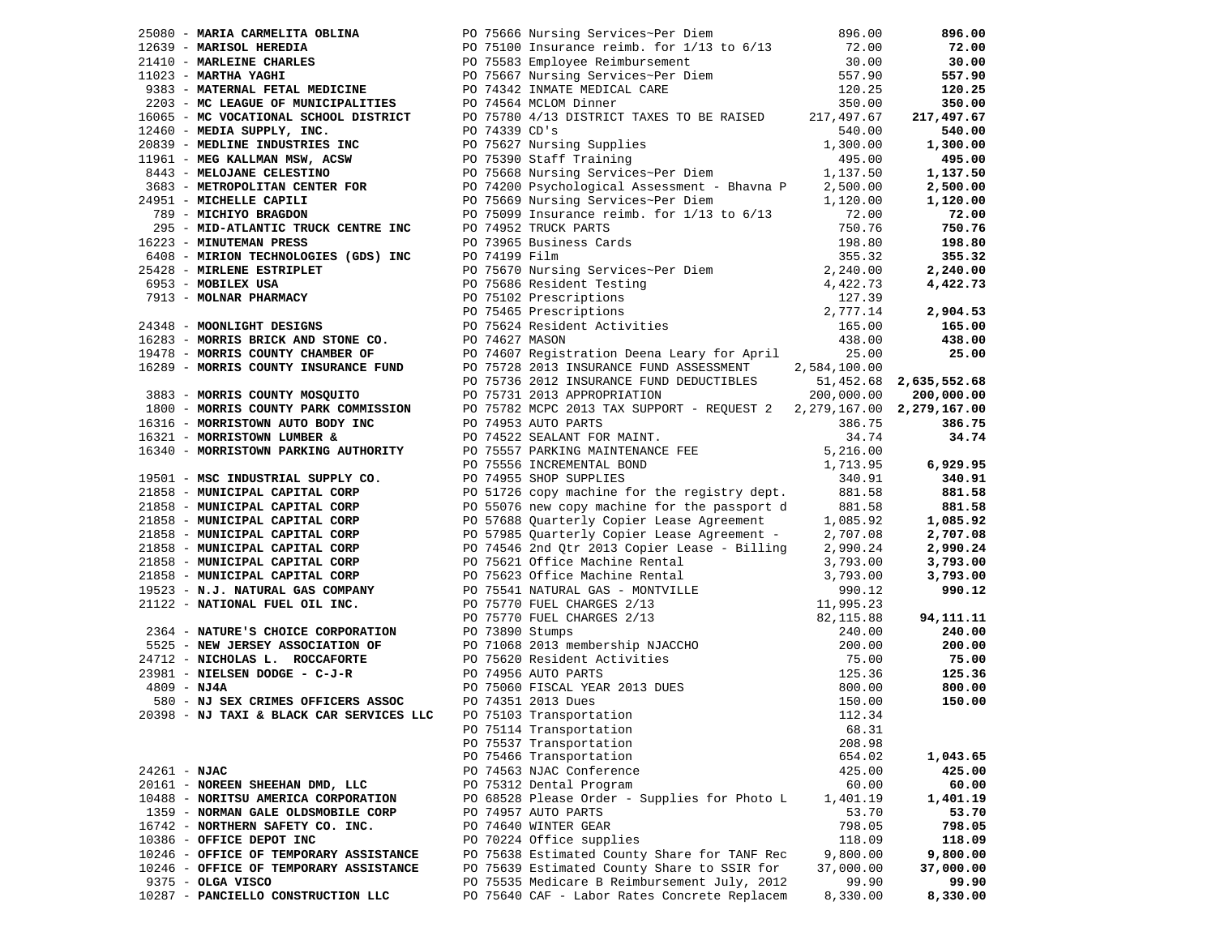| Vendor | PO / Description | Amount | Total |
|---|---|---|---|
| 25080 - **MARIA CARMELITA OBLINA** | PO 75666 Nursing Services~Per Diem | 896.00 | **896.00** |
| 12639 - **MARISOL HEREDIA** | PO 75100 Insurance reimb. for 1/13 to 6/13 | 72.00 | **72.00** |
| 21410 - **MARLEINE CHARLES** | PO 75583 Employee Reimbursement | 30.00 | **30.00** |
| 11023 - **MARTHA YAGHI** | PO 75667 Nursing Services~Per Diem | 557.90 | **557.90** |
| 9383 - **MATERNAL FETAL MEDICINE** | PO 74342 INMATE MEDICAL CARE | 120.25 | **120.25** |
| 2203 - **MC LEAGUE OF MUNICIPALITIES** | PO 74564 MCLOM Dinner | 350.00 | **350.00** |
| 16065 - **MC VOCATIONAL SCHOOL DISTRICT** | PO 75780 4/13 DISTRICT TAXES TO BE RAISED | 217,497.67 | **217,497.67** |
| 12460 - **MEDIA SUPPLY, INC.** | PO 74339 CD's | 540.00 | **540.00** |
| 20839 - **MEDLINE INDUSTRIES INC** | PO 75627 Nursing Supplies | 1,300.00 | **1,300.00** |
| 11961 - **MEG KALLMAN MSW, ACSW** | PO 75390 Staff Training | 495.00 | **495.00** |
| 8443 - **MELOJANE CELESTINO** | PO 75668 Nursing Services~Per Diem | 1,137.50 | **1,137.50** |
| 3683 - **METROPOLITAN CENTER FOR** | PO 74200 Psychological Assessment - Bhavna P | 2,500.00 | **2,500.00** |
| 24951 - **MICHELLE CAPILI** | PO 75669 Nursing Services~Per Diem | 1,120.00 | **1,120.00** |
| 789 - **MICHIYO BRAGDON** | PO 75099 Insurance reimb. for 1/13 to 6/13 | 72.00 | **72.00** |
| 295 - **MID-ATLANTIC TRUCK CENTRE INC** | PO 74952 TRUCK PARTS | 750.76 | **750.76** |
| 16223 - **MINUTEMAN PRESS** | PO 73965 Business Cards | 198.80 | **198.80** |
| 6408 - **MIRION TECHNOLOGIES (GDS) INC** | PO 74199 Film | 355.32 | **355.32** |
| 25428 - **MIRLENE ESTRIPLET** | PO 75670 Nursing Services~Per Diem | 2,240.00 | **2,240.00** |
| 6953 - **MOBILEX USA** | PO 75686 Resident Testing | 4,422.73 | **4,422.73** |
| 7913 - **MOLNAR PHARMACY** | PO 75102 Prescriptions | 127.39 | |
| | PO 75465 Prescriptions | 2,777.14 | **2,904.53** |
| 24348 - **MOONLIGHT DESIGNS** | PO 75624 Resident Activities | 165.00 | **165.00** |
| 16283 - **MORRIS BRICK AND STONE CO.** | PO 74627 MASON | 438.00 | **438.00** |
| 19478 - **MORRIS COUNTY CHAMBER OF** | PO 74607 Registration Deena Leary for April | 25.00 | **25.00** |
| 16289 - **MORRIS COUNTY INSURANCE FUND** | PO 75728 2013 INSURANCE FUND ASSESSMENT | 2,584,100.00 | |
| | PO 75736 2012 INSURANCE FUND DEDUCTIBLES | 51,452.68 | **2,635,552.68** |
| 3883 - **MORRIS COUNTY MOSQUITO** | PO 75731 2013 APPROPRIATION | 200,000.00 | **200,000.00** |
| 1800 - **MORRIS COUNTY PARK COMMISSION** | PO 75782 MCPC 2013 TAX SUPPORT - REQUEST 2 | 2,279,167.00 | **2,279,167.00** |
| 16316 - **MORRISTOWN AUTO BODY INC** | PO 74953 AUTO PARTS | 386.75 | **386.75** |
| 16321 - **MORRISTOWN LUMBER &** | PO 74522 SEALANT FOR MAINT. | 34.74 | **34.74** |
| 16340 - **MORRISTOWN PARKING AUTHORITY** | PO 75557 PARKING MAINTENANCE FEE | 5,216.00 | |
| | PO 75556 INCREMENTAL BOND | 1,713.95 | **6,929.95** |
| 19501 - **MSC INDUSTRIAL SUPPLY CO.** | PO 74955 SHOP SUPPLIES | 340.91 | **340.91** |
| 21858 - **MUNICIPAL CAPITAL CORP** | PO 51726 copy machine for the registry dept. | 881.58 | **881.58** |
| 21858 - **MUNICIPAL CAPITAL CORP** | PO 55076 new copy machine for the passport d | 881.58 | **881.58** |
| 21858 - **MUNICIPAL CAPITAL CORP** | PO 57688 Quarterly Copier Lease Agreement | 1,085.92 | **1,085.92** |
| 21858 - **MUNICIPAL CAPITAL CORP** | PO 57985 Quarterly Copier Lease Agreement - | 2,707.08 | **2,707.08** |
| 21858 - **MUNICIPAL CAPITAL CORP** | PO 74546 2nd Qtr 2013 Copier Lease - Billing | 2,990.24 | **2,990.24** |
| 21858 - **MUNICIPAL CAPITAL CORP** | PO 75621 Office Machine Rental | 3,793.00 | **3,793.00** |
| 21858 - **MUNICIPAL CAPITAL CORP** | PO 75623 Office Machine Rental | 3,793.00 | **3,793.00** |
| 19523 - **N.J. NATURAL GAS COMPANY** | PO 75541 NATURAL GAS - MONTVILLE | 990.12 | **990.12** |
| 21122 - **NATIONAL FUEL OIL INC.** | PO 75770 FUEL CHARGES 2/13 | 11,995.23 | |
| | PO 75770 FUEL CHARGES 2/13 | 82,115.88 | **94,111.11** |
| 2364 - **NATURE'S CHOICE CORPORATION** | PO 73890 Stumps | 240.00 | **240.00** |
| 5525 - **NEW JERSEY ASSOCIATION OF** | PO 71068 2013 membership NJACCHO | 200.00 | **200.00** |
| 24712 - **NICHOLAS L. ROCCAFORTE** | PO 75620 Resident Activities | 75.00 | **75.00** |
| 23981 - **NIELSEN DODGE - C-J-R** | PO 74956 AUTO PARTS | 125.36 | **125.36** |
| 4809 - **NJ4A** | PO 75060 FISCAL YEAR 2013 DUES | 800.00 | **800.00** |
| 580 - **NJ SEX CRIMES OFFICERS ASSOC** | PO 74351 2013 Dues | 150.00 | **150.00** |
| 20398 - **NJ TAXI & BLACK CAR SERVICES LLC** | PO 75103 Transportation | 112.34 | |
| | PO 75114 Transportation | 68.31 | |
| | PO 75537 Transportation | 208.98 | |
| | PO 75466 Transportation | 654.02 | **1,043.65** |
| 24261 - **NJAC** | PO 74563 NJAC Conference | 425.00 | **425.00** |
| 20161 - **NOREEN SHEEHAN DMD, LLC** | PO 75312 Dental Program | 60.00 | **60.00** |
| 10488 - **NORITSU AMERICA CORPORATION** | PO 68528 Please Order - Supplies for Photo L | 1,401.19 | **1,401.19** |
| 1359 - **NORMAN GALE OLDSMOBILE CORP** | PO 74957 AUTO PARTS | 53.70 | **53.70** |
| 16742 - **NORTHERN SAFETY CO. INC.** | PO 74640 WINTER GEAR | 798.05 | **798.05** |
| 10386 - **OFFICE DEPOT INC** | PO 70224 Office supplies | 118.09 | **118.09** |
| 10246 - **OFFICE OF TEMPORARY ASSISTANCE** | PO 75638 Estimated County Share for TANF Rec | 9,800.00 | **9,800.00** |
| 10246 - **OFFICE OF TEMPORARY ASSISTANCE** | PO 75639 Estimated County Share to SSIR for | 37,000.00 | **37,000.00** |
| 9375 - **OLGA VISCO** | PO 75535 Medicare B Reimbursement July, 2012 | 99.90 | **99.90** |
| 10287 - **PANCIELLO CONSTRUCTION LLC** | PO 75640 CAF - Labor Rates Concrete Replacem | 8,330.00 | **8,330.00** |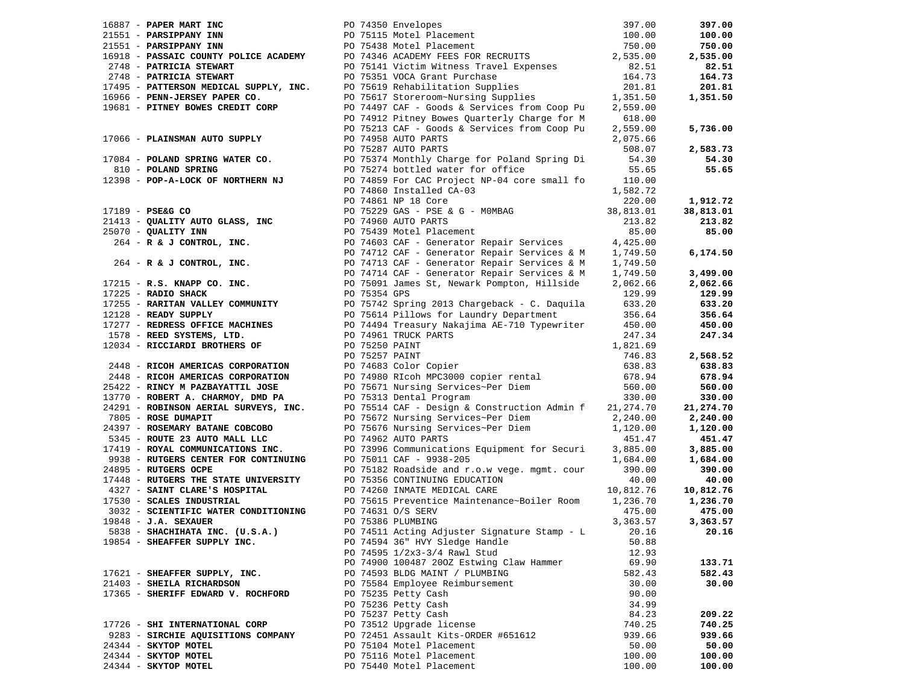| Vendor | PO / Description | Amount | Total |
|---|---|---|---|
| 16887 - **PAPER MART INC** | PO 74350 Envelopes | 397.00 | **397.00** |
| 21551 - **PARSIPPANY INN** | PO 75115 Motel Placement | 100.00 | **100.00** |
| 21551 - **PARSIPPANY INN** | PO 75438 Motel Placement | 750.00 | **750.00** |
| 16918 - **PASSAIC COUNTY POLICE ACADEMY** | PO 74346 ACADEMY FEES FOR RECRUITS | 2,535.00 | **2,535.00** |
| 2748 - **PATRICIA STEWART** | PO 75141 Victim Witness Travel Expenses | 82.51 | **82.51** |
| 2748 - **PATRICIA STEWART** | PO 75351 VOCA Grant Purchase | 164.73 | **164.73** |
| 17495 - **PATTERSON MEDICAL SUPPLY, INC.** | PO 75619 Rehabilitation Supplies | 201.81 | **201.81** |
| 16966 - **PENN-JERSEY PAPER CO.** | PO 75617 Storeroom~Nursing Supplies | 1,351.50 | **1,351.50** |
| 19681 - **PITNEY BOWES CREDIT CORP** | PO 74497 CAF - Goods & Services from Coop Pu | 2,559.00 | |
| | PO 74912 Pitney Bowes Quarterly Charge for M | 618.00 | |
| | PO 75213 CAF - Goods & Services from Coop Pu | 2,559.00 | **5,736.00** |
| 17066 - **PLAINSMAN AUTO SUPPLY** | PO 74958 AUTO PARTS | 2,075.66 | |
| | PO 75287 AUTO PARTS | 508.07 | **2,583.73** |
| 17084 - **POLAND SPRING WATER CO.** | PO 75374 Monthly Charge for Poland Spring Di | 54.30 | **54.30** |
| 810 - **POLAND SPRING** | PO 75274 bottled water for office | 55.65 | **55.65** |
| 12398 - **POP-A-LOCK OF NORTHERN NJ** | PO 74859 For CAC Project NP-04 core small fo | 110.00 | |
| | PO 74860 Installed CA-03 | 1,582.72 | |
| | PO 74861 NP 18 Core | 220.00 | **1,912.72** |
| 17189 - **PSE&G CO** | PO 75229 GAS - PSE & G - M0MBAG | 38,813.01 | **38,813.01** |
| 21413 - **QUALITY AUTO GLASS, INC** | PO 74960 AUTO PARTS | 213.82 | **213.82** |
| 25070 - **QUALITY INN** | PO 75439 Motel Placement | 85.00 | **85.00** |
| 264 - **R & J CONTROL, INC.** | PO 74603 CAF - Generator Repair Services | 4,425.00 | |
| | PO 74712 CAF - Generator Repair Services & M | 1,749.50 | **6,174.50** |
| 264 - **R & J CONTROL, INC.** | PO 74713 CAF - Generator Repair Services & M | 1,749.50 | |
| | PO 74714 CAF - Generator Repair Services & M | 1,749.50 | **3,499.00** |
| 17215 - **R.S. KNAPP CO. INC.** | PO 75091 James St, Newark Pompton, Hillside | 2,062.66 | **2,062.66** |
| 17225 - **RADIO SHACK** | PO 75354 GPS | 129.99 | **129.99** |
| 17255 - **RARITAN VALLEY COMMUNITY** | PO 75742 Spring 2013 Chargeback - C. Daquila | 633.20 | **633.20** |
| 12128 - **READY SUPPLY** | PO 75614 Pillows for Laundry Department | 356.64 | **356.64** |
| 17277 - **REDRESS OFFICE MACHINES** | PO 74494 Treasury Nakajima AE-710 Typewriter | 450.00 | **450.00** |
| 1578 - **REED SYSTEMS, LTD.** | PO 74961 TRUCK PARTS | 247.34 | **247.34** |
| 12034 - **RICCIARDI BROTHERS OF** | PO 75250 PAINT | 1,821.69 | |
| | PO 75257 PAINT | 746.83 | **2,568.52** |
| 2448 - **RICOH AMERICAS CORPORATION** | PO 74683 Color Copier | 638.83 | **638.83** |
| 2448 - **RICOH AMERICAS CORPORATION** | PO 74980 RIcoh MPC3000 copier rental | 678.94 | **678.94** |
| 25422 - **RINCY M PAZBAYATTIL JOSE** | PO 75671 Nursing Services~Per Diem | 560.00 | **560.00** |
| 13770 - **ROBERT A. CHARMOY, DMD PA** | PO 75313 Dental Program | 330.00 | **330.00** |
| 24291 - **ROBINSON AERIAL SURVEYS, INC.** | PO 75514 CAF - Design & Construction Admin f | 21,274.70 | **21,274.70** |
| 7805 - **ROSE DUMAPIT** | PO 75672 Nursing Services~Per Diem | 2,240.00 | **2,240.00** |
| 24397 - **ROSEMARY BATANE COBCOBO** | PO 75676 Nursing Services~Per Diem | 1,120.00 | **1,120.00** |
| 5345 - **ROUTE 23 AUTO MALL LLC** | PO 74962 AUTO PARTS | 451.47 | **451.47** |
| 17419 - **ROYAL COMMUNICATIONS INC.** | PO 73996 Communications Equipment for Securi | 3,885.00 | **3,885.00** |
| 9938 - **RUTGERS CENTER FOR CONTINUING** | PO 75011 CAF - 9938-205 | 1,684.00 | **1,684.00** |
| 24895 - **RUTGERS OCPE** | PO 75182 Roadside and r.o.w vege. mgmt. cour | 390.00 | **390.00** |
| 17448 - **RUTGERS THE STATE UNIVERSITY** | PO 75356 CONTINUING EDUCATION | 40.00 | **40.00** |
| 4327 - **SAINT CLARE'S HOSPITAL** | PO 74260 INMATE MEDICAL CARE | 10,812.76 | **10,812.76** |
| 17530 - **SCALES INDUSTRIAL** | PO 75615 Preventice Maintenance~Boiler Room | 1,236.70 | **1,236.70** |
| 3032 - **SCIENTIFIC WATER CONDITIONING** | PO 74631 O/S SERV | 475.00 | **475.00** |
| 19848 - **J.A. SEXAUER** | PO 75386 PLUMBING | 3,363.57 | **3,363.57** |
| 5838 - **SHACHIHATA INC. (U.S.A.)** | PO 74511 Acting Adjuster Signature Stamp - L | 20.16 | **20.16** |
| 19854 - **SHEAFFER SUPPLY INC.** | PO 74594 36" HVY Sledge Handle | 50.88 | |
| | PO 74595 1/2x3-3/4 Rawl Stud | 12.93 | |
| | PO 74900 100487 20OZ Estwing Claw Hammer | 69.90 | **133.71** |
| 17621 - **SHEAFFER SUPPLY, INC.** | PO 74593 BLDG MAINT / PLUMBING | 582.43 | **582.43** |
| 21403 - **SHEILA RICHARDSON** | PO 75584 Employee Reimbursement | 30.00 | **30.00** |
| 17365 - **SHERIFF EDWARD V. ROCHFORD** | PO 75235 Petty Cash | 90.00 | |
| | PO 75236 Petty Cash | 34.99 | |
| | PO 75237 Petty Cash | 84.23 | **209.22** |
| 17726 - **SHI INTERNATIONAL CORP** | PO 73512 Upgrade license | 740.25 | **740.25** |
| 9283 - **SIRCHIE AQUISITIONS COMPANY** | PO 72451 Assault Kits-ORDER #651612 | 939.66 | **939.66** |
| 24344 - **SKYTOP MOTEL** | PO 75104 Motel Placement | 50.00 | **50.00** |
| 24344 - **SKYTOP MOTEL** | PO 75116 Motel Placement | 100.00 | **100.00** |
| 24344 - **SKYTOP MOTEL** | PO 75440 Motel Placement | 100.00 | **100.00** |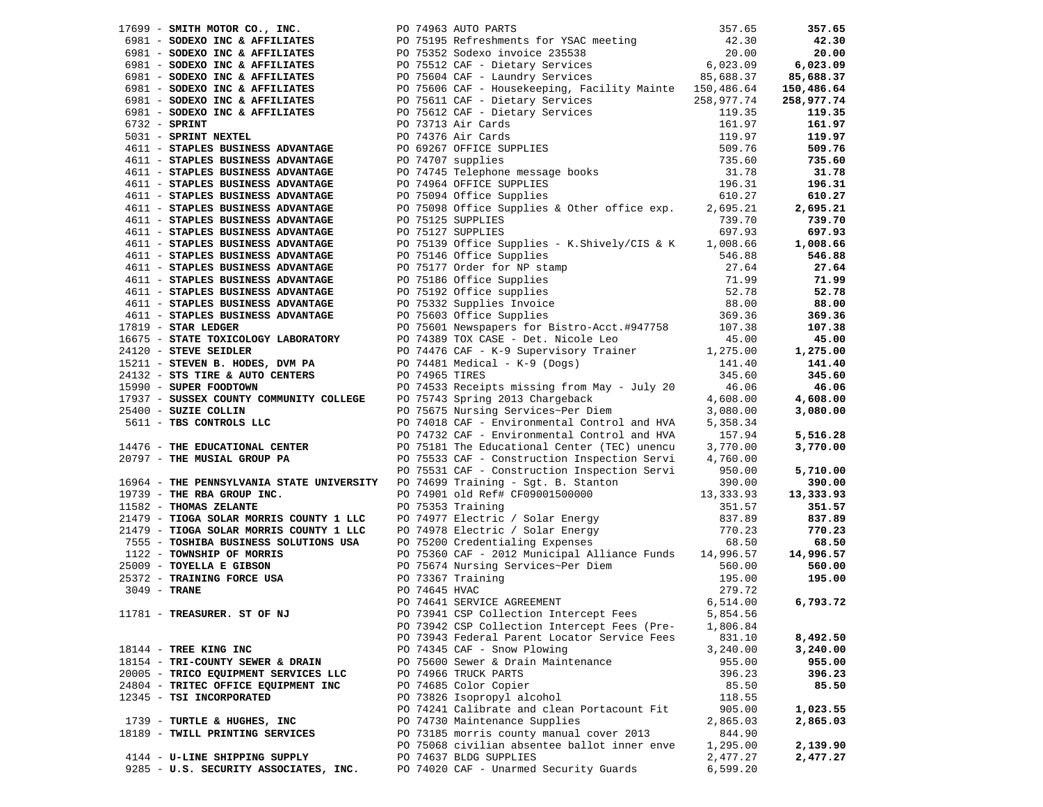| Vendor | PO / Description | Amount | Total |
|---|---|---|---|
| 17699 - **SMITH MOTOR CO., INC.** | PO 74963 AUTO PARTS | 357.65 | **357.65** |
| 6981 - **SODEXO INC & AFFILIATES** | PO 75195 Refreshments for YSAC meeting | 42.30 | **42.30** |
| 6981 - **SODEXO INC & AFFILIATES** | PO 75352 Sodexo invoice 235538 | 20.00 | **20.00** |
| 6981 - **SODEXO INC & AFFILIATES** | PO 75512 CAF - Dietary Services | 6,023.09 | **6,023.09** |
| 6981 - **SODEXO INC & AFFILIATES** | PO 75604 CAF - Laundry Services | 85,688.37 | **85,688.37** |
| 6981 - **SODEXO INC & AFFILIATES** | PO 75606 CAF - Housekeeping, Facility Mainte | 150,486.64 | **150,486.64** |
| 6981 - **SODEXO INC & AFFILIATES** | PO 75611 CAF - Dietary Services | 258,977.74 | **258,977.74** |
| 6981 - **SODEXO INC & AFFILIATES** | PO 75612 CAF - Dietary Services | 119.35 | **119.35** |
| 6732 - **SPRINT** | PO 73713 Air Cards | 161.97 | **161.97** |
| 5031 - **SPRINT NEXTEL** | PO 74376 Air Cards | 119.97 | **119.97** |
| 4611 - **STAPLES BUSINESS ADVANTAGE** | PO 69267 OFFICE SUPPLIES | 509.76 | **509.76** |
| 4611 - **STAPLES BUSINESS ADVANTAGE** | PO 74707 supplies | 735.60 | **735.60** |
| 4611 - **STAPLES BUSINESS ADVANTAGE** | PO 74745 Telephone message books | 31.78 | **31.78** |
| 4611 - **STAPLES BUSINESS ADVANTAGE** | PO 74964 OFFICE SUPPLIES | 196.31 | **196.31** |
| 4611 - **STAPLES BUSINESS ADVANTAGE** | PO 75094 Office Supplies | 610.27 | **610.27** |
| 4611 - **STAPLES BUSINESS ADVANTAGE** | PO 75098 Office Supplies & Other office exp. | 2,695.21 | **2,695.21** |
| 4611 - **STAPLES BUSINESS ADVANTAGE** | PO 75125 SUPPLIES | 739.70 | **739.70** |
| 4611 - **STAPLES BUSINESS ADVANTAGE** | PO 75127 SUPPLIES | 697.93 | **697.93** |
| 4611 - **STAPLES BUSINESS ADVANTAGE** | PO 75139 Office Supplies - K.Shively/CIS & K | 1,008.66 | **1,008.66** |
| 4611 - **STAPLES BUSINESS ADVANTAGE** | PO 75146 Office Supplies | 546.88 | **546.88** |
| 4611 - **STAPLES BUSINESS ADVANTAGE** | PO 75177 Order for NP stamp | 27.64 | **27.64** |
| 4611 - **STAPLES BUSINESS ADVANTAGE** | PO 75186 Office Supplies | 71.99 | **71.99** |
| 4611 - **STAPLES BUSINESS ADVANTAGE** | PO 75192 Office supplies | 52.78 | **52.78** |
| 4611 - **STAPLES BUSINESS ADVANTAGE** | PO 75332 Supplies Invoice | 88.00 | **88.00** |
| 4611 - **STAPLES BUSINESS ADVANTAGE** | PO 75603 Office Supplies | 369.36 | **369.36** |
| 17819 - **STAR LEDGER** | PO 75601 Newspapers for Bistro-Acct.#947758 | 107.38 | **107.38** |
| 16675 - **STATE TOXICOLOGY LABORATORY** | PO 74389 TOX CASE - Det. Nicole Leo | 45.00 | **45.00** |
| 24120 - **STEVE SEIDLER** | PO 74476 CAF - K-9 Supervisory Trainer | 1,275.00 | **1,275.00** |
| 15211 - **STEVEN B. HODES, DVM PA** | PO 74481 Medical - K-9 (Dogs) | 141.40 | **141.40** |
| 24132 - **STS TIRE & AUTO CENTERS** | PO 74965 TIRES | 345.60 | **345.60** |
| 15990 - **SUPER FOODTOWN** | PO 74533 Receipts missing from May - July 20 | 46.06 | **46.06** |
| 17937 - **SUSSEX COUNTY COMMUNITY COLLEGE** | PO 75743 Spring 2013 Chargeback | 4,608.00 | **4,608.00** |
| 25400 - **SUZIE COLLIN** | PO 75675 Nursing Services~Per Diem | 3,080.00 | **3,080.00** |
| 5611 - **TBS CONTROLS LLC** | PO 74018 CAF - Environmental Control and HVA | 5,358.34 | |
| | PO 74732 CAF - Environmental Control and HVA | 157.94 | **5,516.28** |
| 14476 - **THE EDUCATIONAL CENTER** | PO 75181 The Educational Center (TEC) unencu | 3,770.00 | **3,770.00** |
| 20797 - **THE MUSIAL GROUP PA** | PO 75533 CAF - Construction Inspection Servi | 4,760.00 | |
| | PO 75531 CAF - Construction Inspection Servi | 950.00 | **5,710.00** |
| 16964 - **THE PENNSYLVANIA STATE UNIVERSITY** | PO 74699 Training - Sgt. B. Stanton | 390.00 | **390.00** |
| 19739 - **THE RBA GROUP INC.** | PO 74901 old Ref# CF09001500000 | 13,333.93 | **13,333.93** |
| 11582 - **THOMAS ZELANTE** | PO 75353 Training | 351.57 | **351.57** |
| 21479 - **TIOGA SOLAR MORRIS COUNTY 1 LLC** | PO 74977 Electric / Solar Energy | 837.89 | **837.89** |
| 21479 - **TIOGA SOLAR MORRIS COUNTY 1 LLC** | PO 74978 Electric / Solar Energy | 770.23 | **770.23** |
| 7555 - **TOSHIBA BUSINESS SOLUTIONS USA** | PO 75200 Credentialing Expenses | 68.50 | **68.50** |
| 1122 - **TOWNSHIP OF MORRIS** | PO 75360 CAF - 2012 Municipal Alliance Funds | 14,996.57 | **14,996.57** |
| 25009 - **TOYELLA E GIBSON** | PO 75674 Nursing Services~Per Diem | 560.00 | **560.00** |
| 25372 - **TRAINING FORCE USA** | PO 73367 Training | 195.00 | **195.00** |
| 3049 - **TRANE** | PO 74645 HVAC | 279.72 | |
| | PO 74641 SERVICE AGREEMENT | 6,514.00 | **6,793.72** |
| 11781 - **TREASURER. ST OF NJ** | PO 73941 CSP Collection Intercept Fees | 5,854.56 | |
| | PO 73942 CSP Collection Intercept Fees (Pre- | 1,806.84 | |
| | PO 73943 Federal Parent Locator Service Fees | 831.10 | **8,492.50** |
| 18144 - **TREE KING INC** | PO 74345 CAF - Snow Plowing | 3,240.00 | **3,240.00** |
| 18154 - **TRI-COUNTY SEWER & DRAIN** | PO 75600 Sewer & Drain Maintenance | 955.00 | **955.00** |
| 20005 - **TRICO EQUIPMENT SERVICES LLC** | PO 74966 TRUCK PARTS | 396.23 | **396.23** |
| 24804 - **TRITEC OFFICE EQUIPMENT INC** | PO 74685 Color Copier | 85.50 | **85.50** |
| 12345 - **TSI INCORPORATED** | PO 73826 Isopropyl alcohol | 118.55 | |
| | PO 74241 Calibrate and clean Portacount Fit | 905.00 | **1,023.55** |
| 1739 - **TURTLE & HUGHES, INC** | PO 74730 Maintenance Supplies | 2,865.03 | **2,865.03** |
| 18189 - **TWILL PRINTING SERVICES** | PO 73185 morris county manual cover 2013 | 844.90 | |
| | PO 75068 civilian absentee ballot inner enve | 1,295.00 | **2,139.90** |
| 4144 - **U-LINE SHIPPING SUPPLY** | PO 74637 BLDG SUPPLIES | 2,477.27 | **2,477.27** |
| 9285 - **U.S. SECURITY ASSOCIATES, INC.** | PO 74020 CAF - Unarmed Security Guards | 6,599.20 | |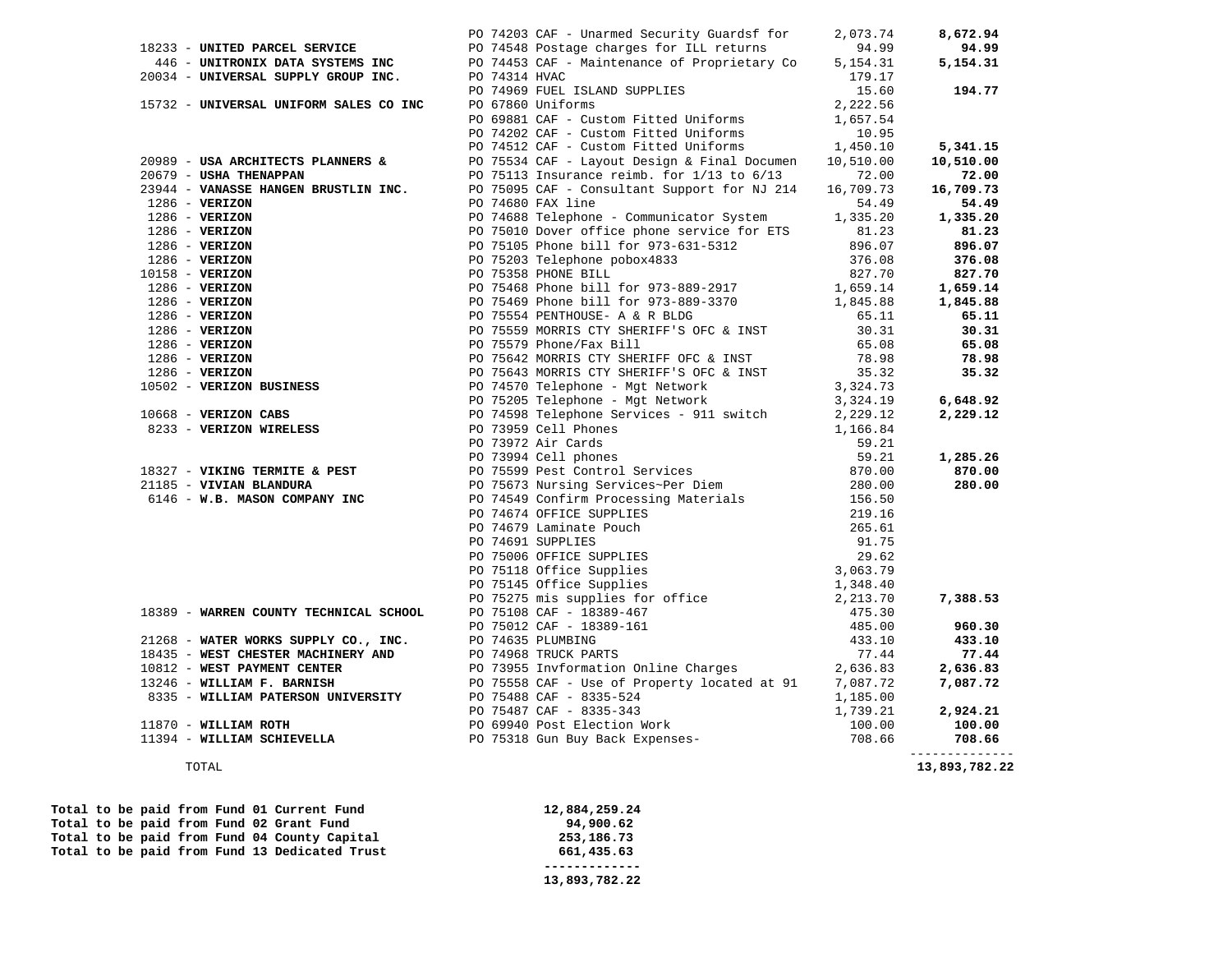| Vendor | PO / Description | Amount | Vendor Total |
|---|---|---|---|
| | PO 74203 CAF - Unarmed Security Guardsf for | 2,073.74 | **8,672.94** |
| 18233 - **UNITED PARCEL SERVICE** | PO 74548 Postage charges for ILL returns | 94.99 | **94.99** |
| 446 - **UNITRONIX DATA SYSTEMS INC** | PO 74453 CAF - Maintenance of Proprietary Co | 5,154.31 | **5,154.31** |
| 20034 - **UNIVERSAL SUPPLY GROUP INC.** | PO 74314 HVAC | 179.17 | |
| | PO 74969 FUEL ISLAND SUPPLIES | 15.60 | **194.77** |
| 15732 - **UNIVERSAL UNIFORM SALES CO INC** | PO 67860 Uniforms | 2,222.56 | |
| | PO 69881 CAF - Custom Fitted Uniforms | 1,657.54 | |
| | PO 74202 CAF - Custom Fitted Uniforms | 10.95 | |
| | PO 74512 CAF - Custom Fitted Uniforms | 1,450.10 | **5,341.15** |
| 20989 - **USA ARCHITECTS PLANNERS &** | PO 75534 CAF - Layout Design & Final Documen | 10,510.00 | **10,510.00** |
| 20679 - **USHA THENAPPAN** | PO 75113 Insurance reimb. for 1/13 to 6/13 | 72.00 | **72.00** |
| 23944 - **VANASSE HANGEN BRUSTLIN INC.** | PO 75095 CAF - Consultant Support for NJ 214 | 16,709.73 | **16,709.73** |
| 1286 - **VERIZON** | PO 74680 FAX line | 54.49 | **54.49** |
| 1286 - **VERIZON** | PO 74688 Telephone - Communicator System | 1,335.20 | **1,335.20** |
| 1286 - **VERIZON** | PO 75010 Dover office phone service for ETS | 81.23 | **81.23** |
| 1286 - **VERIZON** | PO 75105 Phone bill for 973-631-5312 | 896.07 | **896.07** |
| 1286 - **VERIZON** | PO 75203 Telephone pobox4833 | 376.08 | **376.08** |
| 10158 - **VERIZON** | PO 75358 PHONE BILL | 827.70 | **827.70** |
| 1286 - **VERIZON** | PO 75468 Phone bill for 973-889-2917 | 1,659.14 | **1,659.14** |
| 1286 - **VERIZON** | PO 75469 Phone bill for 973-889-3370 | 1,845.88 | **1,845.88** |
| 1286 - **VERIZON** | PO 75554 PENTHOUSE- A & R BLDG | 65.11 | **65.11** |
| 1286 - **VERIZON** | PO 75559 MORRIS CTY SHERIFF'S OFC & INST | 30.31 | **30.31** |
| 1286 - **VERIZON** | PO 75579 Phone/Fax Bill | 65.08 | **65.08** |
| 1286 - **VERIZON** | PO 75642 MORRIS CTY SHERIFF OFC & INST | 78.98 | **78.98** |
| 1286 - **VERIZON** | PO 75643 MORRIS CTY SHERIFF'S OFC & INST | 35.32 | **35.32** |
| 10502 - **VERIZON BUSINESS** | PO 74570 Telephone - Mgt Network | 3,324.73 | |
| | PO 75205 Telephone - Mgt Network | 3,324.19 | **6,648.92** |
| 10668 - **VERIZON CABS** | PO 74598 Telephone Services - 911 switch | 2,229.12 | **2,229.12** |
| 8233 - **VERIZON WIRELESS** | PO 73959 Cell Phones | 1,166.84 | |
| | PO 73972 Air Cards | 59.21 | |
| | PO 73994 Cell phones | 59.21 | **1,285.26** |
| 18327 - **VIKING TERMITE & PEST** | PO 75599 Pest Control Services | 870.00 | **870.00** |
| 21185 - **VIVIAN BLANDURA** | PO 75673 Nursing Services~Per Diem | 280.00 | **280.00** |
| 6146 - **W.B. MASON COMPANY INC** | PO 74549 Confirm Processing Materials | 156.50 | |
| | PO 74674 OFFICE SUPPLIES | 219.16 | |
| | PO 74679 Laminate Pouch | 265.61 | |
| | PO 74691 SUPPLIES | 91.75 | |
| | PO 75006 OFFICE SUPPLIES | 29.62 | |
| | PO 75118 Office Supplies | 3,063.79 | |
| | PO 75145 Office Supplies | 1,348.40 | |
| | PO 75275 mis supplies for office | 2,213.70 | **7,388.53** |
| 18389 - **WARREN COUNTY TECHNICAL SCHOOL** | PO 75108 CAF - 18389-467 | 475.30 | |
| | PO 75012 CAF - 18389-161 | 485.00 | **960.30** |
| 21268 - **WATER WORKS SUPPLY CO., INC.** | PO 74635 PLUMBING | 433.10 | **433.10** |
| 18435 - **WEST CHESTER MACHINERY AND** | PO 74968 TRUCK PARTS | 77.44 | **77.44** |
| 10812 - **WEST PAYMENT CENTER** | PO 73955 Invformation Online Charges | 2,636.83 | **2,636.83** |
| 13246 - **WILLIAM F. BARNISH** | PO 75558 CAF - Use of Property located at 91 | 7,087.72 | **7,087.72** |
| 8335 - **WILLIAM PATERSON UNIVERSITY** | PO 75488 CAF - 8335-524 | 1,185.00 | |
| | PO 75487 CAF - 8335-343 | 1,739.21 | **2,924.21** |
| 11870 - **WILLIAM ROTH** | PO 69940 Post Election Work | 100.00 | **100.00** |
| 11394 - **WILLIAM SCHIEVELLA** | PO 75318 Gun Buy Back Expenses- | 708.66 | **708.66** |
| TOTAL | | | **13,893,782.22** |

| | |
|---|---|
| **Total to be paid from Fund 01 Current Fund** | **12,884,259.24** |
| **Total to be paid from Fund 02 Grant Fund** | **94,900.62** |
| **Total to be paid from Fund 04 County Capital** | **253,186.73** |
| **Total to be paid from Fund 13 Dedicated Trust** | **661,435.63** |
| | **13,893,782.22** |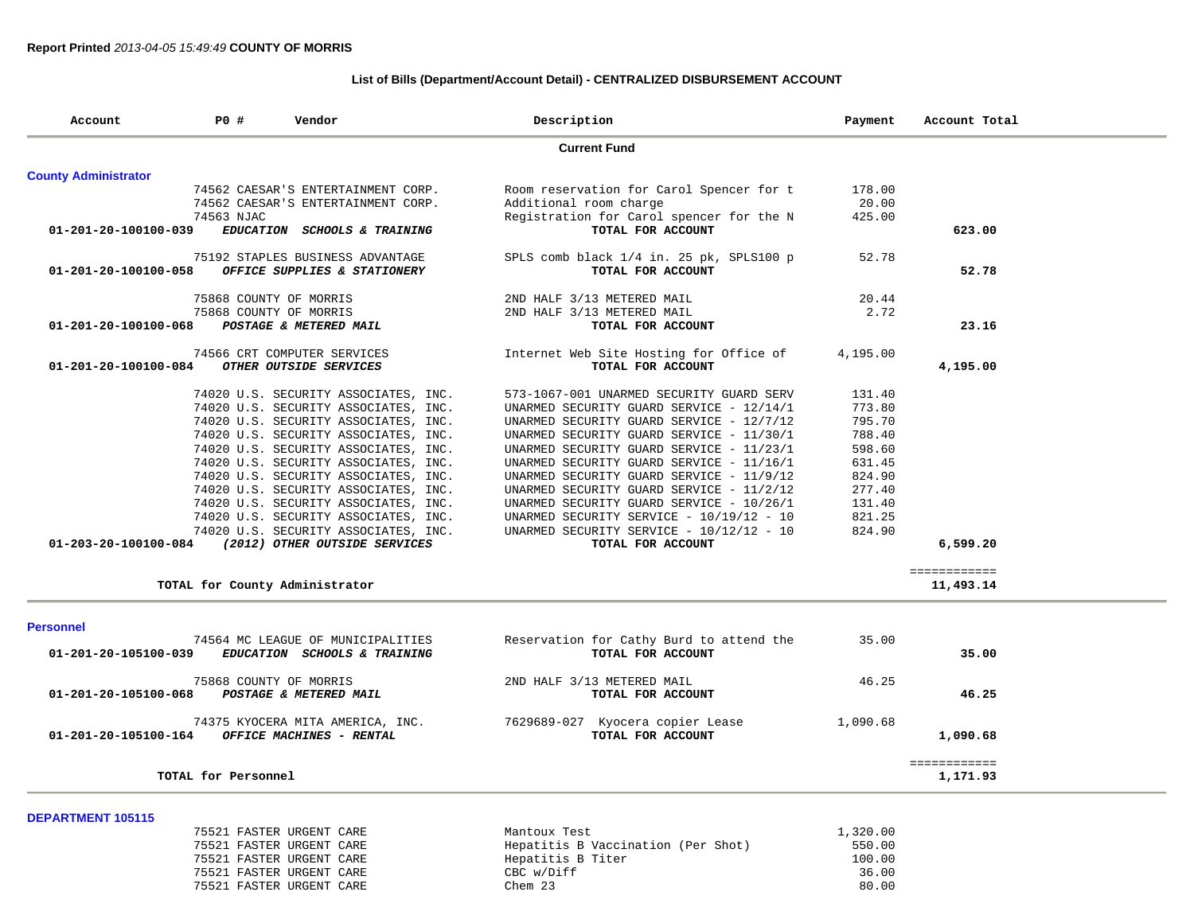**Report Printed** *2013-04-05 15:49:49* **COUNTY OF MORRIS**

**List of Bills (Department/Account Detail) - CENTRALIZED DISBURSEMENT ACCOUNT**

| Account | PO # | Vendor | Description | Payment | Account Total |
|---|---|---|---|---|---|
| | | | **Current Fund** | | |
| **County Administrator** | | | | | |
| | 74562 | CAESAR'S ENTERTAINMENT CORP. | Room reservation for Carol Spencer for t | 178.00 | |
| | 74562 | CAESAR'S ENTERTAINMENT CORP. | Additional room charge | 20.00 | |
| | 74563 | NJAC | Registration for Carol spencer for the N | 425.00 | |
| **01-201-20-100100-039** | | ***EDUCATION SCHOOLS & TRAINING*** | **TOTAL FOR ACCOUNT** | | **623.00** |
| | 75192 | STAPLES BUSINESS ADVANTAGE | SPLS comb black 1/4 in. 25 pk, SPLS100 p | 52.78 | |
| **01-201-20-100100-058** | | ***OFFICE SUPPLIES & STATIONERY*** | **TOTAL FOR ACCOUNT** | | **52.78** |
| | 75868 | COUNTY OF MORRIS | 2ND HALF 3/13 METERED MAIL | 20.44 | |
| | 75868 | COUNTY OF MORRIS | 2ND HALF 3/13 METERED MAIL | 2.72 | |
| **01-201-20-100100-068** | | ***POSTAGE & METERED MAIL*** | **TOTAL FOR ACCOUNT** | | **23.16** |
| | 74566 | CRT COMPUTER SERVICES | Internet Web Site Hosting for Office of | 4,195.00 | |
| **01-201-20-100100-084** | | ***OTHER OUTSIDE SERVICES*** | **TOTAL FOR ACCOUNT** | | **4,195.00** |
| | 74020 | U.S. SECURITY ASSOCIATES, INC. | 573-1067-001 UNARMED SECURITY GUARD SERV | 131.40 | |
| | 74020 | U.S. SECURITY ASSOCIATES, INC. | UNARMED SECURITY GUARD SERVICE - 12/14/1 | 773.80 | |
| | 74020 | U.S. SECURITY ASSOCIATES, INC. | UNARMED SECURITY GUARD SERVICE - 12/7/12 | 795.70 | |
| | 74020 | U.S. SECURITY ASSOCIATES, INC. | UNARMED SECURITY GUARD SERVICE - 11/30/1 | 788.40 | |
| | 74020 | U.S. SECURITY ASSOCIATES, INC. | UNARMED SECURITY GUARD SERVICE - 11/23/1 | 598.60 | |
| | 74020 | U.S. SECURITY ASSOCIATES, INC. | UNARMED SECURITY GUARD SERVICE - 11/16/1 | 631.45 | |
| | 74020 | U.S. SECURITY ASSOCIATES, INC. | UNARMED SECURITY GUARD SERVICE - 11/9/12 | 824.90 | |
| | 74020 | U.S. SECURITY ASSOCIATES, INC. | UNARMED SECURITY GUARD SERVICE - 11/2/12 | 277.40 | |
| | 74020 | U.S. SECURITY ASSOCIATES, INC. | UNARMED SECURITY GUARD SERVICE - 10/26/1 | 131.40 | |
| | 74020 | U.S. SECURITY ASSOCIATES, INC. | UNARMED SECURITY SERVICE - 10/19/12 - 10 | 821.25 | |
| | 74020 | U.S. SECURITY ASSOCIATES, INC. | UNARMED SECURITY SERVICE - 10/12/12 - 10 | 824.90 | |
| **01-203-20-100100-084** | | ***(2012) OTHER OUTSIDE SERVICES*** | **TOTAL FOR ACCOUNT** | | **6,599.20** |
| | | | | | ============ |
| | | **TOTAL for County Administrator** | | | **11,493.14** |
| **Personnel** | | | | | |
| | 74564 | MC LEAGUE OF MUNICIPALITIES | Reservation for Cathy Burd to attend the | 35.00 | |
| **01-201-20-105100-039** | | ***EDUCATION SCHOOLS & TRAINING*** | **TOTAL FOR ACCOUNT** | | **35.00** |
| | 75868 | COUNTY OF MORRIS | 2ND HALF 3/13 METERED MAIL | 46.25 | |
| **01-201-20-105100-068** | | ***POSTAGE & METERED MAIL*** | **TOTAL FOR ACCOUNT** | | **46.25** |
| | 74375 | KYOCERA MITA AMERICA, INC. | 7629689-027 Kyocera copier Lease | 1,090.68 | |
| **01-201-20-105100-164** | | ***OFFICE MACHINES - RENTAL*** | **TOTAL FOR ACCOUNT** | | **1,090.68** |
| | | | | | ============ |
| | | **TOTAL for Personnel** | | | **1,171.93** |
| **DEPARTMENT 105115** | | | | | |
| | 75521 | FASTER URGENT CARE | Mantoux Test | 1,320.00 | |
| | 75521 | FASTER URGENT CARE | Hepatitis B Vaccination (Per Shot) | 550.00 | |
| | 75521 | FASTER URGENT CARE | Hepatitis B Titer | 100.00 | |
| | 75521 | FASTER URGENT CARE | CBC w/Diff | 36.00 | |
| | 75521 | FASTER URGENT CARE | Chem 23 | 80.00 | |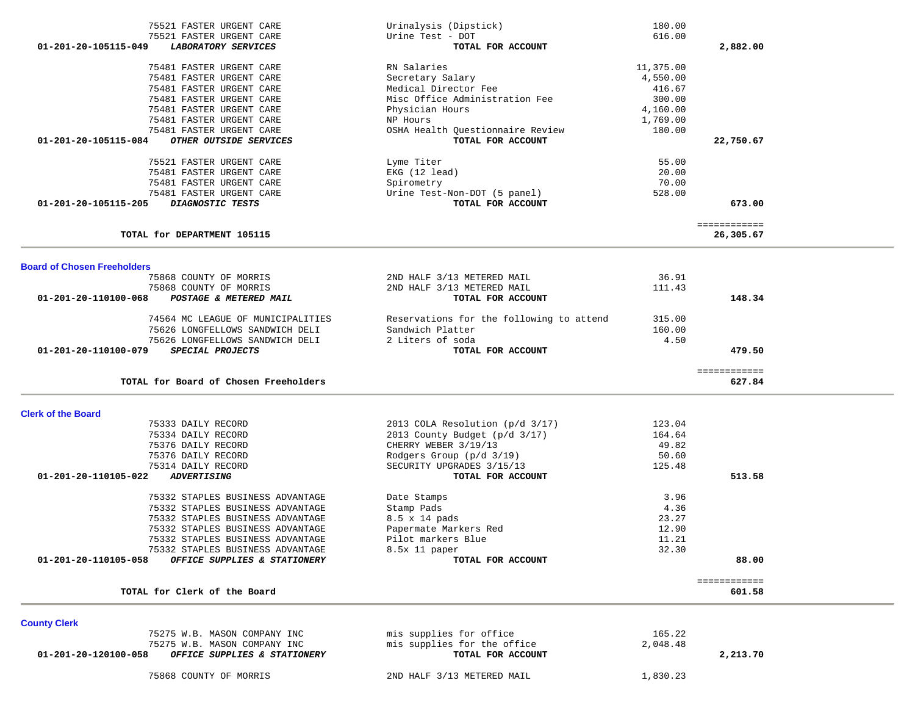| | | | | |
|---|---|---|---|---|
| | 75521 FASTER URGENT CARE | Urinalysis (Dipstick) | 180.00 | |
| | 75521 FASTER URGENT CARE | Urine Test - DOT | 616.00 | |
| **01-201-20-105115-049** | ***LABORATORY SERVICES*** | **TOTAL FOR ACCOUNT** | | **2,882.00** |
| | 75481 FASTER URGENT CARE | RN Salaries | 11,375.00 | |
| | 75481 FASTER URGENT CARE | Secretary Salary | 4,550.00 | |
| | 75481 FASTER URGENT CARE | Medical Director Fee | 416.67 | |
| | 75481 FASTER URGENT CARE | Misc Office Administration Fee | 300.00 | |
| | 75481 FASTER URGENT CARE | Physician Hours | 4,160.00 | |
| | 75481 FASTER URGENT CARE | NP Hours | 1,769.00 | |
| | 75481 FASTER URGENT CARE | OSHA Health Questionnaire Review | 180.00 | |
| **01-201-20-105115-084** | ***OTHER OUTSIDE SERVICES*** | **TOTAL FOR ACCOUNT** | | **22,750.67** |
| | 75521 FASTER URGENT CARE | Lyme Titer | 55.00 | |
| | 75481 FASTER URGENT CARE | EKG (12 lead) | 20.00 | |
| | 75481 FASTER URGENT CARE | Spirometry | 70.00 | |
| | 75481 FASTER URGENT CARE | Urine Test-Non-DOT (5 panel) | 528.00 | |
| **01-201-20-105115-205** | ***DIAGNOSTIC TESTS*** | **TOTAL FOR ACCOUNT** | | **673.00** |
| | | | | ============ |
| | **TOTAL for DEPARTMENT 105115** | | | **26,305.67** |

## Board of Chosen Freeholders

| | | | | |
|---|---|---|---|---|
| | 75868 COUNTY OF MORRIS | 2ND HALF 3/13 METERED MAIL | 36.91 | |
| | 75868 COUNTY OF MORRIS | 2ND HALF 3/13 METERED MAIL | 111.43 | |
| **01-201-20-110100-068** | ***POSTAGE & METERED MAIL*** | **TOTAL FOR ACCOUNT** | | **148.34** |
| | 74564 MC LEAGUE OF MUNICIPALITIES | Reservations for the following to attend | 315.00 | |
| | 75626 LONGFELLOWS SANDWICH DELI | Sandwich Platter | 160.00 | |
| | 75626 LONGFELLOWS SANDWICH DELI | 2 Liters of soda | 4.50 | |
| **01-201-20-110100-079** | ***SPECIAL PROJECTS*** | **TOTAL FOR ACCOUNT** | | **479.50** |
| | | | | ============ |
| | **TOTAL for Board of Chosen Freeholders** | | | **627.84** |

## Clerk of the Board

| | | | | |
|---|---|---|---|---|
| | 75333 DAILY RECORD | 2013 COLA Resolution (p/d 3/17) | 123.04 | |
| | 75334 DAILY RECORD | 2013 County Budget (p/d 3/17) | 164.64 | |
| | 75376 DAILY RECORD | CHERRY WEBER 3/19/13 | 49.82 | |
| | 75376 DAILY RECORD | Rodgers Group (p/d 3/19) | 50.60 | |
| | 75314 DAILY RECORD | SECURITY UPGRADES 3/15/13 | 125.48 | |
| **01-201-20-110105-022** | ***ADVERTISING*** | **TOTAL FOR ACCOUNT** | | **513.58** |
| | 75332 STAPLES BUSINESS ADVANTAGE | Date Stamps | 3.96 | |
| | 75332 STAPLES BUSINESS ADVANTAGE | Stamp Pads | 4.36 | |
| | 75332 STAPLES BUSINESS ADVANTAGE | 8.5 x 14 pads | 23.27 | |
| | 75332 STAPLES BUSINESS ADVANTAGE | Papermate Markers Red | 12.90 | |
| | 75332 STAPLES BUSINESS ADVANTAGE | Pilot markers Blue | 11.21 | |
| | 75332 STAPLES BUSINESS ADVANTAGE | 8.5x 11 paper | 32.30 | |
| **01-201-20-110105-058** | ***OFFICE SUPPLIES & STATIONERY*** | **TOTAL FOR ACCOUNT** | | **88.00** |
| | | | | ============ |
| | **TOTAL for Clerk of the Board** | | | **601.58** |

## County Clerk

| | | | | |
|---|---|---|---|---|
| | 75275 W.B. MASON COMPANY INC | mis supplies for office | 165.22 | |
| | 75275 W.B. MASON COMPANY INC | mis supplies for the office | 2,048.48 | |
| **01-201-20-120100-058** | ***OFFICE SUPPLIES & STATIONERY*** | **TOTAL FOR ACCOUNT** | | **2,213.70** |
| | 75868 COUNTY OF MORRIS | 2ND HALF 3/13 METERED MAIL | 1,830.23 | |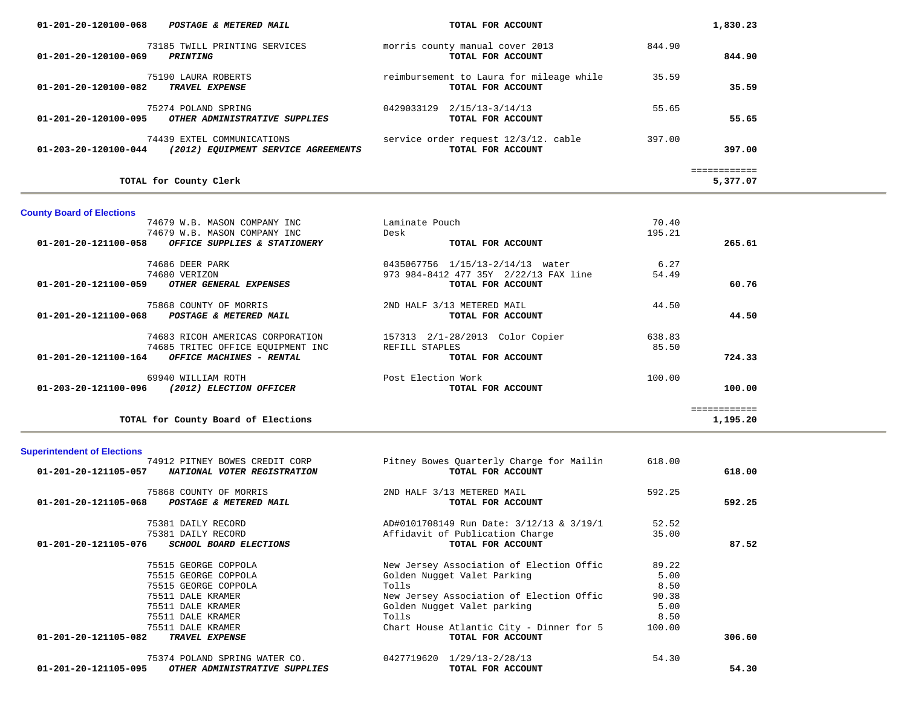| Account / Vendor | Description | Amount | Total |
|---|---|---|---|
| 01-201-20-120100-068 ***POSTAGE & METERED MAIL*** | **TOTAL FOR ACCOUNT** | | **1,830.23** |
| 73185 TWILL PRINTING SERVICES | morris county manual cover 2013 | 844.90 | |
| 01-201-20-120100-069 ***PRINTING*** | **TOTAL FOR ACCOUNT** | | **844.90** |
| 75190 LAURA ROBERTS | reimbursement to Laura for mileage while | 35.59 | |
| 01-201-20-120100-082 ***TRAVEL EXPENSE*** | **TOTAL FOR ACCOUNT** | | **35.59** |
| 75274 POLAND SPRING | 0429033129 2/15/13-3/14/13 | 55.65 | |
| 01-201-20-120100-095 ***OTHER ADMINISTRATIVE SUPPLIES*** | **TOTAL FOR ACCOUNT** | | **55.65** |
| 74439 EXTEL COMMUNICATIONS | service order request 12/3/12. cable | 397.00 | |
| 01-203-20-120100-044 ***(2012) EQUIPMENT SERVICE AGREEMENTS*** | **TOTAL FOR ACCOUNT** | | **397.00** |
| | | | ============ |
| **TOTAL for County Clerk** | | | **5,377.07** |

**County Board of Elections**

| Account / Vendor | Description | Amount | Total |
|---|---|---|---|
| 74679 W.B. MASON COMPANY INC | Laminate Pouch | 70.40 | |
| 74679 W.B. MASON COMPANY INC | Desk | 195.21 | |
| 01-201-20-121100-058 ***OFFICE SUPPLIES & STATIONERY*** | **TOTAL FOR ACCOUNT** | | **265.61** |
| 74686 DEER PARK | 0435067756 1/15/13-2/14/13 water | 6.27 | |
| 74680 VERIZON | 973 984-8412 477 35Y 2/22/13 FAX line | 54.49 | |
| 01-201-20-121100-059 ***OTHER GENERAL EXPENSES*** | **TOTAL FOR ACCOUNT** | | **60.76** |
| 75868 COUNTY OF MORRIS | 2ND HALF 3/13 METERED MAIL | 44.50 | |
| 01-201-20-121100-068 ***POSTAGE & METERED MAIL*** | **TOTAL FOR ACCOUNT** | | **44.50** |
| 74683 RICOH AMERICAS CORPORATION | 157313 2/1-28/2013 Color Copier | 638.83 | |
| 74685 TRITEC OFFICE EQUIPMENT INC | REFILL STAPLES | 85.50 | |
| 01-201-20-121100-164 ***OFFICE MACHINES - RENTAL*** | **TOTAL FOR ACCOUNT** | | **724.33** |
| 69940 WILLIAM ROTH | Post Election Work | 100.00 | |
| 01-203-20-121100-096 ***(2012) ELECTION OFFICER*** | **TOTAL FOR ACCOUNT** | | **100.00** |
| | | | ============ |
| **TOTAL for County Board of Elections** | | | **1,195.20** |

**Superintendent of Elections**

| Account / Vendor | Description | Amount | Total |
|---|---|---|---|
| 74912 PITNEY BOWES CREDIT CORP | Pitney Bowes Quarterly Charge for Mailin | 618.00 | |
| 01-201-20-121105-057 ***NATIONAL VOTER REGISTRATION*** | **TOTAL FOR ACCOUNT** | | **618.00** |
| 75868 COUNTY OF MORRIS | 2ND HALF 3/13 METERED MAIL | 592.25 | |
| 01-201-20-121105-068 ***POSTAGE & METERED MAIL*** | **TOTAL FOR ACCOUNT** | | **592.25** |
| 75381 DAILY RECORD | AD#0101708149 Run Date: 3/12/13 & 3/19/1 | 52.52 | |
| 75381 DAILY RECORD | Affidavit of Publication Charge | 35.00 | |
| 01-201-20-121105-076 ***SCHOOL BOARD ELECTIONS*** | **TOTAL FOR ACCOUNT** | | **87.52** |
| 75515 GEORGE COPPOLA | New Jersey Association of Election Offic | 89.22 | |
| 75515 GEORGE COPPOLA | Golden Nugget Valet Parking | 5.00 | |
| 75515 GEORGE COPPOLA | Tolls | 8.50 | |
| 75511 DALE KRAMER | New Jersey Association of Election Offic | 90.38 | |
| 75511 DALE KRAMER | Golden Nugget Valet parking | 5.00 | |
| 75511 DALE KRAMER | Tolls | 8.50 | |
| 75511 DALE KRAMER | Chart House Atlantic City - Dinner for 5 | 100.00 | |
| 01-201-20-121105-082 ***TRAVEL EXPENSE*** | **TOTAL FOR ACCOUNT** | | **306.60** |
| 75374 POLAND SPRING WATER CO. | 0427719620 1/29/13-2/28/13 | 54.30 | |
| 01-201-20-121105-095 ***OTHER ADMINISTRATIVE SUPPLIES*** | **TOTAL FOR ACCOUNT** | | **54.30** |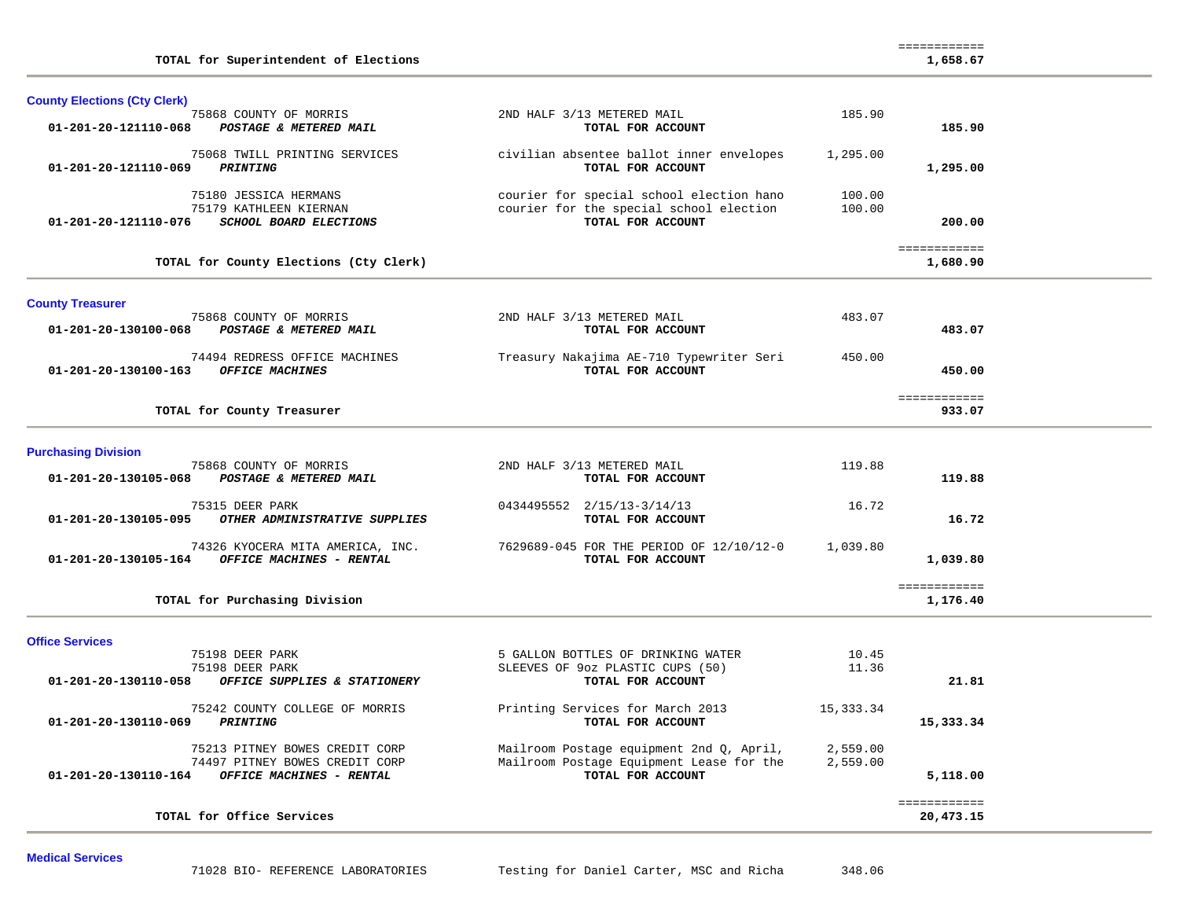| | | | | |
|---|---|---|---|---|
| | **TOTAL for Superintendent of Elections** | | | ============ **1,658.67** |

## County Elections (Cty Clerk)

| Account | Vendor / Account Name | Description | Amount | Total |
|---|---|---|---|---|
| | 75868 COUNTY OF MORRIS | 2ND HALF 3/13 METERED MAIL | 185.90 | |
| **01-201-20-121110-068** | ***POSTAGE & METERED MAIL*** | **TOTAL FOR ACCOUNT** | | **185.90** |
| | 75068 TWILL PRINTING SERVICES | civilian absentee ballot inner envelopes | 1,295.00 | |
| **01-201-20-121110-069** | ***PRINTING*** | **TOTAL FOR ACCOUNT** | | **1,295.00** |
| | 75180 JESSICA HERMANS | courier for special school election hano | 100.00 | |
| | 75179 KATHLEEN KIERNAN | courier for the special school election | 100.00 | |
| **01-201-20-121110-076** | ***SCHOOL BOARD ELECTIONS*** | **TOTAL FOR ACCOUNT** | | **200.00** |
| | **TOTAL for County Elections (Cty Clerk)** | | | ============ **1,680.90** |

## County Treasurer

| Account | Vendor / Account Name | Description | Amount | Total |
|---|---|---|---|---|
| | 75868 COUNTY OF MORRIS | 2ND HALF 3/13 METERED MAIL | 483.07 | |
| **01-201-20-130100-068** | ***POSTAGE & METERED MAIL*** | **TOTAL FOR ACCOUNT** | | **483.07** |
| | 74494 REDRESS OFFICE MACHINES | Treasury Nakajima AE-710 Typewriter Seri | 450.00 | |
| **01-201-20-130100-163** | ***OFFICE MACHINES*** | **TOTAL FOR ACCOUNT** | | **450.00** |
| | **TOTAL for County Treasurer** | | | ============ **933.07** |

## Purchasing Division

| Account | Vendor / Account Name | Description | Amount | Total |
|---|---|---|---|---|
| | 75868 COUNTY OF MORRIS | 2ND HALF 3/13 METERED MAIL | 119.88 | |
| **01-201-20-130105-068** | ***POSTAGE & METERED MAIL*** | **TOTAL FOR ACCOUNT** | | **119.88** |
| | 75315 DEER PARK | 0434495552 2/15/13-3/14/13 | 16.72 | |
| **01-201-20-130105-095** | ***OTHER ADMINISTRATIVE SUPPLIES*** | **TOTAL FOR ACCOUNT** | | **16.72** |
| | 74326 KYOCERA MITA AMERICA, INC. | 7629689-045 FOR THE PERIOD OF 12/10/12-0 | 1,039.80 | |
| **01-201-20-130105-164** | ***OFFICE MACHINES - RENTAL*** | **TOTAL FOR ACCOUNT** | | **1,039.80** |
| | **TOTAL for Purchasing Division** | | | ============ **1,176.40** |

## Office Services

| Account | Vendor / Account Name | Description | Amount | Total |
|---|---|---|---|---|
| | 75198 DEER PARK | 5 GALLON BOTTLES OF DRINKING WATER | 10.45 | |
| | 75198 DEER PARK | SLEEVES OF 9oz PLASTIC CUPS (50) | 11.36 | |
| **01-201-20-130110-058** | ***OFFICE SUPPLIES & STATIONERY*** | **TOTAL FOR ACCOUNT** | | **21.81** |
| | 75242 COUNTY COLLEGE OF MORRIS | Printing Services for March 2013 | 15,333.34 | |
| **01-201-20-130110-069** | ***PRINTING*** | **TOTAL FOR ACCOUNT** | | **15,333.34** |
| | 75213 PITNEY BOWES CREDIT CORP | Mailroom Postage equipment 2nd Q, April, | 2,559.00 | |
| | 74497 PITNEY BOWES CREDIT CORP | Mailroom Postage Equipment Lease for the | 2,559.00 | |
| **01-201-20-130110-164** | ***OFFICE MACHINES - RENTAL*** | **TOTAL FOR ACCOUNT** | | **5,118.00** |
| | **TOTAL for Office Services** | | | ============ **20,473.15** |

## Medical Services

| Account | Vendor / Account Name | Description | Amount | Total |
|---|---|---|---|---|
| | 71028 BIO- REFERENCE LABORATORIES | Testing for Daniel Carter, MSC and Richa | 348.06 | |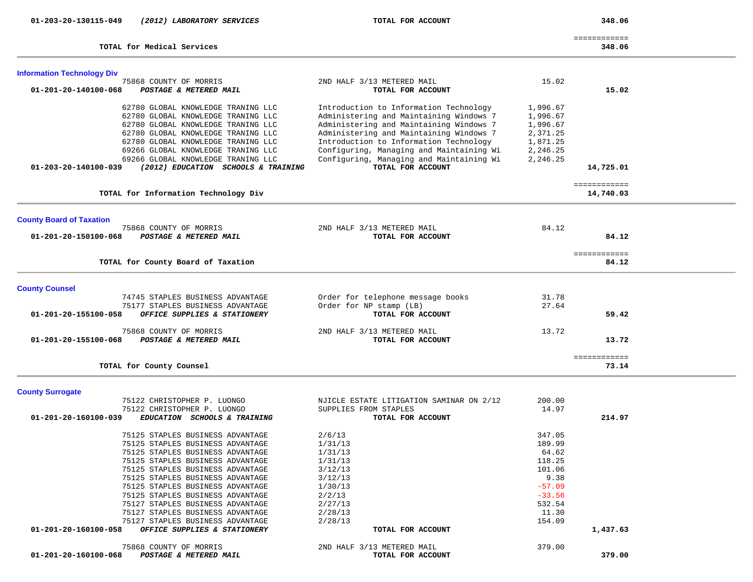| Account | Vendor / Description | Detail | Amount | Total |
|---|---|---|---|---|
| 01-203-20-130115-049 | *(2012) LABORATORY SERVICES* | **TOTAL FOR ACCOUNT** | | **348.06** |
| | **TOTAL for Medical Services** | | | ============ **348.06** |

## Information Technology Div

| Account | Vendor / Description | Detail | Amount | Total |
|---|---|---|---|---|
| | 75868 COUNTY OF MORRIS | 2ND HALF 3/13 METERED MAIL | 15.02 | |
| 01-201-20-140100-068 | *POSTAGE & METERED MAIL* | **TOTAL FOR ACCOUNT** | | **15.02** |
| | 62780 GLOBAL KNOWLEDGE TRANING LLC | Introduction to Information Technology | 1,996.67 | |
| | 62780 GLOBAL KNOWLEDGE TRANING LLC | Administering and Maintaining Windows 7 | 1,996.67 | |
| | 62780 GLOBAL KNOWLEDGE TRANING LLC | Administering and Maintaining Windows 7 | 1,996.67 | |
| | 62780 GLOBAL KNOWLEDGE TRANING LLC | Administering and Maintaining Windows 7 | 2,371.25 | |
| | 62780 GLOBAL KNOWLEDGE TRANING LLC | Introduction to Information Technology | 1,871.25 | |
| | 69266 GLOBAL KNOWLEDGE TRANING LLC | Configuring, Managing and Maintaining Wi | 2,246.25 | |
| | 69266 GLOBAL KNOWLEDGE TRANING LLC | Configuring, Managing and Maintaining Wi | 2,246.25 | |
| 01-203-20-140100-039 | *(2012) EDUCATION SCHOOLS & TRAINING* | **TOTAL FOR ACCOUNT** | | **14,725.01** |
| | **TOTAL for Information Technology Div** | | | ============ **14,740.03** |

## County Board of Taxation

| Account | Vendor / Description | Detail | Amount | Total |
|---|---|---|---|---|
| | 75868 COUNTY OF MORRIS | 2ND HALF 3/13 METERED MAIL | 84.12 | |
| 01-201-20-150100-068 | *POSTAGE & METERED MAIL* | **TOTAL FOR ACCOUNT** | | **84.12** |
| | **TOTAL for County Board of Taxation** | | | ============ **84.12** |

## County Counsel

| Account | Vendor / Description | Detail | Amount | Total |
|---|---|---|---|---|
| | 74745 STAPLES BUSINESS ADVANTAGE | Order for telephone message books | 31.78 | |
| | 75177 STAPLES BUSINESS ADVANTAGE | Order for NP stamp (LB) | 27.64 | |
| 01-201-20-155100-058 | *OFFICE SUPPLIES & STATIONERY* | **TOTAL FOR ACCOUNT** | | **59.42** |
| | 75868 COUNTY OF MORRIS | 2ND HALF 3/13 METERED MAIL | 13.72 | |
| 01-201-20-155100-068 | *POSTAGE & METERED MAIL* | **TOTAL FOR ACCOUNT** | | **13.72** |
| | **TOTAL for County Counsel** | | | ============ **73.14** |

## County Surrogate

| Account | Vendor / Description | Detail | Amount | Total |
|---|---|---|---|---|
| | 75122 CHRISTOPHER P. LUONGO | NJICLE ESTATE LITIGATION SAMINAR ON 2/12 | 200.00 | |
| | 75122 CHRISTOPHER P. LUONGO | SUPPLIES FROM STAPLES | 14.97 | |
| 01-201-20-160100-039 | *EDUCATION SCHOOLS & TRAINING* | **TOTAL FOR ACCOUNT** | | **214.97** |
| | 75125 STAPLES BUSINESS ADVANTAGE | 2/6/13 | 347.05 | |
| | 75125 STAPLES BUSINESS ADVANTAGE | 1/31/13 | 189.99 | |
| | 75125 STAPLES BUSINESS ADVANTAGE | 1/31/13 | 64.62 | |
| | 75125 STAPLES BUSINESS ADVANTAGE | 1/31/13 | 118.25 | |
| | 75125 STAPLES BUSINESS ADVANTAGE | 3/12/13 | 101.06 | |
| | 75125 STAPLES BUSINESS ADVANTAGE | 3/12/13 | 9.38 | |
| | 75125 STAPLES BUSINESS ADVANTAGE | 1/30/13 | -57.09 | |
| | 75125 STAPLES BUSINESS ADVANTAGE | 2/2/13 | -33.56 | |
| | 75127 STAPLES BUSINESS ADVANTAGE | 2/27/13 | 532.54 | |
| | 75127 STAPLES BUSINESS ADVANTAGE | 2/28/13 | 11.30 | |
| | 75127 STAPLES BUSINESS ADVANTAGE | 2/28/13 | 154.09 | |
| 01-201-20-160100-058 | *OFFICE SUPPLIES & STATIONERY* | **TOTAL FOR ACCOUNT** | | **1,437.63** |
| | 75868 COUNTY OF MORRIS | 2ND HALF 3/13 METERED MAIL | 379.00 | |
| 01-201-20-160100-068 | *POSTAGE & METERED MAIL* | **TOTAL FOR ACCOUNT** | | **379.00** |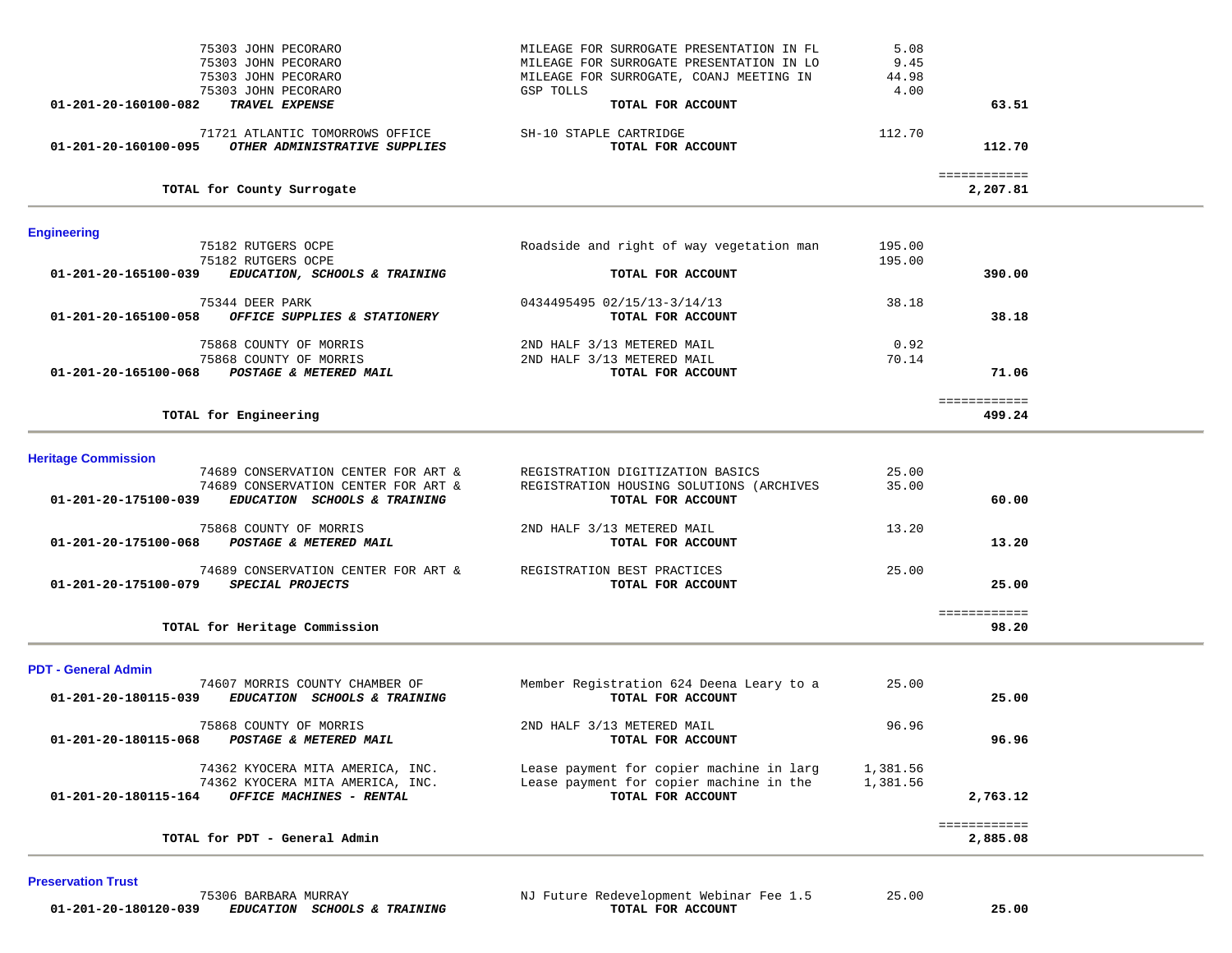| | | | |
|---|---|---|---|
| 75303 JOHN PECORARO | MILEAGE FOR SURROGATE PRESENTATION IN FL | 5.08 | |
| 75303 JOHN PECORARO | MILEAGE FOR SURROGATE PRESENTATION IN LO | 9.45 | |
| 75303 JOHN PECORARO | MILEAGE FOR SURROGATE, COANJ MEETING IN | 44.98 | |
| 75303 JOHN PECORARO | GSP TOLLS | 4.00 | |
| **01-201-20-160100-082** ***TRAVEL EXPENSE*** | **TOTAL FOR ACCOUNT** | | **63.51** |
| 71721 ATLANTIC TOMORROWS OFFICE | SH-10 STAPLE CARTRIDGE | 112.70 | |
| **01-201-20-160100-095** ***OTHER ADMINISTRATIVE SUPPLIES*** | **TOTAL FOR ACCOUNT** | | **112.70** |
| | | | ============ |
| **TOTAL for County Surrogate** | | | **2,207.81** |

## Engineering

| | | | |
|---|---|---|---|
| 75182 RUTGERS OCPE | Roadside and right of way vegetation man | 195.00 | |
| 75182 RUTGERS OCPE | | 195.00 | |
| **01-201-20-165100-039** ***EDUCATION, SCHOOLS & TRAINING*** | **TOTAL FOR ACCOUNT** | | **390.00** |
| 75344 DEER PARK | 0434495495 02/15/13-3/14/13 | 38.18 | |
| **01-201-20-165100-058** ***OFFICE SUPPLIES & STATIONERY*** | **TOTAL FOR ACCOUNT** | | **38.18** |
| 75868 COUNTY OF MORRIS | 2ND HALF 3/13 METERED MAIL | 0.92 | |
| 75868 COUNTY OF MORRIS | 2ND HALF 3/13 METERED MAIL | 70.14 | |
| **01-201-20-165100-068** ***POSTAGE & METERED MAIL*** | **TOTAL FOR ACCOUNT** | | **71.06** |
| | | | ============ |
| **TOTAL for Engineering** | | | **499.24** |

## Heritage Commission

| | | | |
|---|---|---|---|
| 74689 CONSERVATION CENTER FOR ART & | REGISTRATION DIGITIZATION BASICS | 25.00 | |
| 74689 CONSERVATION CENTER FOR ART & | REGISTRATION HOUSING SOLUTIONS (ARCHIVES | 35.00 | |
| **01-201-20-175100-039** ***EDUCATION SCHOOLS & TRAINING*** | **TOTAL FOR ACCOUNT** | | **60.00** |
| 75868 COUNTY OF MORRIS | 2ND HALF 3/13 METERED MAIL | 13.20 | |
| **01-201-20-175100-068** ***POSTAGE & METERED MAIL*** | **TOTAL FOR ACCOUNT** | | **13.20** |
| 74689 CONSERVATION CENTER FOR ART & | REGISTRATION BEST PRACTICES | 25.00 | |
| **01-201-20-175100-079** ***SPECIAL PROJECTS*** | **TOTAL FOR ACCOUNT** | | **25.00** |
| | | | ============ |
| **TOTAL for Heritage Commission** | | | **98.20** |

## PDT - General Admin

| | | | |
|---|---|---|---|
| 74607 MORRIS COUNTY CHAMBER OF | Member Registration 624 Deena Leary to a | 25.00 | |
| **01-201-20-180115-039** ***EDUCATION SCHOOLS & TRAINING*** | **TOTAL FOR ACCOUNT** | | **25.00** |
| 75868 COUNTY OF MORRIS | 2ND HALF 3/13 METERED MAIL | 96.96 | |
| **01-201-20-180115-068** ***POSTAGE & METERED MAIL*** | **TOTAL FOR ACCOUNT** | | **96.96** |
| 74362 KYOCERA MITA AMERICA, INC. | Lease payment for copier machine in larg | 1,381.56 | |
| 74362 KYOCERA MITA AMERICA, INC. | Lease payment for copier machine in the | 1,381.56 | |
| **01-201-20-180115-164** ***OFFICE MACHINES - RENTAL*** | **TOTAL FOR ACCOUNT** | | **2,763.12** |
| | | | ============ |
| **TOTAL for PDT - General Admin** | | | **2,885.08** |

## Preservation Trust

| | | | |
|---|---|---|---|
| 75306 BARBARA MURRAY | NJ Future Redevelopment Webinar Fee 1.5 | 25.00 | |
| **01-201-20-180120-039** ***EDUCATION SCHOOLS & TRAINING*** | **TOTAL FOR ACCOUNT** | | **25.00** |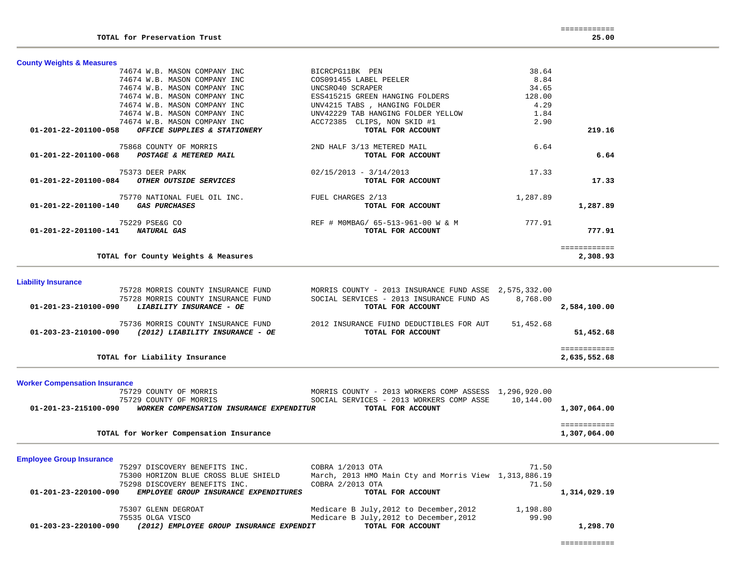| | | | |
|---|---|---|---|
| **TOTAL for Preservation Trust** | | | ============ **25.00** |

## County Weights & Measures

| Account | Vendor / Description | Detail | Amount | Total |
|---|---|---|---|---|
| | 74674 W.B. MASON COMPANY INC | BICRCPG11BK PEN | 38.64 | |
| | 74674 W.B. MASON COMPANY INC | COS091455 LABEL PEELER | 8.84 | |
| | 74674 W.B. MASON COMPANY INC | UNCSRO40 SCRAPER | 34.65 | |
| | 74674 W.B. MASON COMPANY INC | ESS415215 GREEN HANGING FOLDERS | 128.00 | |
| | 74674 W.B. MASON COMPANY INC | UNV4215 TABS , HANGING FOLDER | 4.29 | |
| | 74674 W.B. MASON COMPANY INC | UNV42229 TAB HANGING FOLDER YELLOW | 1.84 | |
| | 74674 W.B. MASON COMPANY INC | ACC72385 CLIPS, NON SKID #1 | 2.90 | |
| **01-201-22-201100-058** | ***OFFICE SUPPLIES & STATIONERY*** | **TOTAL FOR ACCOUNT** | | **219.16** |
| | 75868 COUNTY OF MORRIS | 2ND HALF 3/13 METERED MAIL | 6.64 | |
| **01-201-22-201100-068** | ***POSTAGE & METERED MAIL*** | **TOTAL FOR ACCOUNT** | | **6.64** |
| | 75373 DEER PARK | 02/15/2013 - 3/14/2013 | 17.33 | |
| **01-201-22-201100-084** | ***OTHER OUTSIDE SERVICES*** | **TOTAL FOR ACCOUNT** | | **17.33** |
| | 75770 NATIONAL FUEL OIL INC. | FUEL CHARGES 2/13 | 1,287.89 | |
| **01-201-22-201100-140** | ***GAS PURCHASES*** | **TOTAL FOR ACCOUNT** | | **1,287.89** |
| | 75229 PSE&G CO | REF # M0MBAG/ 65-513-961-00 W & M | 777.91 | |
| **01-201-22-201100-141** | ***NATURAL GAS*** | **TOTAL FOR ACCOUNT** | | **777.91** |
| | **TOTAL for County Weights & Measures** | | | ============ **2,308.93** |

## Liability Insurance

| Account | Vendor / Description | Detail | Amount | Total |
|---|---|---|---|---|
| | 75728 MORRIS COUNTY INSURANCE FUND | MORRIS COUNTY - 2013 INSURANCE FUND ASSE | 2,575,332.00 | |
| | 75728 MORRIS COUNTY INSURANCE FUND | SOCIAL SERVICES - 2013 INSURANCE FUND AS | 8,768.00 | |
| **01-201-23-210100-090** | ***LIABILITY INSURANCE - OE*** | **TOTAL FOR ACCOUNT** | | **2,584,100.00** |
| | 75736 MORRIS COUNTY INSURANCE FUND | 2012 INSURANCE FUIND DEDUCTIBLES FOR AUT | 51,452.68 | |
| **01-203-23-210100-090** | ***(2012) LIABILITY INSURANCE - OE*** | **TOTAL FOR ACCOUNT** | | **51,452.68** |
| | **TOTAL for Liability Insurance** | | | ============ **2,635,552.68** |

## Worker Compensation Insurance

| Account | Vendor / Description | Detail | Amount | Total |
|---|---|---|---|---|
| | 75729 COUNTY OF MORRIS | MORRIS COUNTY - 2013 WORKERS COMP ASSESS | 1,296,920.00 | |
| | 75729 COUNTY OF MORRIS | SOCIAL SERVICES - 2013 WORKERS COMP ASSE | 10,144.00 | |
| **01-201-23-215100-090** | ***WORKER COMPENSATION INSURANCE EXPENDITUR*** | **TOTAL FOR ACCOUNT** | | **1,307,064.00** |
| | **TOTAL for Worker Compensation Insurance** | | | ============ **1,307,064.00** |

## Employee Group Insurance

| Account | Vendor / Description | Detail | Amount | Total |
|---|---|---|---|---|
| | 75297 DISCOVERY BENEFITS INC. | COBRA 1/2013 OTA | 71.50 | |
| | 75300 HORIZON BLUE CROSS BLUE SHIELD | March, 2013 HMO Main Cty and Morris View | 1,313,886.19 | |
| | 75298 DISCOVERY BENEFITS INC. | COBRA 2/2013 OTA | 71.50 | |
| **01-201-23-220100-090** | ***EMPLOYEE GROUP INSURANCE EXPENDITURES*** | **TOTAL FOR ACCOUNT** | | **1,314,029.19** |
| | 75307 GLENN DEGROAT | Medicare B July,2012 to December,2012 | 1,198.80 | |
| | 75535 OLGA VISCO | Medicare B July,2012 to December,2012 | 99.90 | |
| **01-203-23-220100-090** | ***(2012) EMPLOYEE GROUP INSURANCE EXPENDIT*** | **TOTAL FOR ACCOUNT** | | **1,298.70** |
| | | | | ============ |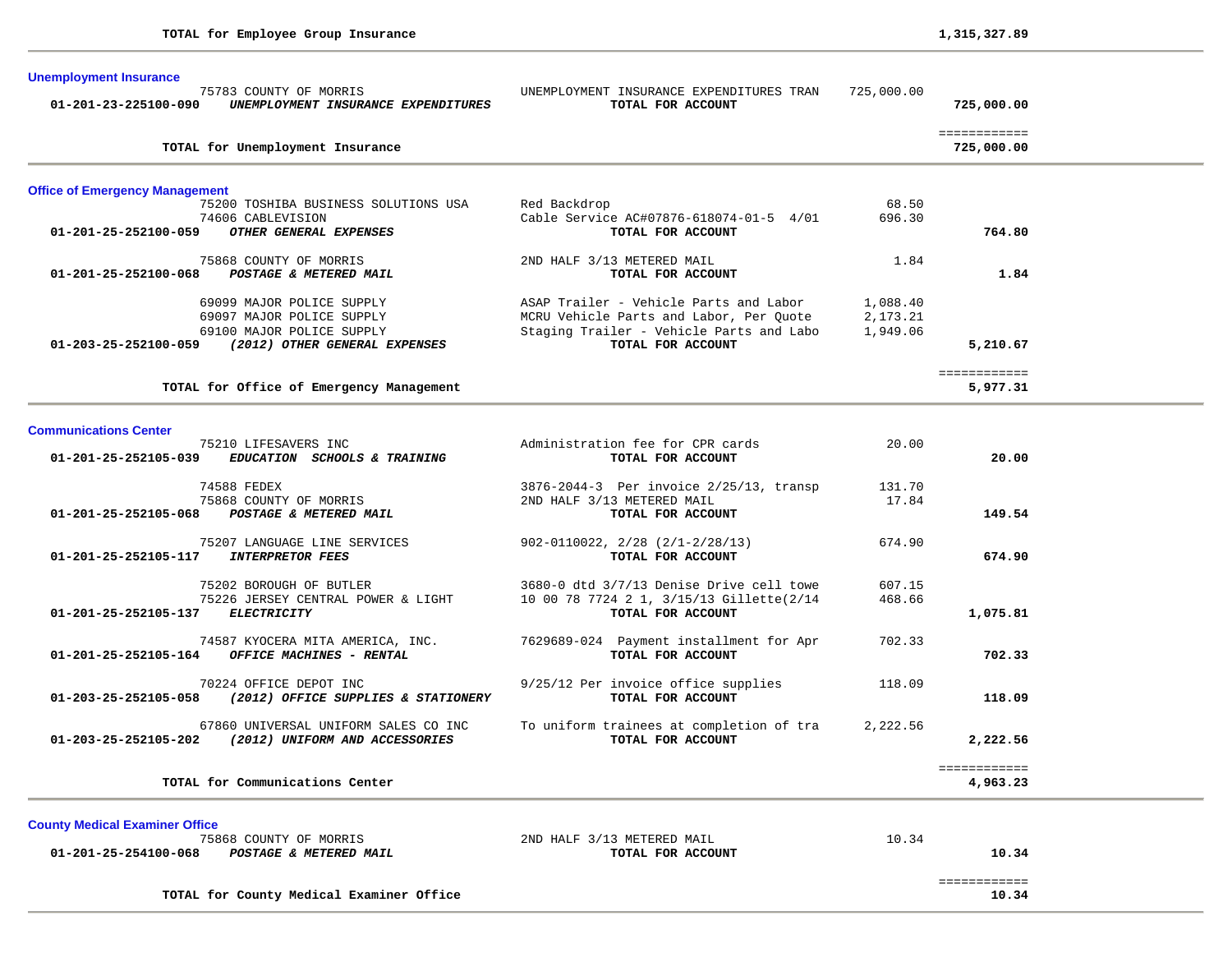**TOTAL for Employee Group Insurance** **1,315,327.89**

### Unemployment Insurance

| Account | Vendor / Description | Item Description | Amount | Total |
|---|---|---|---|---|
| | 75783 COUNTY OF MORRIS | UNEMPLOYMENT INSURANCE EXPENDITURES TRAN | 725,000.00 | |
| **01-201-23-225100-090** | ***UNEMPLOYMENT INSURANCE EXPENDITURES*** | **TOTAL FOR ACCOUNT** | | **725,000.00** |

**TOTAL for Unemployment Insurance** **725,000.00**

### Office of Emergency Management

| Account | Vendor / Description | Item Description | Amount | Total |
|---|---|---|---|---|
| | 75200 TOSHIBA BUSINESS SOLUTIONS USA | Red Backdrop | 68.50 | |
| | 74606 CABLEVISION | Cable Service AC#07876-618074-01-5 4/01 | 696.30 | |
| **01-201-25-252100-059** | ***OTHER GENERAL EXPENSES*** | **TOTAL FOR ACCOUNT** | | **764.80** |
| | 75868 COUNTY OF MORRIS | 2ND HALF 3/13 METERED MAIL | 1.84 | |
| **01-201-25-252100-068** | ***POSTAGE & METERED MAIL*** | **TOTAL FOR ACCOUNT** | | **1.84** |
| | 69099 MAJOR POLICE SUPPLY | ASAP Trailer - Vehicle Parts and Labor | 1,088.40 | |
| | 69097 MAJOR POLICE SUPPLY | MCRU Vehicle Parts and Labor, Per Quote | 2,173.21 | |
| | 69100 MAJOR POLICE SUPPLY | Staging Trailer - Vehicle Parts and Labo | 1,949.06 | |
| **01-203-25-252100-059** | ***(2012) OTHER GENERAL EXPENSES*** | **TOTAL FOR ACCOUNT** | | **5,210.67** |

**TOTAL for Office of Emergency Management** **5,977.31**

### Communications Center

| Account | Vendor / Description | Item Description | Amount | Total |
|---|---|---|---|---|
| | 75210 LIFESAVERS INC | Administration fee for CPR cards | 20.00 | |
| **01-201-25-252105-039** | ***EDUCATION SCHOOLS & TRAINING*** | **TOTAL FOR ACCOUNT** | | **20.00** |
| | 74588 FEDEX | 3876-2044-3 Per invoice 2/25/13, transp | 131.70 | |
| | 75868 COUNTY OF MORRIS | 2ND HALF 3/13 METERED MAIL | 17.84 | |
| **01-201-25-252105-068** | ***POSTAGE & METERED MAIL*** | **TOTAL FOR ACCOUNT** | | **149.54** |
| | 75207 LANGUAGE LINE SERVICES | 902-0110022, 2/28 (2/1-2/28/13) | 674.90 | |
| **01-201-25-252105-117** | ***INTERPRETOR FEES*** | **TOTAL FOR ACCOUNT** | | **674.90** |
| | 75202 BOROUGH OF BUTLER | 3680-0 dtd 3/7/13 Denise Drive cell towe | 607.15 | |
| | 75226 JERSEY CENTRAL POWER & LIGHT | 10 00 78 7724 2 1, 3/15/13 Gillette(2/14 | 468.66 | |
| **01-201-25-252105-137** | ***ELECTRICITY*** | **TOTAL FOR ACCOUNT** | | **1,075.81** |
| | 74587 KYOCERA MITA AMERICA, INC. | 7629689-024 Payment installment for Apr | 702.33 | |
| **01-201-25-252105-164** | ***OFFICE MACHINES - RENTAL*** | **TOTAL FOR ACCOUNT** | | **702.33** |
| | 70224 OFFICE DEPOT INC | 9/25/12 Per invoice office supplies | 118.09 | |
| **01-203-25-252105-058** | ***(2012) OFFICE SUPPLIES & STATIONERY*** | **TOTAL FOR ACCOUNT** | | **118.09** |
| | 67860 UNIVERSAL UNIFORM SALES CO INC | To uniform trainees at completion of tra | 2,222.56 | |
| **01-203-25-252105-202** | ***(2012) UNIFORM AND ACCESSORIES*** | **TOTAL FOR ACCOUNT** | | **2,222.56** |

**TOTAL for Communications Center** **4,963.23**

### County Medical Examiner Office

| Account | Vendor / Description | Item Description | Amount | Total |
|---|---|---|---|---|
| | 75868 COUNTY OF MORRIS | 2ND HALF 3/13 METERED MAIL | 10.34 | |
| **01-201-25-254100-068** | ***POSTAGE & METERED MAIL*** | **TOTAL FOR ACCOUNT** | | **10.34** |

**TOTAL for County Medical Examiner Office** **10.34**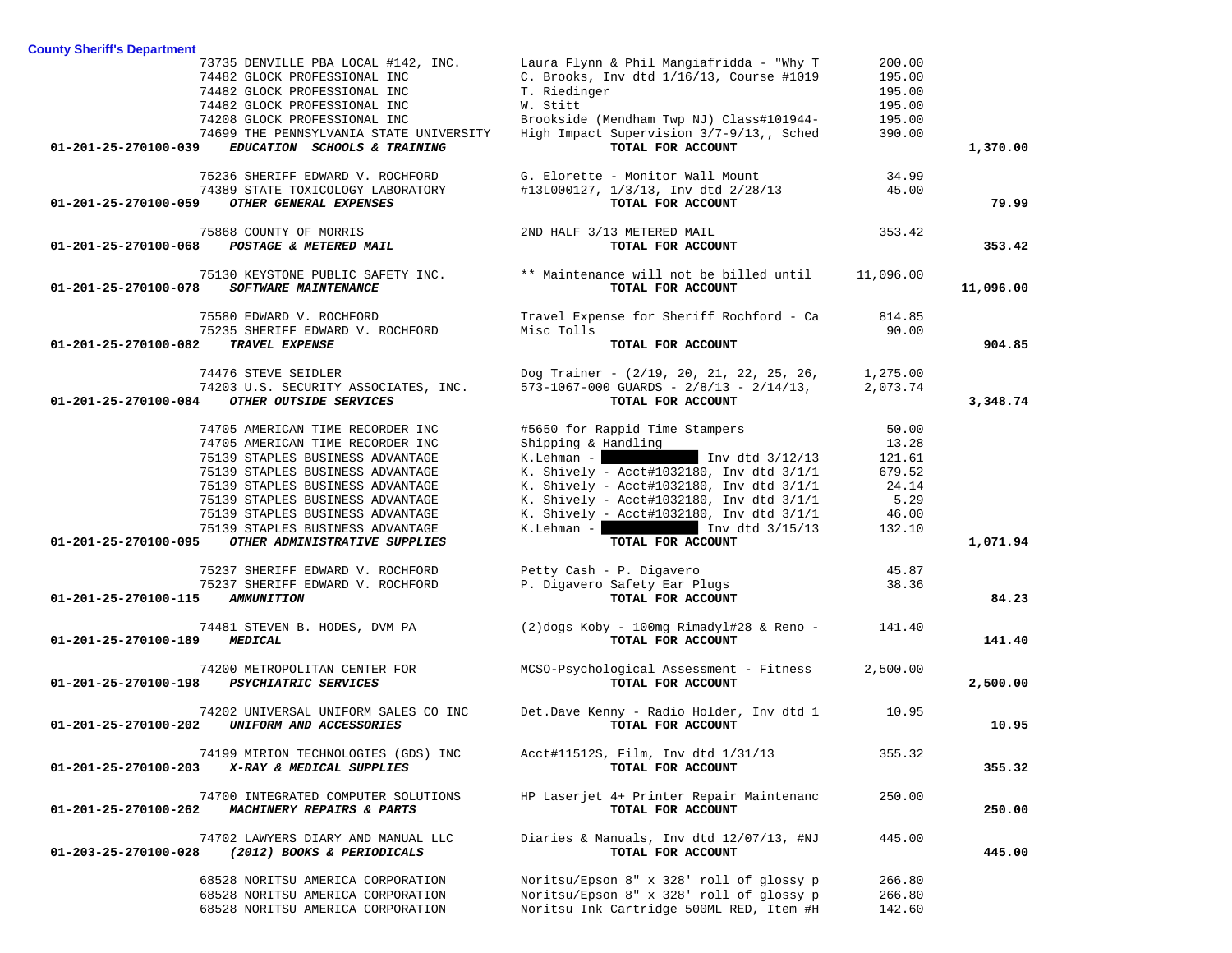**County Sheriff's Department**

| Account | Vendor | Description | Amount | Total |
|---|---|---|---|---|
| | 73735 DENVILLE PBA LOCAL #142, INC. | Laura Flynn & Phil Mangiafridda - "Why T | 200.00 | |
| | 74482 GLOCK PROFESSIONAL INC | C. Brooks, Inv dtd 1/16/13, Course #1019 | 195.00 | |
| | 74482 GLOCK PROFESSIONAL INC | T. Riedinger | 195.00 | |
| | 74482 GLOCK PROFESSIONAL INC | W. Stitt | 195.00 | |
| | 74208 GLOCK PROFESSIONAL INC | Brookside (Mendham Twp NJ) Class#101944- | 195.00 | |
| | 74699 THE PENNSYLVANIA STATE UNIVERSITY | High Impact Supervision 3/7-9/13,, Sched | 390.00 | |
| **01-201-25-270100-039** | ***EDUCATION SCHOOLS & TRAINING*** | **TOTAL FOR ACCOUNT** | | **1,370.00** |
| | 75236 SHERIFF EDWARD V. ROCHFORD | G. Elorette - Monitor Wall Mount | 34.99 | |
| | 74389 STATE TOXICOLOGY LABORATORY | #13L000127, 1/3/13, Inv dtd 2/28/13 | 45.00 | |
| **01-201-25-270100-059** | ***OTHER GENERAL EXPENSES*** | **TOTAL FOR ACCOUNT** | | **79.99** |
| | 75868 COUNTY OF MORRIS | 2ND HALF 3/13 METERED MAIL | 353.42 | |
| **01-201-25-270100-068** | ***POSTAGE & METERED MAIL*** | **TOTAL FOR ACCOUNT** | | **353.42** |
| | 75130 KEYSTONE PUBLIC SAFETY INC. | ** Maintenance will not be billed until | 11,096.00 | |
| **01-201-25-270100-078** | ***SOFTWARE MAINTENANCE*** | **TOTAL FOR ACCOUNT** | | **11,096.00** |
| | 75580 EDWARD V. ROCHFORD | Travel Expense for Sheriff Rochford - Ca | 814.85 | |
| | 75235 SHERIFF EDWARD V. ROCHFORD | Misc Tolls | 90.00 | |
| **01-201-25-270100-082** | ***TRAVEL EXPENSE*** | **TOTAL FOR ACCOUNT** | | **904.85** |
| | 74476 STEVE SEIDLER | Dog Trainer - (2/19, 20, 21, 22, 25, 26, | 1,275.00 | |
| | 74203 U.S. SECURITY ASSOCIATES, INC. | 573-1067-000 GUARDS - 2/8/13 - 2/14/13, | 2,073.74 | |
| **01-201-25-270100-084** | ***OTHER OUTSIDE SERVICES*** | **TOTAL FOR ACCOUNT** | | **3,348.74** |
| | 74705 AMERICAN TIME RECORDER INC | #5650 for Rappid Time Stampers | 50.00 | |
| | 74705 AMERICAN TIME RECORDER INC | Shipping & Handling | 13.28 | |
| | 75139 STAPLES BUSINESS ADVANTAGE | K.Lehman - [REDACTED] Inv dtd 3/12/13 | 121.61 | |
| | 75139 STAPLES BUSINESS ADVANTAGE | K. Shively - Acct#1032180, Inv dtd 3/1/1 | 679.52 | |
| | 75139 STAPLES BUSINESS ADVANTAGE | K. Shively - Acct#1032180, Inv dtd 3/1/1 | 24.14 | |
| | 75139 STAPLES BUSINESS ADVANTAGE | K. Shively - Acct#1032180, Inv dtd 3/1/1 | 5.29 | |
| | 75139 STAPLES BUSINESS ADVANTAGE | K. Shively - Acct#1032180, Inv dtd 3/1/1 | 46.00 | |
| | 75139 STAPLES BUSINESS ADVANTAGE | K.Lehman - [REDACTED] Inv dtd 3/15/13 | 132.10 | |
| **01-201-25-270100-095** | ***OTHER ADMINISTRATIVE SUPPLIES*** | **TOTAL FOR ACCOUNT** | | **1,071.94** |
| | 75237 SHERIFF EDWARD V. ROCHFORD | Petty Cash - P. Digavero | 45.87 | |
| | 75237 SHERIFF EDWARD V. ROCHFORD | P. Digavero Safety Ear Plugs | 38.36 | |
| **01-201-25-270100-115** | ***AMMUNITION*** | **TOTAL FOR ACCOUNT** | | **84.23** |
| | 74481 STEVEN B. HODES, DVM PA | (2)dogs Koby - 100mg Rimadyl#28 & Reno - | 141.40 | |
| **01-201-25-270100-189** | ***MEDICAL*** | **TOTAL FOR ACCOUNT** | | **141.40** |
| | 74200 METROPOLITAN CENTER FOR | MCSO-Psychological Assessment - Fitness | 2,500.00 | |
| **01-201-25-270100-198** | ***PSYCHIATRIC SERVICES*** | **TOTAL FOR ACCOUNT** | | **2,500.00** |
| | 74202 UNIVERSAL UNIFORM SALES CO INC | Det.Dave Kenny - Radio Holder, Inv dtd 1 | 10.95 | |
| **01-201-25-270100-202** | ***UNIFORM AND ACCESSORIES*** | **TOTAL FOR ACCOUNT** | | **10.95** |
| | 74199 MIRION TECHNOLOGIES (GDS) INC | Acct#11512S, Film, Inv dtd 1/31/13 | 355.32 | |
| **01-201-25-270100-203** | ***X-RAY & MEDICAL SUPPLIES*** | **TOTAL FOR ACCOUNT** | | **355.32** |
| | 74700 INTEGRATED COMPUTER SOLUTIONS | HP Laserjet 4+ Printer Repair Maintenanc | 250.00 | |
| **01-201-25-270100-262** | ***MACHINERY REPAIRS & PARTS*** | **TOTAL FOR ACCOUNT** | | **250.00** |
| | 74702 LAWYERS DIARY AND MANUAL LLC | Diaries & Manuals, Inv dtd 12/07/13, #NJ | 445.00 | |
| **01-203-25-270100-028** | ***(2012) BOOKS & PERIODICALS*** | **TOTAL FOR ACCOUNT** | | **445.00** |
| | 68528 NORITSU AMERICA CORPORATION | Noritsu/Epson 8" x 328' roll of glossy p | 266.80 | |
| | 68528 NORITSU AMERICA CORPORATION | Noritsu/Epson 8" x 328' roll of glossy p | 266.80 | |
| | 68528 NORITSU AMERICA CORPORATION | Noritsu Ink Cartridge 500ML RED, Item #H | 142.60 | |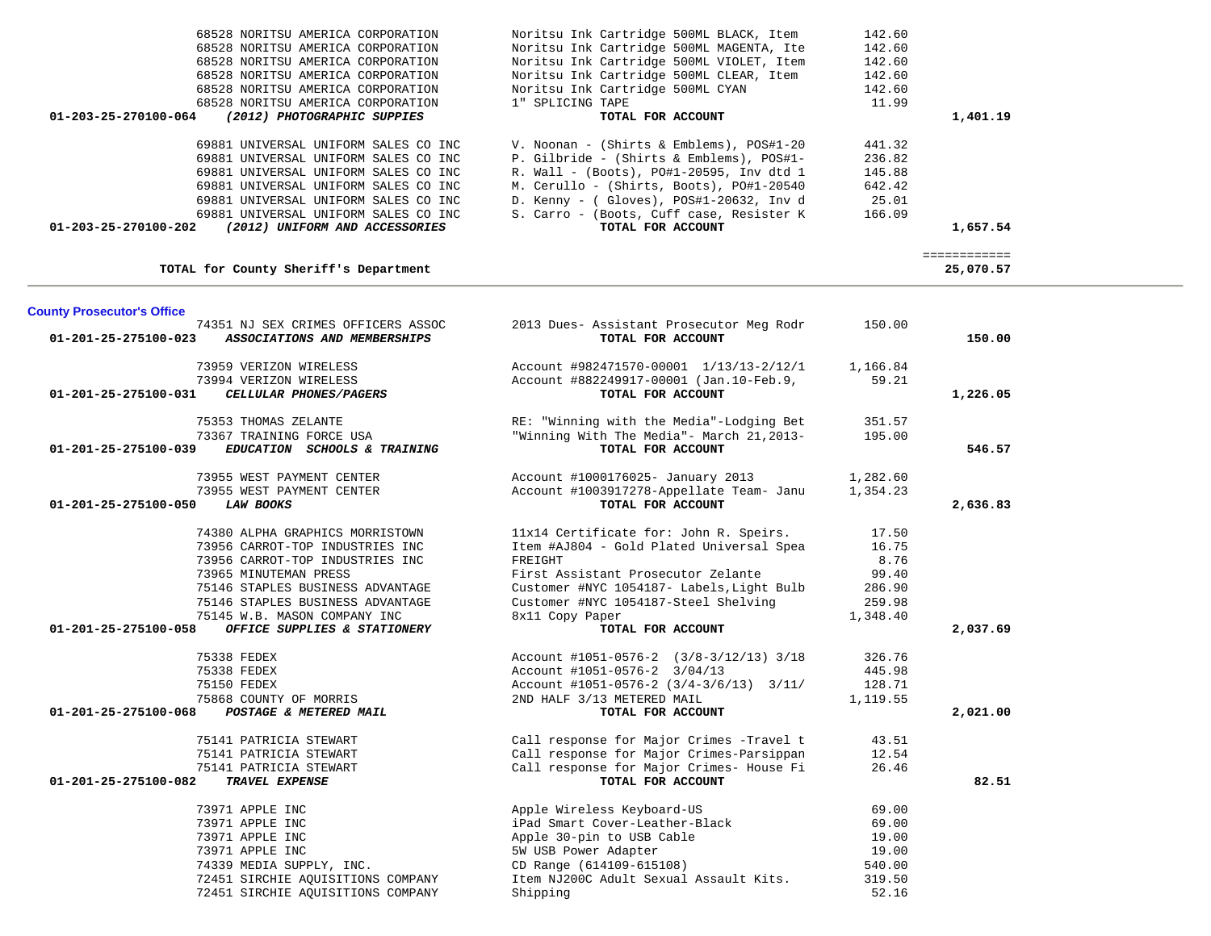| Account | Vendor | Description | Amount | Total |
|---|---|---|---|---|
| | 68528 NORITSU AMERICA CORPORATION | Noritsu Ink Cartridge 500ML BLACK, Item | 142.60 | |
| | 68528 NORITSU AMERICA CORPORATION | Noritsu Ink Cartridge 500ML MAGENTA, Ite | 142.60 | |
| | 68528 NORITSU AMERICA CORPORATION | Noritsu Ink Cartridge 500ML VIOLET, Item | 142.60 | |
| | 68528 NORITSU AMERICA CORPORATION | Noritsu Ink Cartridge 500ML CLEAR, Item | 142.60 | |
| | 68528 NORITSU AMERICA CORPORATION | Noritsu Ink Cartridge 500ML CYAN | 142.60 | |
| | 68528 NORITSU AMERICA CORPORATION | 1" SPLICING TAPE | 11.99 | |
| **01-203-25-270100-064** | ***(2012) PHOTOGRAPHIC SUPPIES*** | **TOTAL FOR ACCOUNT** | | **1,401.19** |
| | 69881 UNIVERSAL UNIFORM SALES CO INC | V. Noonan - (Shirts & Emblems), POS#1-20 | 441.32 | |
| | 69881 UNIVERSAL UNIFORM SALES CO INC | P. Gilbride - (Shirts & Emblems), POS#1- | 236.82 | |
| | 69881 UNIVERSAL UNIFORM SALES CO INC | R. Wall - (Boots), PO#1-20595, Inv dtd 1 | 145.88 | |
| | 69881 UNIVERSAL UNIFORM SALES CO INC | M. Cerullo - (Shirts, Boots), PO#1-20540 | 642.42 | |
| | 69881 UNIVERSAL UNIFORM SALES CO INC | D. Kenny - ( Gloves), POS#1-20632, Inv d | 25.01 | |
| | 69881 UNIVERSAL UNIFORM SALES CO INC | S. Carro - (Boots, Cuff case, Resister K | 166.09 | |
| **01-203-25-270100-202** | ***(2012) UNIFORM AND ACCESSORIES*** | **TOTAL FOR ACCOUNT** | | **1,657.54** |
| | | | | ============ |
| | **TOTAL for County Sheriff's Department** | | | **25,070.57** |

**County Prosecutor's Office**

| Account | Vendor | Description | Amount | Total |
|---|---|---|---|---|
| | 74351 NJ SEX CRIMES OFFICERS ASSOC | 2013 Dues- Assistant Prosecutor Meg Rodr | 150.00 | |
| **01-201-25-275100-023** | ***ASSOCIATIONS AND MEMBERSHIPS*** | **TOTAL FOR ACCOUNT** | | **150.00** |
| | 73959 VERIZON WIRELESS | Account #982471570-00001 1/13/13-2/12/1 | 1,166.84 | |
| | 73994 VERIZON WIRELESS | Account #882249917-00001 (Jan.10-Feb.9, | 59.21 | |
| **01-201-25-275100-031** | ***CELLULAR PHONES/PAGERS*** | **TOTAL FOR ACCOUNT** | | **1,226.05** |
| | 75353 THOMAS ZELANTE | RE: "Winning with the Media"-Lodging Bet | 351.57 | |
| | 73367 TRAINING FORCE USA | "Winning With The Media"- March 21,2013- | 195.00 | |
| **01-201-25-275100-039** | ***EDUCATION SCHOOLS & TRAINING*** | **TOTAL FOR ACCOUNT** | | **546.57** |
| | 73955 WEST PAYMENT CENTER | Account #1000176025- January 2013 | 1,282.60 | |
| | 73955 WEST PAYMENT CENTER | Account #1003917278-Appellate Team- Janu | 1,354.23 | |
| **01-201-25-275100-050** | ***LAW BOOKS*** | **TOTAL FOR ACCOUNT** | | **2,636.83** |
| | 74380 ALPHA GRAPHICS MORRISTOWN | 11x14 Certificate for: John R. Speirs. | 17.50 | |
| | 73956 CARROT-TOP INDUSTRIES INC | Item #AJ804 - Gold Plated Universal Spea | 16.75 | |
| | 73956 CARROT-TOP INDUSTRIES INC | FREIGHT | 8.76 | |
| | 73965 MINUTEMAN PRESS | First Assistant Prosecutor Zelante | 99.40 | |
| | 75146 STAPLES BUSINESS ADVANTAGE | Customer #NYC 1054187- Labels,Light Bulb | 286.90 | |
| | 75146 STAPLES BUSINESS ADVANTAGE | Customer #NYC 1054187-Steel Shelving | 259.98 | |
| | 75145 W.B. MASON COMPANY INC | 8x11 Copy Paper | 1,348.40 | |
| **01-201-25-275100-058** | ***OFFICE SUPPLIES & STATIONERY*** | **TOTAL FOR ACCOUNT** | | **2,037.69** |
| | 75338 FEDEX | Account #1051-0576-2 (3/8-3/12/13) 3/18 | 326.76 | |
| | 75338 FEDEX | Account #1051-0576-2 3/04/13 | 445.98 | |
| | 75150 FEDEX | Account #1051-0576-2 (3/4-3/6/13) 3/11/ | 128.71 | |
| | 75868 COUNTY OF MORRIS | 2ND HALF 3/13 METERED MAIL | 1,119.55 | |
| **01-201-25-275100-068** | ***POSTAGE & METERED MAIL*** | **TOTAL FOR ACCOUNT** | | **2,021.00** |
| | 75141 PATRICIA STEWART | Call response for Major Crimes -Travel t | 43.51 | |
| | 75141 PATRICIA STEWART | Call response for Major Crimes-Parsippan | 12.54 | |
| | 75141 PATRICIA STEWART | Call response for Major Crimes- House Fi | 26.46 | |
| **01-201-25-275100-082** | ***TRAVEL EXPENSE*** | **TOTAL FOR ACCOUNT** | | **82.51** |
| | 73971 APPLE INC | Apple Wireless Keyboard-US | 69.00 | |
| | 73971 APPLE INC | iPad Smart Cover-Leather-Black | 69.00 | |
| | 73971 APPLE INC | Apple 30-pin to USB Cable | 19.00 | |
| | 73971 APPLE INC | 5W USB Power Adapter | 19.00 | |
| | 74339 MEDIA SUPPLY, INC. | CD Range (614109-615108) | 540.00 | |
| | 72451 SIRCHIE AQUISITIONS COMPANY | Item NJ200C Adult Sexual Assault Kits. | 319.50 | |
| | 72451 SIRCHIE AQUISITIONS COMPANY | Shipping | 52.16 | |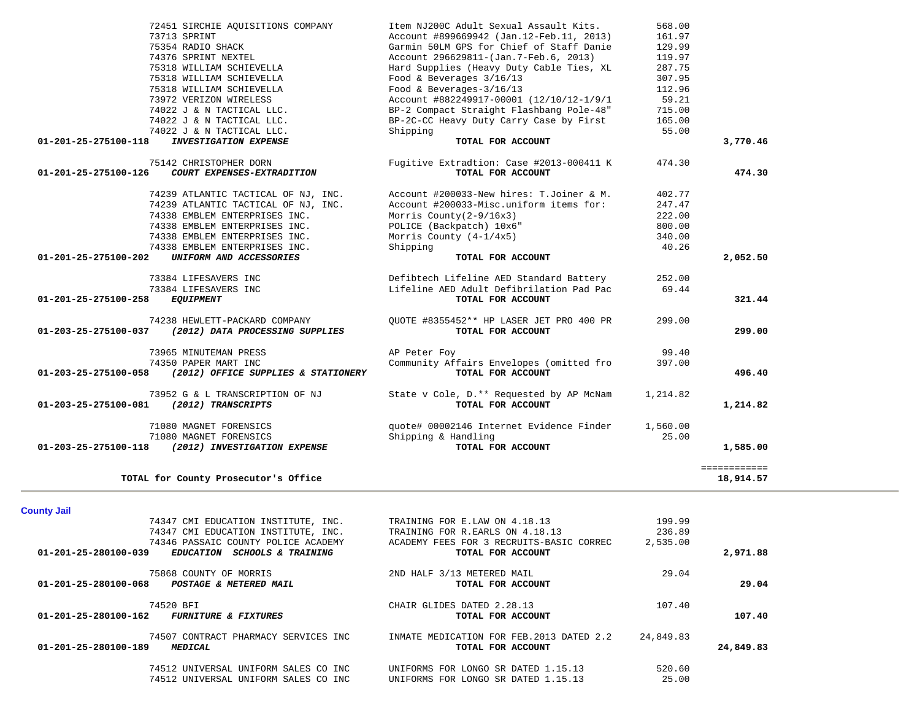| Account | Vendor | Description | Amount | Total |
|---|---|---|---|---|
| | 72451 SIRCHIE AQUISITIONS COMPANY | Item NJ200C Adult Sexual Assault Kits. | 568.00 | |
| | 73713 SPRINT | Account #899669942 (Jan.12-Feb.11, 2013) | 161.97 | |
| | 75354 RADIO SHACK | Garmin 50LM GPS for Chief of Staff Danie | 129.99 | |
| | 74376 SPRINT NEXTEL | Account 296629811-(Jan.7-Feb.6, 2013) | 119.97 | |
| | 75318 WILLIAM SCHIEVELLA | Hard Supplies (Heavy Duty Cable Ties, XL | 287.75 | |
| | 75318 WILLIAM SCHIEVELLA | Food & Beverages 3/16/13 | 307.95 | |
| | 75318 WILLIAM SCHIEVELLA | Food & Beverages-3/16/13 | 112.96 | |
| | 73972 VERIZON WIRELESS | Account #882249917-00001 (12/10/12-1/9/1 | 59.21 | |
| | 74022 J & N TACTICAL LLC. | BP-2 Compact Straight Flashbang Pole-48" | 715.00 | |
| | 74022 J & N TACTICAL LLC. | BP-2C-CC Heavy Duty Carry Case by First | 165.00 | |
| | 74022 J & N TACTICAL LLC. | Shipping | 55.00 | |
| **01-201-25-275100-118** | ***INVESTIGATION EXPENSE*** | **TOTAL FOR ACCOUNT** | | **3,770.46** |
| | 75142 CHRISTOPHER DORN | Fugitive Extradtion: Case #2013-000411 K | 474.30 | |
| **01-201-25-275100-126** | ***COURT EXPENSES-EXTRADITION*** | **TOTAL FOR ACCOUNT** | | **474.30** |
| | 74239 ATLANTIC TACTICAL OF NJ, INC. | Account #200033-New hires: T.Joiner & M. | 402.77 | |
| | 74239 ATLANTIC TACTICAL OF NJ, INC. | Account #200033-Misc.uniform items for: | 247.47 | |
| | 74338 EMBLEM ENTERPRISES INC. | Morris County(2-9/16x3) | 222.00 | |
| | 74338 EMBLEM ENTERPRISES INC. | POLICE (Backpatch) 10x6" | 800.00 | |
| | 74338 EMBLEM ENTERPRISES INC. | Morris County (4-1/4x5) | 340.00 | |
| | 74338 EMBLEM ENTERPRISES INC. | Shipping | 40.26 | |
| **01-201-25-275100-202** | ***UNIFORM AND ACCESSORIES*** | **TOTAL FOR ACCOUNT** | | **2,052.50** |
| | 73384 LIFESAVERS INC | Defibtech Lifeline AED Standard Battery | 252.00 | |
| | 73384 LIFESAVERS INC | Lifeline AED Adult Defibrilation Pad Pac | 69.44 | |
| **01-201-25-275100-258** | ***EQUIPMENT*** | **TOTAL FOR ACCOUNT** | | **321.44** |
| | 74238 HEWLETT-PACKARD COMPANY | QUOTE #8355452** HP LASER JET PRO 400 PR | 299.00 | |
| **01-203-25-275100-037** | ***(2012) DATA PROCESSING SUPPLIES*** | **TOTAL FOR ACCOUNT** | | **299.00** |
| | 73965 MINUTEMAN PRESS | AP Peter Foy | 99.40 | |
| | 74350 PAPER MART INC | Community Affairs Envelopes (omitted fro | 397.00 | |
| **01-203-25-275100-058** | ***(2012) OFFICE SUPPLIES & STATIONERY*** | **TOTAL FOR ACCOUNT** | | **496.40** |
| | 73952 G & L TRANSCRIPTION OF NJ | State v Cole, D.** Requested by AP McNam | 1,214.82 | |
| **01-203-25-275100-081** | ***(2012) TRANSCRIPTS*** | **TOTAL FOR ACCOUNT** | | **1,214.82** |
| | 71080 MAGNET FORENSICS | quote# 00002146 Internet Evidence Finder | 1,560.00 | |
| | 71080 MAGNET FORENSICS | Shipping & Handling | 25.00 | |
| **01-203-25-275100-118** | ***(2012) INVESTIGATION EXPENSE*** | **TOTAL FOR ACCOUNT** | | **1,585.00** |
| | | | | ============ |
| | **TOTAL for County Prosecutor's Office** | | | **18,914.57** |

## County Jail

| Account | Vendor | Description | Amount | Total |
|---|---|---|---|---|
| | 74347 CMI EDUCATION INSTITUTE, INC. | TRAINING FOR E.LAW ON 4.18.13 | 199.99 | |
| | 74347 CMI EDUCATION INSTITUTE, INC. | TRAINING FOR R.EARLS ON 4.18.13 | 236.89 | |
| | 74346 PASSAIC COUNTY POLICE ACADEMY | ACADEMY FEES FOR 3 RECRUITS-BASIC CORREC | 2,535.00 | |
| **01-201-25-280100-039** | ***EDUCATION SCHOOLS & TRAINING*** | **TOTAL FOR ACCOUNT** | | **2,971.88** |
| | 75868 COUNTY OF MORRIS | 2ND HALF 3/13 METERED MAIL | 29.04 | |
| **01-201-25-280100-068** | ***POSTAGE & METERED MAIL*** | **TOTAL FOR ACCOUNT** | | **29.04** |
| | 74520 BFI | CHAIR GLIDES DATED 2.28.13 | 107.40 | |
| **01-201-25-280100-162** | ***FURNITURE & FIXTURES*** | **TOTAL FOR ACCOUNT** | | **107.40** |
| | 74507 CONTRACT PHARMACY SERVICES INC | INMATE MEDICATION FOR FEB.2013 DATED 2.2 | 24,849.83 | |
| **01-201-25-280100-189** | ***MEDICAL*** | **TOTAL FOR ACCOUNT** | | **24,849.83** |
| | 74512 UNIVERSAL UNIFORM SALES CO INC | UNIFORMS FOR LONGO SR DATED 1.15.13 | 520.60 | |
| | 74512 UNIVERSAL UNIFORM SALES CO INC | UNIFORMS FOR LONGO SR DATED 1.15.13 | 25.00 | |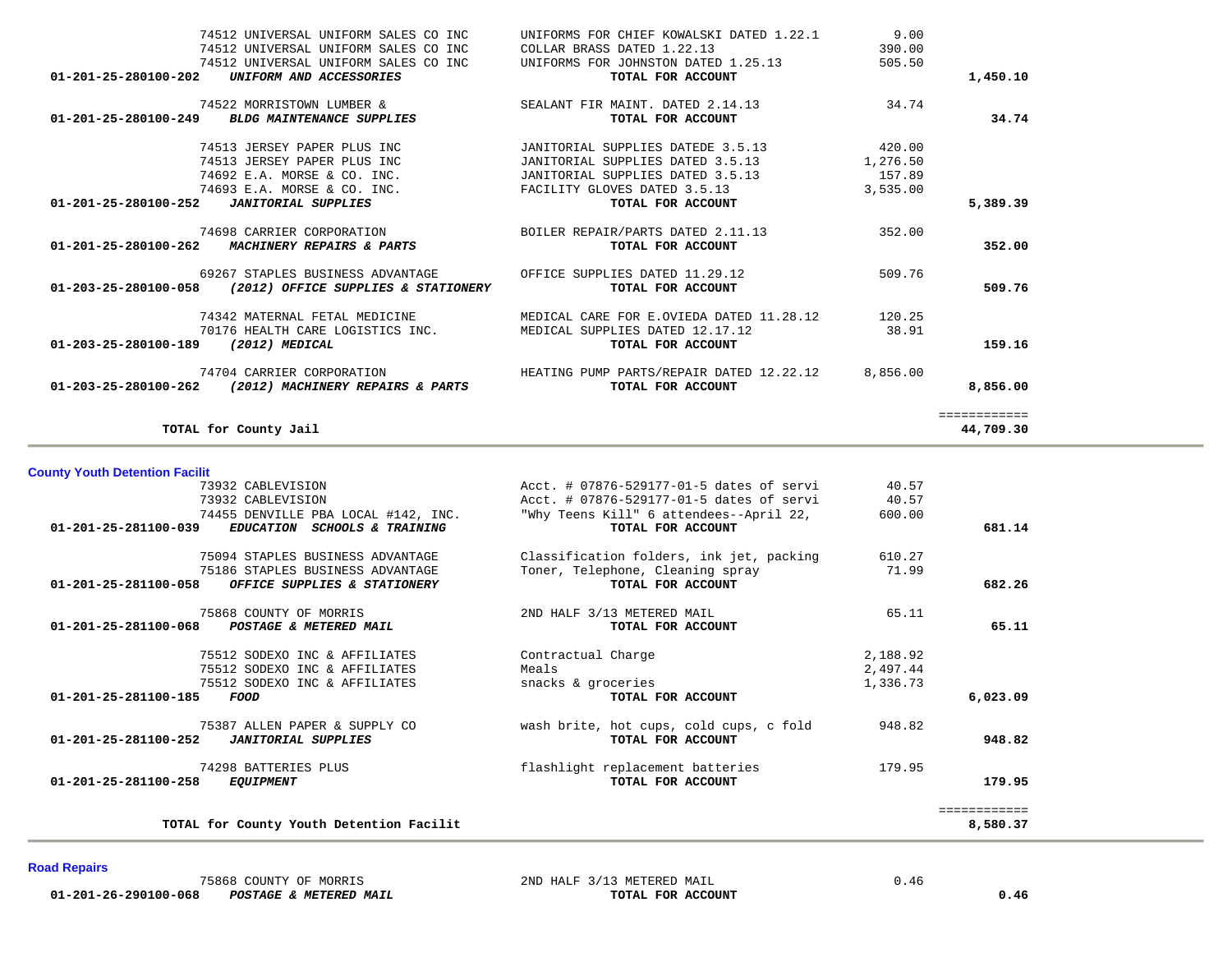| Account | Vendor / Account Name | Description | Amount | Total |
|---|---|---|---|---|
| | 74512 UNIVERSAL UNIFORM SALES CO INC | UNIFORMS FOR CHIEF KOWALSKI DATED 1.22.1 | 9.00 | |
| | 74512 UNIVERSAL UNIFORM SALES CO INC | COLLAR BRASS DATED 1.22.13 | 390.00 | |
| | 74512 UNIVERSAL UNIFORM SALES CO INC | UNIFORMS FOR JOHNSTON DATED 1.25.13 | 505.50 | |
| **01-201-25-280100-202** | ***UNIFORM AND ACCESSORIES*** | **TOTAL FOR ACCOUNT** | | **1,450.10** |
| | 74522 MORRISTOWN LUMBER & | SEALANT FIR MAINT. DATED 2.14.13 | 34.74 | |
| **01-201-25-280100-249** | ***BLDG MAINTENANCE SUPPLIES*** | **TOTAL FOR ACCOUNT** | | **34.74** |
| | 74513 JERSEY PAPER PLUS INC | JANITORIAL SUPPLIES DATEDE 3.5.13 | 420.00 | |
| | 74513 JERSEY PAPER PLUS INC | JANITORIAL SUPPLIES DATED 3.5.13 | 1,276.50 | |
| | 74692 E.A. MORSE & CO. INC. | JANITORIAL SUPPLIES DATED 3.5.13 | 157.89 | |
| | 74693 E.A. MORSE & CO. INC. | FACILITY GLOVES DATED 3.5.13 | 3,535.00 | |
| **01-201-25-280100-252** | ***JANITORIAL SUPPLIES*** | **TOTAL FOR ACCOUNT** | | **5,389.39** |
| | 74698 CARRIER CORPORATION | BOILER REPAIR/PARTS DATED 2.11.13 | 352.00 | |
| **01-201-25-280100-262** | ***MACHINERY REPAIRS & PARTS*** | **TOTAL FOR ACCOUNT** | | **352.00** |
| | 69267 STAPLES BUSINESS ADVANTAGE | OFFICE SUPPLIES DATED 11.29.12 | 509.76 | |
| **01-203-25-280100-058** | ***(2012) OFFICE SUPPLIES & STATIONERY*** | **TOTAL FOR ACCOUNT** | | **509.76** |
| | 74342 MATERNAL FETAL MEDICINE | MEDICAL CARE FOR E.OVIEDA DATED 11.28.12 | 120.25 | |
| | 70176 HEALTH CARE LOGISTICS INC. | MEDICAL SUPPLIES DATED 12.17.12 | 38.91 | |
| **01-203-25-280100-189** | ***(2012) MEDICAL*** | **TOTAL FOR ACCOUNT** | | **159.16** |
| | 74704 CARRIER CORPORATION | HEATING PUMP PARTS/REPAIR DATED 12.22.12 | 8,856.00 | |
| **01-203-25-280100-262** | ***(2012) MACHINERY REPAIRS & PARTS*** | **TOTAL FOR ACCOUNT** | | **8,856.00** |
| | **TOTAL for County Jail** | | | **44,709.30** |

## County Youth Detention Facilit

| Account | Vendor / Account Name | Description | Amount | Total |
|---|---|---|---|---|
| | 73932 CABLEVISION | Acct. # 07876-529177-01-5 dates of servi | 40.57 | |
| | 73932 CABLEVISION | Acct. # 07876-529177-01-5 dates of servi | 40.57 | |
| | 74455 DENVILLE PBA LOCAL #142, INC. | "Why Teens Kill" 6 attendees--April 22, | 600.00 | |
| **01-201-25-281100-039** | ***EDUCATION SCHOOLS & TRAINING*** | **TOTAL FOR ACCOUNT** | | **681.14** |
| | 75094 STAPLES BUSINESS ADVANTAGE | Classification folders, ink jet, packing | 610.27 | |
| | 75186 STAPLES BUSINESS ADVANTAGE | Toner, Telephone, Cleaning spray | 71.99 | |
| **01-201-25-281100-058** | ***OFFICE SUPPLIES & STATIONERY*** | **TOTAL FOR ACCOUNT** | | **682.26** |
| | 75868 COUNTY OF MORRIS | 2ND HALF 3/13 METERED MAIL | 65.11 | |
| **01-201-25-281100-068** | ***POSTAGE & METERED MAIL*** | **TOTAL FOR ACCOUNT** | | **65.11** |
| | 75512 SODEXO INC & AFFILIATES | Contractual Charge | 2,188.92 | |
| | 75512 SODEXO INC & AFFILIATES | Meals | 2,497.44 | |
| | 75512 SODEXO INC & AFFILIATES | snacks & groceries | 1,336.73 | |
| **01-201-25-281100-185** | ***FOOD*** | **TOTAL FOR ACCOUNT** | | **6,023.09** |
| | 75387 ALLEN PAPER & SUPPLY CO | wash brite, hot cups, cold cups, c fold | 948.82 | |
| **01-201-25-281100-252** | ***JANITORIAL SUPPLIES*** | **TOTAL FOR ACCOUNT** | | **948.82** |
| | 74298 BATTERIES PLUS | flashlight replacement batteries | 179.95 | |
| **01-201-25-281100-258** | ***EQUIPMENT*** | **TOTAL FOR ACCOUNT** | | **179.95** |
| | **TOTAL for County Youth Detention Facilit** | | | **8,580.37** |

## Road Repairs

| Account | Vendor / Account Name | Description | Amount | Total |
|---|---|---|---|---|
| | 75868 COUNTY OF MORRIS | 2ND HALF 3/13 METERED MAIL | 0.46 | |
| **01-201-26-290100-068** | ***POSTAGE & METERED MAIL*** | **TOTAL FOR ACCOUNT** | | **0.46** |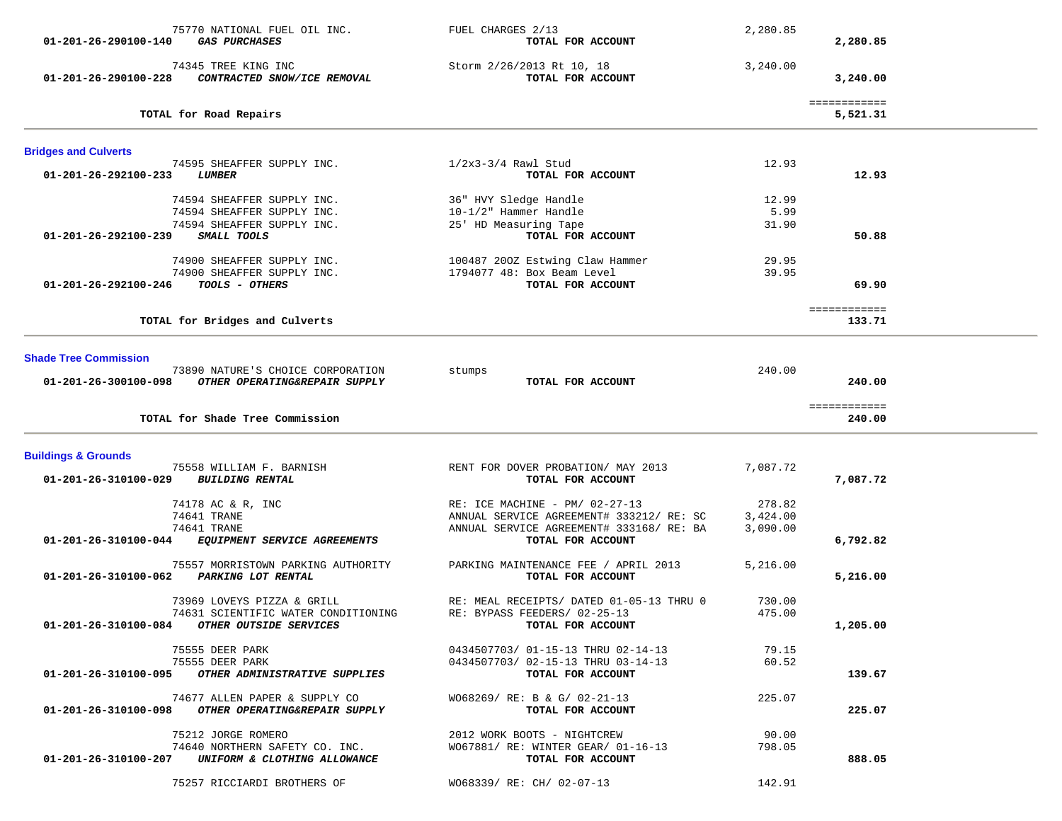| Account | Vendor / Account Name | Description | Amount | Total |
|---|---|---|---|---|
| | 75770 NATIONAL FUEL OIL INC. | FUEL CHARGES 2/13 | 2,280.85 | |
| 01-201-26-290100-140 | ***GAS PURCHASES*** | **TOTAL FOR ACCOUNT** | | **2,280.85** |
| | 74345 TREE KING INC | Storm 2/26/2013 Rt 10, 18 | 3,240.00 | |
| 01-201-26-290100-228 | ***CONTRACTED SNOW/ICE REMOVAL*** | **TOTAL FOR ACCOUNT** | | **3,240.00** |
| | | | | ============ |
| | **TOTAL for Road Repairs** | | | **5,521.31** |

## Bridges and Culverts

| Account | Vendor / Account Name | Description | Amount | Total |
|---|---|---|---|---|
| | 74595 SHEAFFER SUPPLY INC. | 1/2x3-3/4 Rawl Stud | 12.93 | |
| 01-201-26-292100-233 | ***LUMBER*** | **TOTAL FOR ACCOUNT** | | **12.93** |
| | 74594 SHEAFFER SUPPLY INC. | 36" HVY Sledge Handle | 12.99 | |
| | 74594 SHEAFFER SUPPLY INC. | 10-1/2" Hammer Handle | 5.99 | |
| | 74594 SHEAFFER SUPPLY INC. | 25' HD Measuring Tape | 31.90 | |
| 01-201-26-292100-239 | ***SMALL TOOLS*** | **TOTAL FOR ACCOUNT** | | **50.88** |
| | 74900 SHEAFFER SUPPLY INC. | 100487 20OZ Estwing Claw Hammer | 29.95 | |
| | 74900 SHEAFFER SUPPLY INC. | 1794077 48: Box Beam Level | 39.95 | |
| 01-201-26-292100-246 | ***TOOLS - OTHERS*** | **TOTAL FOR ACCOUNT** | | **69.90** |
| | | | | ============ |
| | **TOTAL for Bridges and Culverts** | | | **133.71** |

## Shade Tree Commission

| Account | Vendor / Account Name | Description | Amount | Total |
|---|---|---|---|---|
| | 73890 NATURE'S CHOICE CORPORATION | stumps | 240.00 | |
| 01-201-26-300100-098 | ***OTHER OPERATING&REPAIR SUPPLY*** | **TOTAL FOR ACCOUNT** | | **240.00** |
| | | | | ============ |
| | **TOTAL for Shade Tree Commission** | | | **240.00** |

## Buildings & Grounds

| Account | Vendor / Account Name | Description | Amount | Total |
|---|---|---|---|---|
| | 75558 WILLIAM F. BARNISH | RENT FOR DOVER PROBATION/ MAY 2013 | 7,087.72 | |
| 01-201-26-310100-029 | ***BUILDING RENTAL*** | **TOTAL FOR ACCOUNT** | | **7,087.72** |
| | 74178 AC & R, INC | RE: ICE MACHINE - PM/ 02-27-13 | 278.82 | |
| | 74641 TRANE | ANNUAL SERVICE AGREEMENT# 333212/ RE: SC | 3,424.00 | |
| | 74641 TRANE | ANNUAL SERVICE AGREEMENT# 333168/ RE: BA | 3,090.00 | |
| 01-201-26-310100-044 | ***EQUIPMENT SERVICE AGREEMENTS*** | **TOTAL FOR ACCOUNT** | | **6,792.82** |
| | 75557 MORRISTOWN PARKING AUTHORITY | PARKING MAINTENANCE FEE / APRIL 2013 | 5,216.00 | |
| 01-201-26-310100-062 | ***PARKING LOT RENTAL*** | **TOTAL FOR ACCOUNT** | | **5,216.00** |
| | 73969 LOVEYS PIZZA & GRILL | RE: MEAL RECEIPTS/ DATED 01-05-13 THRU 0 | 730.00 | |
| | 74631 SCIENTIFIC WATER CONDITIONING | RE: BYPASS FEEDERS/ 02-25-13 | 475.00 | |
| 01-201-26-310100-084 | ***OTHER OUTSIDE SERVICES*** | **TOTAL FOR ACCOUNT** | | **1,205.00** |
| | 75555 DEER PARK | 0434507703/ 01-15-13 THRU 02-14-13 | 79.15 | |
| | 75555 DEER PARK | 0434507703/ 02-15-13 THRU 03-14-13 | 60.52 | |
| 01-201-26-310100-095 | ***OTHER ADMINISTRATIVE SUPPLIES*** | **TOTAL FOR ACCOUNT** | | **139.67** |
| | 74677 ALLEN PAPER & SUPPLY CO | WO68269/ RE: B & G/ 02-21-13 | 225.07 | |
| 01-201-26-310100-098 | ***OTHER OPERATING&REPAIR SUPPLY*** | **TOTAL FOR ACCOUNT** | | **225.07** |
| | 75212 JORGE ROMERO | 2012 WORK BOOTS - NIGHTCREW | 90.00 | |
| | 74640 NORTHERN SAFETY CO. INC. | WO67881/ RE: WINTER GEAR/ 01-16-13 | 798.05 | |
| 01-201-26-310100-207 | ***UNIFORM & CLOTHING ALLOWANCE*** | **TOTAL FOR ACCOUNT** | | **888.05** |
| | 75257 RICCIARDI BROTHERS OF | WO68339/ RE: CH/ 02-07-13 | 142.91 | |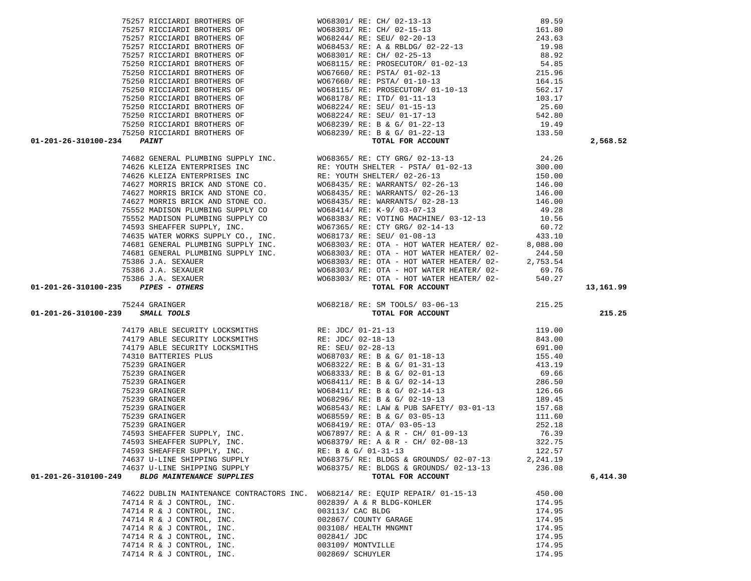| Account | Vendor | Description | Amount | Total |
|---|---|---|---|---|
| | 75257 RICCIARDI BROTHERS OF | WO68301/ RE: CH/ 02-13-13 | 89.59 | |
| | 75257 RICCIARDI BROTHERS OF | WO68301/ RE: CH/ 02-15-13 | 161.80 | |
| | 75257 RICCIARDI BROTHERS OF | WO68244/ RE: SEU/ 02-20-13 | 243.63 | |
| | 75257 RICCIARDI BROTHERS OF | WO68453/ RE: A & RBLDG/ 02-22-13 | 19.98 | |
| | 75257 RICCIARDI BROTHERS OF | WO68301/ RE: CH/ 02-25-13 | 88.92 | |
| | 75250 RICCIARDI BROTHERS OF | WO68115/ RE: PROSECUTOR/ 01-02-13 | 54.85 | |
| | 75250 RICCIARDI BROTHERS OF | WO67660/ RE: PSTA/ 01-02-13 | 215.96 | |
| | 75250 RICCIARDI BROTHERS OF | WO67660/ RE: PSTA/ 01-10-13 | 164.15 | |
| | 75250 RICCIARDI BROTHERS OF | WO68115/ RE: PROSECUTOR/ 01-10-13 | 562.17 | |
| | 75250 RICCIARDI BROTHERS OF | WO68178/ RE: ITD/ 01-11-13 | 103.17 | |
| | 75250 RICCIARDI BROTHERS OF | WO68224/ RE: SEU/ 01-15-13 | 25.60 | |
| | 75250 RICCIARDI BROTHERS OF | WO68224/ RE: SEU/ 01-17-13 | 542.80 | |
| | 75250 RICCIARDI BROTHERS OF | WO68239/ RE: B & G/ 01-22-13 | 19.49 | |
| | 75250 RICCIARDI BROTHERS OF | WO68239/ RE: B & G/ 01-22-13 | 133.50 | |
| **01-201-26-310100-234** | ***PAINT*** | **TOTAL FOR ACCOUNT** | | **2,568.52** |
| | 74682 GENERAL PLUMBING SUPPLY INC. | WO68365/ RE: CTY GRG/ 02-13-13 | 24.26 | |
| | 74626 KLEIZA ENTERPRISES INC | RE: YOUTH SHELTER - PSTA/ 01-02-13 | 300.00 | |
| | 74626 KLEIZA ENTERPRISES INC | RE: YOUTH SHELTER/ 02-26-13 | 150.00 | |
| | 74627 MORRIS BRICK AND STONE CO. | WO68435/ RE: WARRANTS/ 02-26-13 | 146.00 | |
| | 74627 MORRIS BRICK AND STONE CO. | WO68435/ RE: WARRANTS/ 02-26-13 | 146.00 | |
| | 74627 MORRIS BRICK AND STONE CO. | WO68435/ RE: WARRANTS/ 02-28-13 | 146.00 | |
| | 75552 MADISON PLUMBING SUPPLY CO | WO68414/ RE: K-9/ 03-07-13 | 49.28 | |
| | 75552 MADISON PLUMBING SUPPLY CO | WO68383/ RE: VOTING MACHINE/ 03-12-13 | 10.56 | |
| | 74593 SHEAFFER SUPPLY, INC. | WO67365/ RE: CTY GRG/ 02-14-13 | 60.72 | |
| | 74635 WATER WORKS SUPPLY CO., INC. | WO68173/ RE: SEU/ 01-08-13 | 433.10 | |
| | 74681 GENERAL PLUMBING SUPPLY INC. | WO68303/ RE: OTA - HOT WATER HEATER/ 02- | 8,088.00 | |
| | 74681 GENERAL PLUMBING SUPPLY INC. | WO68303/ RE: OTA - HOT WATER HEATER/ 02- | 244.50 | |
| | 75386 J.A. SEXAUER | WO68303/ RE: OTA - HOT WATER HEATER/ 02- | 2,753.54 | |
| | 75386 J.A. SEXAUER | WO68303/ RE: OTA - HOT WATER HEATER/ 02- | 69.76 | |
| | 75386 J.A. SEXAUER | WO68303/ RE: OTA - HOT WATER HEATER/ 02- | 540.27 | |
| **01-201-26-310100-235** | ***PIPES - OTHERS*** | **TOTAL FOR ACCOUNT** | | **13,161.99** |
| | 75244 GRAINGER | WO68218/ RE: SM TOOLS/ 03-06-13 | 215.25 | |
| **01-201-26-310100-239** | ***SMALL TOOLS*** | **TOTAL FOR ACCOUNT** | | **215.25** |
| | 74179 ABLE SECURITY LOCKSMITHS | RE: JDC/ 01-21-13 | 119.00 | |
| | 74179 ABLE SECURITY LOCKSMITHS | RE: JDC/ 02-18-13 | 843.00 | |
| | 74179 ABLE SECURITY LOCKSMITHS | RE: SEU/ 02-28-13 | 691.00 | |
| | 74310 BATTERIES PLUS | WO68703/ RE: B & G/ 01-18-13 | 155.40 | |
| | 75239 GRAINGER | WO68322/ RE: B & G/ 01-31-13 | 413.19 | |
| | 75239 GRAINGER | WO68333/ RE: B & G/ 02-01-13 | 69.66 | |
| | 75239 GRAINGER | WO68411/ RE: B & G/ 02-14-13 | 286.50 | |
| | 75239 GRAINGER | WO68411/ RE: B & G/ 02-14-13 | 126.66 | |
| | 75239 GRAINGER | WO68296/ RE: B & G/ 02-19-13 | 189.45 | |
| | 75239 GRAINGER | WO68543/ RE: LAW & PUB SAFETY/ 03-01-13 | 157.68 | |
| | 75239 GRAINGER | WO68559/ RE: B & G/ 03-05-13 | 111.60 | |
| | 75239 GRAINGER | WO68419/ RE: OTA/ 03-05-13 | 252.18 | |
| | 74593 SHEAFFER SUPPLY, INC. | WO67897/ RE: A & R - CH/ 01-09-13 | 76.39 | |
| | 74593 SHEAFFER SUPPLY, INC. | WO68379/ RE: A & R - CH/ 02-08-13 | 322.75 | |
| | 74593 SHEAFFER SUPPLY, INC. | RE: B & G/ 01-31-13 | 122.57 | |
| | 74637 U-LINE SHIPPING SUPPLY | WO68375/ RE: BLDGS & GROUNDS/ 02-07-13 | 2,241.19 | |
| | 74637 U-LINE SHIPPING SUPPLY | WO68375/ RE: BLDGS & GROUNDS/ 02-13-13 | 236.08 | |
| **01-201-26-310100-249** | ***BLDG MAINTENANCE SUPPLIES*** | **TOTAL FOR ACCOUNT** | | **6,414.30** |
| | 74622 DUBLIN MAINTENANCE CONTRACTORS INC. | WO68214/ RE: EQUIP REPAIR/ 01-15-13 | 450.00 | |
| | 74714 R & J CONTROL, INC. | 002839/ A & R BLDG-KOHLER | 174.95 | |
| | 74714 R & J CONTROL, INC. | 003113/ CAC BLDG | 174.95 | |
| | 74714 R & J CONTROL, INC. | 002867/ COUNTY GARAGE | 174.95 | |
| | 74714 R & J CONTROL, INC. | 003108/ HEALTH MNGMNT | 174.95 | |
| | 74714 R & J CONTROL, INC. | 002841/ JDC | 174.95 | |
| | 74714 R & J CONTROL, INC. | 003109/ MONTVILLE | 174.95 | |
| | 74714 R & J CONTROL, INC. | 002869/ SCHUYLER | 174.95 | |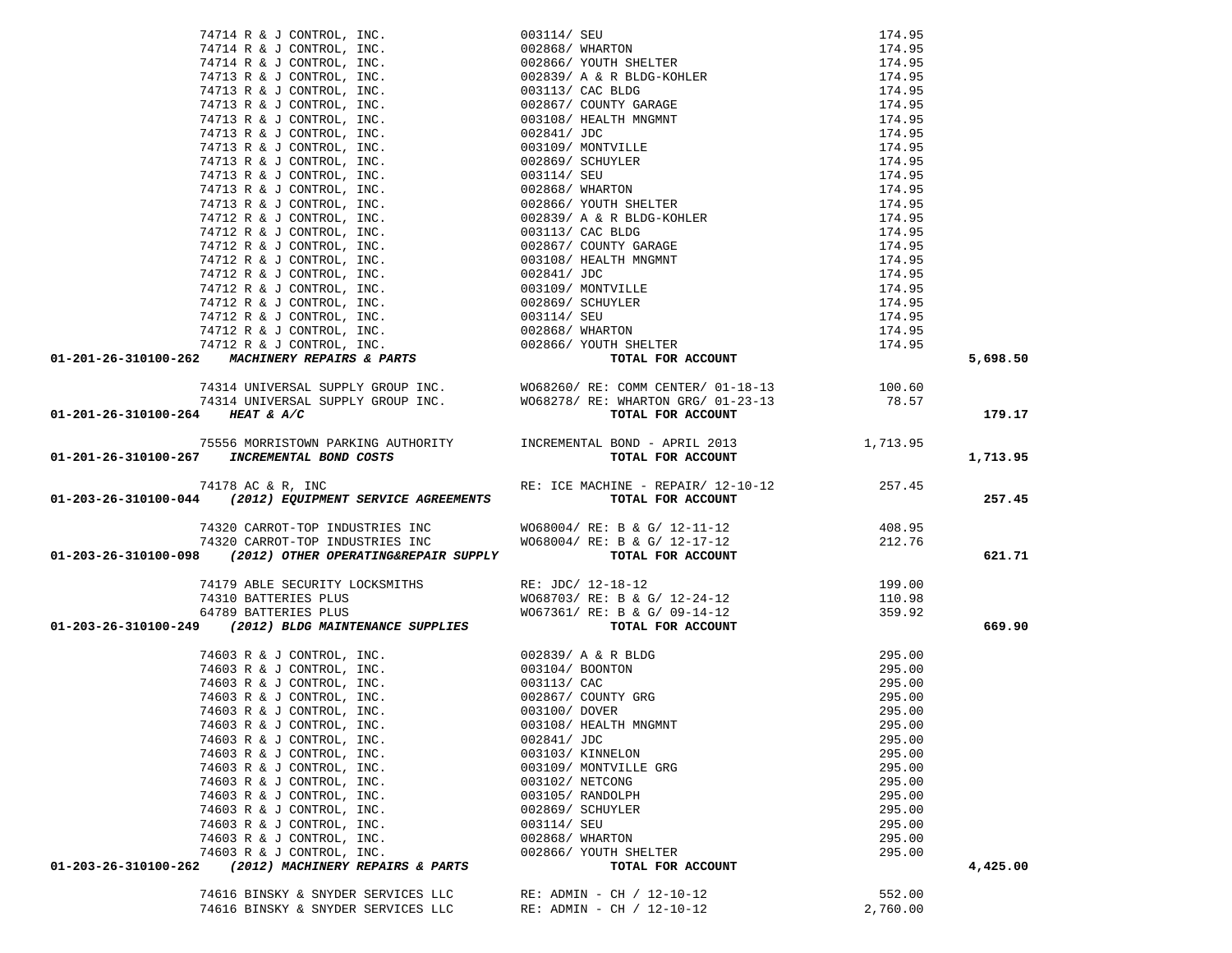| Account | Vendor | Description | Amount | Total |
|---|---|---|---|---|
| | 74714 R & J CONTROL, INC. | 003114/ SEU | 174.95 | |
| | 74714 R & J CONTROL, INC. | 002868/ WHARTON | 174.95 | |
| | 74714 R & J CONTROL, INC. | 002866/ YOUTH SHELTER | 174.95 | |
| | 74713 R & J CONTROL, INC. | 002839/ A & R BLDG-KOHLER | 174.95 | |
| | 74713 R & J CONTROL, INC. | 003113/ CAC BLDG | 174.95 | |
| | 74713 R & J CONTROL, INC. | 002867/ COUNTY GARAGE | 174.95 | |
| | 74713 R & J CONTROL, INC. | 003108/ HEALTH MNGMNT | 174.95 | |
| | 74713 R & J CONTROL, INC. | 002841/ JDC | 174.95 | |
| | 74713 R & J CONTROL, INC. | 003109/ MONTVILLE | 174.95 | |
| | 74713 R & J CONTROL, INC. | 002869/ SCHUYLER | 174.95 | |
| | 74713 R & J CONTROL, INC. | 003114/ SEU | 174.95 | |
| | 74713 R & J CONTROL, INC. | 002868/ WHARTON | 174.95 | |
| | 74713 R & J CONTROL, INC. | 002866/ YOUTH SHELTER | 174.95 | |
| | 74712 R & J CONTROL, INC. | 002839/ A & R BLDG-KOHLER | 174.95 | |
| | 74712 R & J CONTROL, INC. | 003113/ CAC BLDG | 174.95 | |
| | 74712 R & J CONTROL, INC. | 002867/ COUNTY GARAGE | 174.95 | |
| | 74712 R & J CONTROL, INC. | 003108/ HEALTH MNGMNT | 174.95 | |
| | 74712 R & J CONTROL, INC. | 002841/ JDC | 174.95 | |
| | 74712 R & J CONTROL, INC. | 003109/ MONTVILLE | 174.95 | |
| | 74712 R & J CONTROL, INC. | 002869/ SCHUYLER | 174.95 | |
| | 74712 R & J CONTROL, INC. | 003114/ SEU | 174.95 | |
| | 74712 R & J CONTROL, INC. | 002868/ WHARTON | 174.95 | |
| | 74712 R & J CONTROL, INC. | 002866/ YOUTH SHELTER | 174.95 | |
| **01-201-26-310100-262** | ***MACHINERY REPAIRS & PARTS*** | **TOTAL FOR ACCOUNT** | | **5,698.50** |
| | 74314 UNIVERSAL SUPPLY GROUP INC. | WO68260/ RE: COMM CENTER/ 01-18-13 | 100.60 | |
| | 74314 UNIVERSAL SUPPLY GROUP INC. | WO68278/ RE: WHARTON GRG/ 01-23-13 | 78.57 | |
| **01-201-26-310100-264** | ***HEAT & A/C*** | **TOTAL FOR ACCOUNT** | | **179.17** |
| | 75556 MORRISTOWN PARKING AUTHORITY | INCREMENTAL BOND - APRIL 2013 | 1,713.95 | |
| **01-201-26-310100-267** | ***INCREMENTAL BOND COSTS*** | **TOTAL FOR ACCOUNT** | | **1,713.95** |
| | 74178 AC & R, INC | RE: ICE MACHINE - REPAIR/ 12-10-12 | 257.45 | |
| **01-203-26-310100-044** | ***(2012) EQUIPMENT SERVICE AGREEMENTS*** | **TOTAL FOR ACCOUNT** | | **257.45** |
| | 74320 CARROT-TOP INDUSTRIES INC | WO68004/ RE: B & G/ 12-11-12 | 408.95 | |
| | 74320 CARROT-TOP INDUSTRIES INC | WO68004/ RE: B & G/ 12-17-12 | 212.76 | |
| **01-203-26-310100-098** | ***(2012) OTHER OPERATING&REPAIR SUPPLY*** | **TOTAL FOR ACCOUNT** | | **621.71** |
| | 74179 ABLE SECURITY LOCKSMITHS | RE: JDC/ 12-18-12 | 199.00 | |
| | 74310 BATTERIES PLUS | WO68703/ RE: B & G/ 12-24-12 | 110.98 | |
| | 64789 BATTERIES PLUS | WO67361/ RE: B & G/ 09-14-12 | 359.92 | |
| **01-203-26-310100-249** | ***(2012) BLDG MAINTENANCE SUPPLIES*** | **TOTAL FOR ACCOUNT** | | **669.90** |
| | 74603 R & J CONTROL, INC. | 002839/ A & R BLDG | 295.00 | |
| | 74603 R & J CONTROL, INC. | 003104/ BOONTON | 295.00 | |
| | 74603 R & J CONTROL, INC. | 003113/ CAC | 295.00 | |
| | 74603 R & J CONTROL, INC. | 002867/ COUNTY GRG | 295.00 | |
| | 74603 R & J CONTROL, INC. | 003100/ DOVER | 295.00 | |
| | 74603 R & J CONTROL, INC. | 003108/ HEALTH MNGMNT | 295.00 | |
| | 74603 R & J CONTROL, INC. | 002841/ JDC | 295.00 | |
| | 74603 R & J CONTROL, INC. | 003103/ KINNELON | 295.00 | |
| | 74603 R & J CONTROL, INC. | 003109/ MONTVILLE GRG | 295.00 | |
| | 74603 R & J CONTROL, INC. | 003102/ NETCONG | 295.00 | |
| | 74603 R & J CONTROL, INC. | 003105/ RANDOLPH | 295.00 | |
| | 74603 R & J CONTROL, INC. | 002869/ SCHUYLER | 295.00 | |
| | 74603 R & J CONTROL, INC. | 003114/ SEU | 295.00 | |
| | 74603 R & J CONTROL, INC. | 002868/ WHARTON | 295.00 | |
| | 74603 R & J CONTROL, INC. | 002866/ YOUTH SHELTER | 295.00 | |
| **01-203-26-310100-262** | ***(2012) MACHINERY REPAIRS & PARTS*** | **TOTAL FOR ACCOUNT** | | **4,425.00** |
| | 74616 BINSKY & SNYDER SERVICES LLC | RE: ADMIN - CH / 12-10-12 | 552.00 | |
| | 74616 BINSKY & SNYDER SERVICES LLC | RE: ADMIN - CH / 12-10-12 | 2,760.00 | |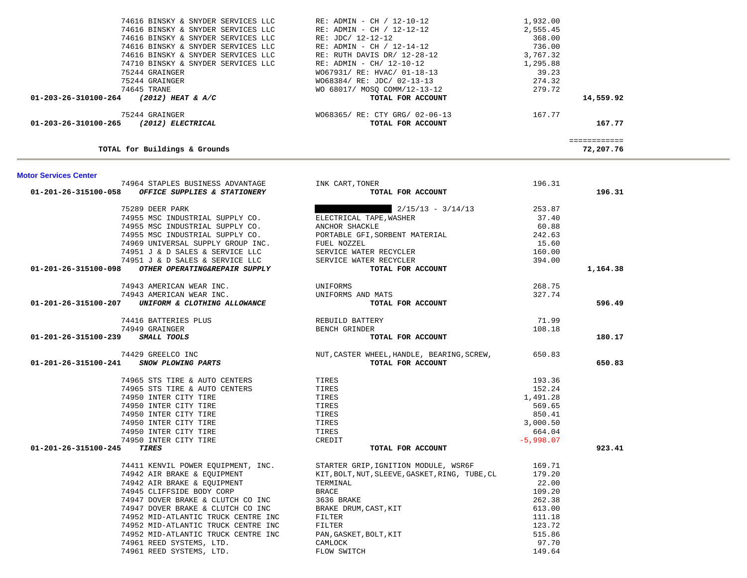| Account | Vendor / Account Name | Description | Amount | Total |
|---|---|---|---|---|
| | 74616 BINSKY & SNYDER SERVICES LLC | RE: ADMIN - CH / 12-10-12 | 1,932.00 | |
| | 74616 BINSKY & SNYDER SERVICES LLC | RE: ADMIN - CH / 12-12-12 | 2,555.45 | |
| | 74616 BINSKY & SNYDER SERVICES LLC | RE: JDC/ 12-12-12 | 368.00 | |
| | 74616 BINSKY & SNYDER SERVICES LLC | RE: ADMIN - CH / 12-14-12 | 736.00 | |
| | 74616 BINSKY & SNYDER SERVICES LLC | RE: RUTH DAVIS DR/ 12-28-12 | 3,767.32 | |
| | 74710 BINSKY & SNYDER SERVICES LLC | RE: ADMIN - CH/ 12-10-12 | 1,295.88 | |
| | 75244 GRAINGER | WO67931/ RE: HVAC/ 01-18-13 | 39.23 | |
| | 75244 GRAINGER | WO68384/ RE: JDC/ 02-13-13 | 274.32 | |
| | 74645 TRANE | WO 68017/ MOSQ COMM/12-13-12 | 279.72 | |
| **01-203-26-310100-264** | ***(2012) HEAT & A/C*** | **TOTAL FOR ACCOUNT** | | **14,559.92** |
| | 75244 GRAINGER | WO68365/ RE: CTY GRG/ 02-06-13 | 167.77 | |
| **01-203-26-310100-265** | ***(2012) ELECTRICAL*** | **TOTAL FOR ACCOUNT** | | **167.77** |
| | | | | ============ |
| | **TOTAL for Buildings & Grounds** | | | **72,207.76** |

## Motor Services Center

| Account | Vendor / Account Name | Description | Amount | Total |
|---|---|---|---|---|
| | 74964 STAPLES BUSINESS ADVANTAGE | INK CART,TONER | 196.31 | |
| **01-201-26-315100-058** | ***OFFICE SUPPLIES & STATIONERY*** | **TOTAL FOR ACCOUNT** | | **196.31** |
| | 75289 DEER PARK | [REDACTED] 2/15/13 - 3/14/13 | 253.87 | |
| | 74955 MSC INDUSTRIAL SUPPLY CO. | ELECTRICAL TAPE,WASHER | 37.40 | |
| | 74955 MSC INDUSTRIAL SUPPLY CO. | ANCHOR SHACKLE | 60.88 | |
| | 74955 MSC INDUSTRIAL SUPPLY CO. | PORTABLE GFI,SORBENT MATERIAL | 242.63 | |
| | 74969 UNIVERSAL SUPPLY GROUP INC. | FUEL NOZZEL | 15.60 | |
| | 74951 J & D SALES & SERVICE LLC | SERVICE WATER RECYCLER | 160.00 | |
| | 74951 J & D SALES & SERVICE LLC | SERVICE WATER RECYCLER | 394.00 | |
| **01-201-26-315100-098** | ***OTHER OPERATING&REPAIR SUPPLY*** | **TOTAL FOR ACCOUNT** | | **1,164.38** |
| | 74943 AMERICAN WEAR INC. | UNIFORMS | 268.75 | |
| | 74943 AMERICAN WEAR INC. | UNIFORMS AND MATS | 327.74 | |
| **01-201-26-315100-207** | ***UNIFORM & CLOTHING ALLOWANCE*** | **TOTAL FOR ACCOUNT** | | **596.49** |
| | 74416 BATTERIES PLUS | REBUILD BATTERY | 71.99 | |
| | 74949 GRAINGER | BENCH GRINDER | 108.18 | |
| **01-201-26-315100-239** | ***SMALL TOOLS*** | **TOTAL FOR ACCOUNT** | | **180.17** |
| | 74429 GREELCO INC | NUT,CASTER WHEEL,HANDLE, BEARING,SCREW, | 650.83 | |
| **01-201-26-315100-241** | ***SNOW PLOWING PARTS*** | **TOTAL FOR ACCOUNT** | | **650.83** |
| | 74965 STS TIRE & AUTO CENTERS | TIRES | 193.36 | |
| | 74965 STS TIRE & AUTO CENTERS | TIRES | 152.24 | |
| | 74950 INTER CITY TIRE | TIRES | 1,491.28 | |
| | 74950 INTER CITY TIRE | TIRES | 569.65 | |
| | 74950 INTER CITY TIRE | TIRES | 850.41 | |
| | 74950 INTER CITY TIRE | TIRES | 3,000.50 | |
| | 74950 INTER CITY TIRE | TIRES | 664.04 | |
| | 74950 INTER CITY TIRE | CREDIT | -5,998.07 | |
| **01-201-26-315100-245** | ***TIRES*** | **TOTAL FOR ACCOUNT** | | **923.41** |
| | 74411 KENVIL POWER EQUIPMENT, INC. | STARTER GRIP,IGNITION MODULE, WSR6F | 169.71 | |
| | 74942 AIR BRAKE & EQUIPMENT | KIT,BOLT,NUT,SLEEVE,GASKET,RING, TUBE,CL | 179.20 | |
| | 74942 AIR BRAKE & EQUIPMENT | TERMINAL | 22.00 | |
| | 74945 CLIFFSIDE BODY CORP | BRACE | 109.20 | |
| | 74947 DOVER BRAKE & CLUTCH CO INC | 3636 BRAKE | 262.38 | |
| | 74947 DOVER BRAKE & CLUTCH CO INC | BRAKE DRUM,CAST,KIT | 613.00 | |
| | 74952 MID-ATLANTIC TRUCK CENTRE INC | FILTER | 111.18 | |
| | 74952 MID-ATLANTIC TRUCK CENTRE INC | FILTER | 123.72 | |
| | 74952 MID-ATLANTIC TRUCK CENTRE INC | PAN,GASKET,BOLT,KIT | 515.86 | |
| | 74961 REED SYSTEMS, LTD. | CAMLOCK | 97.70 | |
| | 74961 REED SYSTEMS, LTD. | FLOW SWITCH | 149.64 | |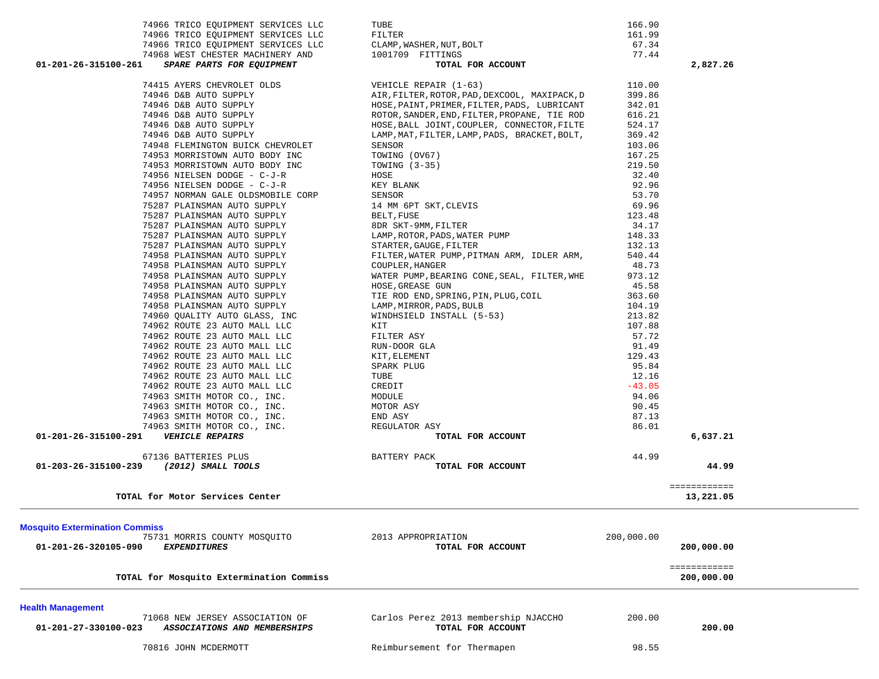| Account | Vendor | Description | Amount | Total |
|---|---|---|---|---|
| | 74966 TRICO EQUIPMENT SERVICES LLC | TUBE | 166.90 | |
| | 74966 TRICO EQUIPMENT SERVICES LLC | FILTER | 161.99 | |
| | 74966 TRICO EQUIPMENT SERVICES LLC | CLAMP,WASHER,NUT,BOLT | 67.34 | |
| | 74968 WEST CHESTER MACHINERY AND | 1001709 FITTINGS | 77.44 | |
| **01-201-26-315100-261** | ***SPARE PARTS FOR EQUIPMENT*** | **TOTAL FOR ACCOUNT** | | **2,827.26** |
| | 74415 AYERS CHEVROLET OLDS | VEHICLE REPAIR (1-63) | 110.00 | |
| | 74946 D&B AUTO SUPPLY | AIR,FILTER,ROTOR,PAD,DEXCOOL, MAXIPACK,D | 399.86 | |
| | 74946 D&B AUTO SUPPLY | HOSE,PAINT,PRIMER,FILTER,PADS, LUBRICANT | 342.01 | |
| | 74946 D&B AUTO SUPPLY | ROTOR,SANDER,END,FILTER,PROPANE, TIE ROD | 616.21 | |
| | 74946 D&B AUTO SUPPLY | HOSE,BALL JOINT,COUPLER, CONNECTOR,FILTE | 524.17 | |
| | 74946 D&B AUTO SUPPLY | LAMP,MAT,FILTER,LAMP,PADS, BRACKET,BOLT, | 369.42 | |
| | 74948 FLEMINGTON BUICK CHEVROLET | SENSOR | 103.06 | |
| | 74953 MORRISTOWN AUTO BODY INC | TOWING (OV67) | 167.25 | |
| | 74953 MORRISTOWN AUTO BODY INC | TOWING (3-35) | 219.50 | |
| | 74956 NIELSEN DODGE - C-J-R | HOSE | 32.40 | |
| | 74956 NIELSEN DODGE - C-J-R | KEY BLANK | 92.96 | |
| | 74957 NORMAN GALE OLDSMOBILE CORP | SENSOR | 53.70 | |
| | 75287 PLAINSMAN AUTO SUPPLY | 14 MM 6PT SKT,CLEVIS | 69.96 | |
| | 75287 PLAINSMAN AUTO SUPPLY | BELT,FUSE | 123.48 | |
| | 75287 PLAINSMAN AUTO SUPPLY | 8DR SKT-9MM,FILTER | 34.17 | |
| | 75287 PLAINSMAN AUTO SUPPLY | LAMP,ROTOR,PADS,WATER PUMP | 148.33 | |
| | 75287 PLAINSMAN AUTO SUPPLY | STARTER,GAUGE,FILTER | 132.13 | |
| | 74958 PLAINSMAN AUTO SUPPLY | FILTER,WATER PUMP,PITMAN ARM, IDLER ARM, | 540.44 | |
| | 74958 PLAINSMAN AUTO SUPPLY | COUPLER,HANGER | 48.73 | |
| | 74958 PLAINSMAN AUTO SUPPLY | WATER PUMP,BEARING CONE,SEAL, FILTER,WHE | 973.12 | |
| | 74958 PLAINSMAN AUTO SUPPLY | HOSE,GREASE GUN | 45.58 | |
| | 74958 PLAINSMAN AUTO SUPPLY | TIE ROD END,SPRING,PIN,PLUG,COIL | 363.60 | |
| | 74958 PLAINSMAN AUTO SUPPLY | LAMP,MIRROR,PADS,BULB | 104.19 | |
| | 74960 QUALITY AUTO GLASS, INC | WINDHSIELD INSTALL (5-53) | 213.82 | |
| | 74962 ROUTE 23 AUTO MALL LLC | KIT | 107.88 | |
| | 74962 ROUTE 23 AUTO MALL LLC | FILTER ASY | 57.72 | |
| | 74962 ROUTE 23 AUTO MALL LLC | RUN-DOOR GLA | 91.49 | |
| | 74962 ROUTE 23 AUTO MALL LLC | KIT,ELEMENT | 129.43 | |
| | 74962 ROUTE 23 AUTO MALL LLC | SPARK PLUG | 95.84 | |
| | 74962 ROUTE 23 AUTO MALL LLC | TUBE | 12.16 | |
| | 74962 ROUTE 23 AUTO MALL LLC | CREDIT | -43.05 | |
| | 74963 SMITH MOTOR CO., INC. | MODULE | 94.06 | |
| | 74963 SMITH MOTOR CO., INC. | MOTOR ASY | 90.45 | |
| | 74963 SMITH MOTOR CO., INC. | END ASY | 87.13 | |
| | 74963 SMITH MOTOR CO., INC. | REGULATOR ASY | 86.01 | |
| **01-201-26-315100-291** | ***VEHICLE REPAIRS*** | **TOTAL FOR ACCOUNT** | | **6,637.21** |
| | 67136 BATTERIES PLUS | BATTERY PACK | 44.99 | |
| **01-203-26-315100-239** | ***(2012) SMALL TOOLS*** | **TOTAL FOR ACCOUNT** | | **44.99** |
| | | | | ============ |
| | **TOTAL for Motor Services Center** | | | **13,221.05** |

## Mosquito Extermination Commiss

| Account | Vendor | Description | Amount | Total |
|---|---|---|---|---|
| | 75731 MORRIS COUNTY MOSQUITO | 2013 APPROPRIATION | 200,000.00 | |
| **01-201-26-320105-090** | ***EXPENDITURES*** | **TOTAL FOR ACCOUNT** | | **200,000.00** |
| | | | | ============ |
| | **TOTAL for Mosquito Extermination Commiss** | | | **200,000.00** |

## Health Management

| Account | Vendor | Description | Amount | Total |
|---|---|---|---|---|
| | 71068 NEW JERSEY ASSOCIATION OF | Carlos Perez 2013 membership NJACCHO | 200.00 | |
| **01-201-27-330100-023** | ***ASSOCIATIONS AND MEMBERSHIPS*** | **TOTAL FOR ACCOUNT** | | **200.00** |
| | 70816 JOHN MCDERMOTT | Reimbursement for Thermapen | 98.55 | |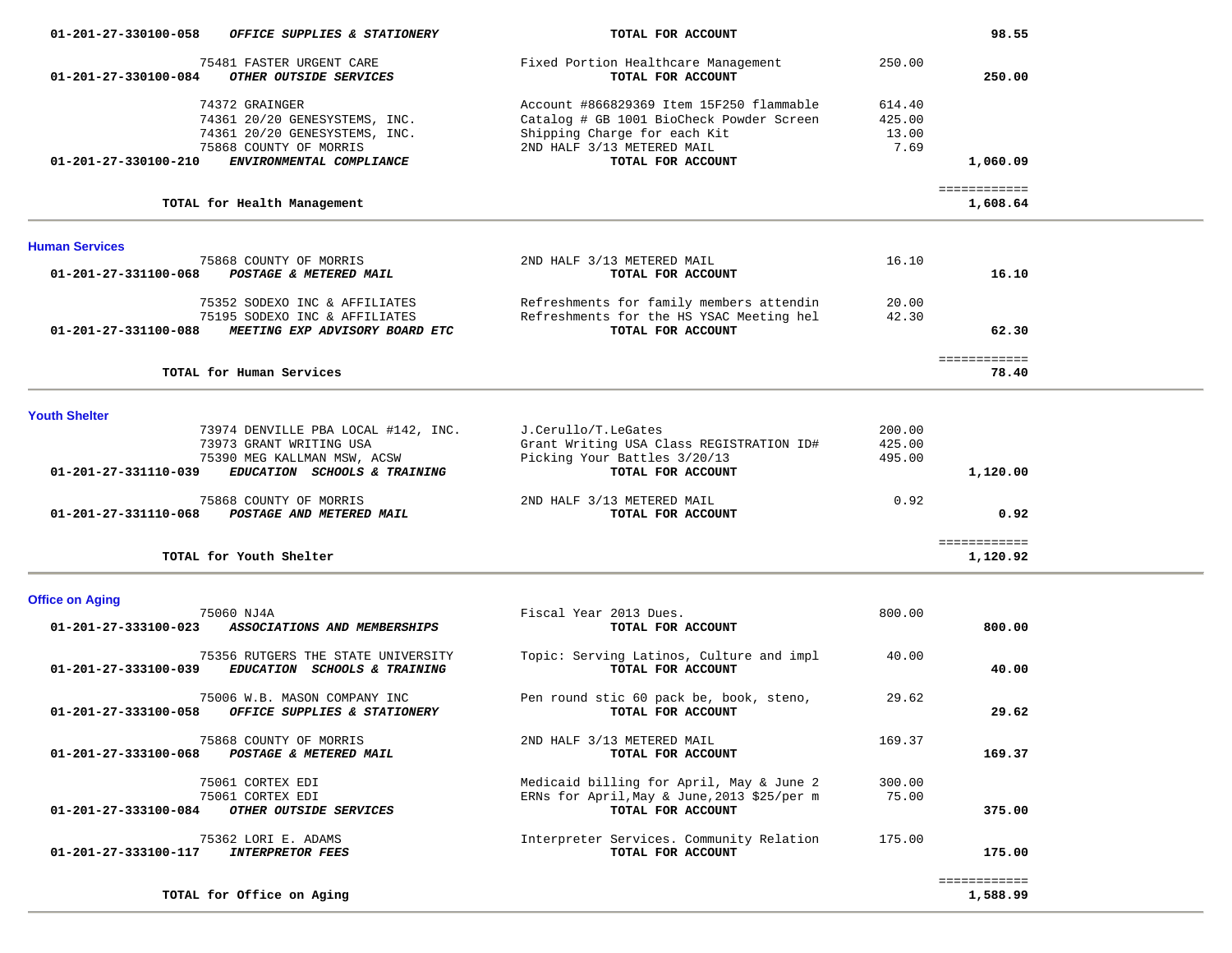| Account / Vendor | Description | Amount | Total |
|---|---|---|---|
| 01-201-27-330100-058 ***OFFICE SUPPLIES & STATIONERY*** | **TOTAL FOR ACCOUNT** | | **98.55** |
| 75481 FASTER URGENT CARE | Fixed Portion Healthcare Management | 250.00 | |
| 01-201-27-330100-084 ***OTHER OUTSIDE SERVICES*** | **TOTAL FOR ACCOUNT** | | **250.00** |
| 74372 GRAINGER | Account #866829369 Item 15F250 flammable | 614.40 | |
| 74361 20/20 GENESYSTEMS, INC. | Catalog # GB 1001 BioCheck Powder Screen | 425.00 | |
| 74361 20/20 GENESYSTEMS, INC. | Shipping Charge for each Kit | 13.00 | |
| 75868 COUNTY OF MORRIS | 2ND HALF 3/13 METERED MAIL | 7.69 | |
| 01-201-27-330100-210 ***ENVIRONMENTAL COMPLIANCE*** | **TOTAL FOR ACCOUNT** | | **1,060.09** |
| **TOTAL for Health Management** | | | **1,608.64** |

## Human Services

| Account / Vendor | Description | Amount | Total |
|---|---|---|---|
| 75868 COUNTY OF MORRIS | 2ND HALF 3/13 METERED MAIL | 16.10 | |
| 01-201-27-331100-068 ***POSTAGE & METERED MAIL*** | **TOTAL FOR ACCOUNT** | | **16.10** |
| 75352 SODEXO INC & AFFILIATES | Refreshments for family members attendin | 20.00 | |
| 75195 SODEXO INC & AFFILIATES | Refreshments for the HS YSAC Meeting hel | 42.30 | |
| 01-201-27-331100-088 ***MEETING EXP ADVISORY BOARD ETC*** | **TOTAL FOR ACCOUNT** | | **62.30** |
| **TOTAL for Human Services** | | | **78.40** |

## Youth Shelter

| Account / Vendor | Description | Amount | Total |
|---|---|---|---|
| 73974 DENVILLE PBA LOCAL #142, INC. | J.Cerullo/T.LeGates | 200.00 | |
| 73973 GRANT WRITING USA | Grant Writing USA Class REGISTRATION ID# | 425.00 | |
| 75390 MEG KALLMAN MSW, ACSW | Picking Your Battles 3/20/13 | 495.00 | |
| 01-201-27-331110-039 ***EDUCATION SCHOOLS & TRAINING*** | **TOTAL FOR ACCOUNT** | | **1,120.00** |
| 75868 COUNTY OF MORRIS | 2ND HALF 3/13 METERED MAIL | 0.92 | |
| 01-201-27-331110-068 ***POSTAGE AND METERED MAIL*** | **TOTAL FOR ACCOUNT** | | **0.92** |
| **TOTAL for Youth Shelter** | | | **1,120.92** |

## Office on Aging

| Account / Vendor | Description | Amount | Total |
|---|---|---|---|
| 75060 NJ4A | Fiscal Year 2013 Dues. | 800.00 | |
| 01-201-27-333100-023 ***ASSOCIATIONS AND MEMBERSHIPS*** | **TOTAL FOR ACCOUNT** | | **800.00** |
| 75356 RUTGERS THE STATE UNIVERSITY | Topic: Serving Latinos, Culture and impl | 40.00 | |
| 01-201-27-333100-039 ***EDUCATION SCHOOLS & TRAINING*** | **TOTAL FOR ACCOUNT** | | **40.00** |
| 75006 W.B. MASON COMPANY INC | Pen round stic 60 pack be, book, steno, | 29.62 | |
| 01-201-27-333100-058 ***OFFICE SUPPLIES & STATIONERY*** | **TOTAL FOR ACCOUNT** | | **29.62** |
| 75868 COUNTY OF MORRIS | 2ND HALF 3/13 METERED MAIL | 169.37 | |
| 01-201-27-333100-068 ***POSTAGE & METERED MAIL*** | **TOTAL FOR ACCOUNT** | | **169.37** |
| 75061 CORTEX EDI | Medicaid billing for April, May & June 2 | 300.00 | |
| 75061 CORTEX EDI | ERNs for April,May & June,2013 $25/per m | 75.00 | |
| 01-201-27-333100-084 ***OTHER OUTSIDE SERVICES*** | **TOTAL FOR ACCOUNT** | | **375.00** |
| 75362 LORI E. ADAMS | Interpreter Services. Community Relation | 175.00 | |
| 01-201-27-333100-117 ***INTERPRETOR FEES*** | **TOTAL FOR ACCOUNT** | | **175.00** |
| **TOTAL for Office on Aging** | | | **1,588.99** |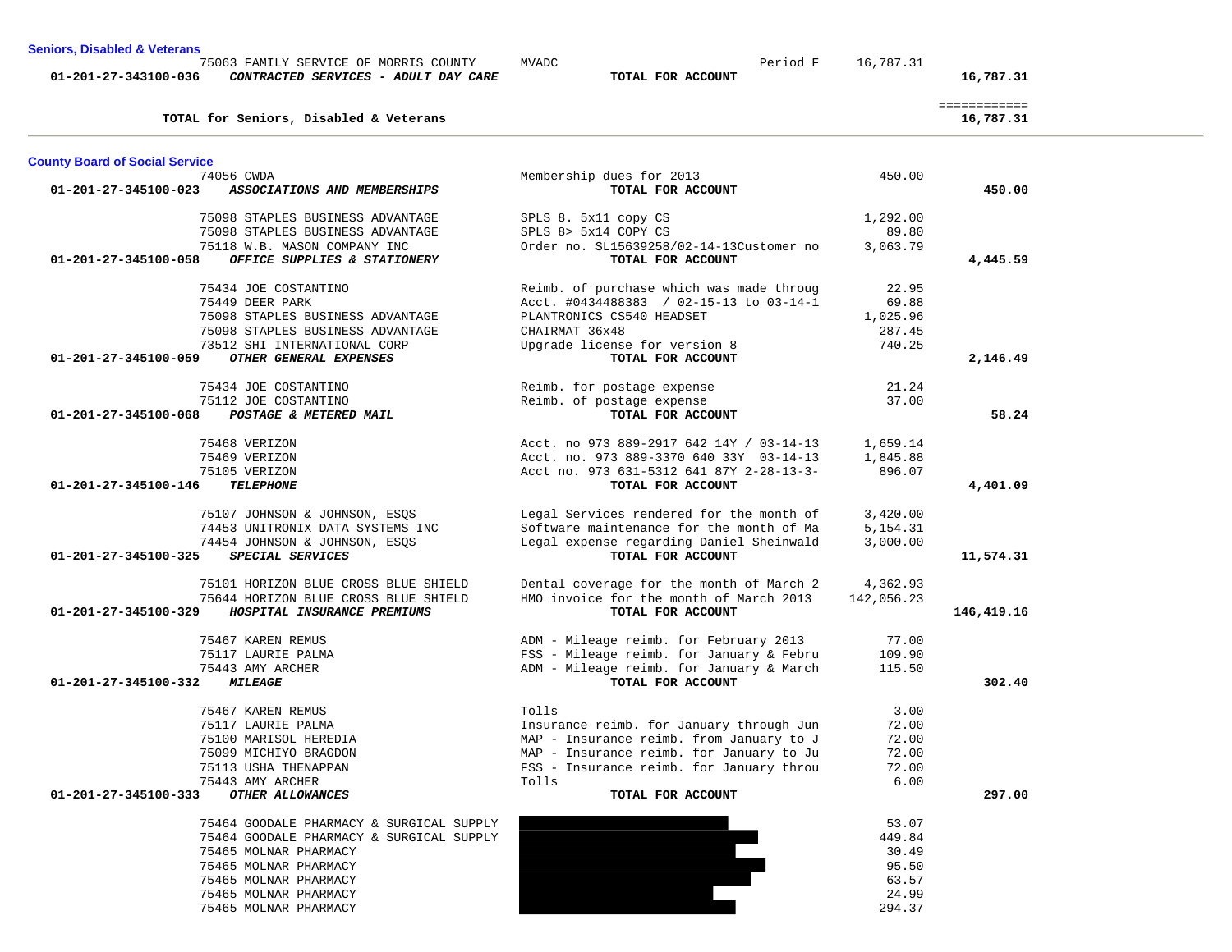### Seniors, Disabled & Veterans

| Account | Vendor | Description | Amount | Total |
|---|---|---|---|---|
| | 75063 FAMILY SERVICE OF MORRIS COUNTY | MVADC Period F | 16,787.31 | |
| 01-201-27-343100-036 | *CONTRACTED SERVICES - ADULT DAY CARE* | **TOTAL FOR ACCOUNT** | | **16,787.31** |
| | | | | ============ |
| | **TOTAL for Seniors, Disabled & Veterans** | | | **16,787.31** |

### County Board of Social Service

| Account | Vendor | Description | Amount | Total |
|---|---|---|---|---|
| | 74056 CWDA | Membership dues for 2013 | 450.00 | |
| 01-201-27-345100-023 | *ASSOCIATIONS AND MEMBERSHIPS* | **TOTAL FOR ACCOUNT** | | **450.00** |
| | 75098 STAPLES BUSINESS ADVANTAGE | SPLS 8. 5x11 copy CS | 1,292.00 | |
| | 75098 STAPLES BUSINESS ADVANTAGE | SPLS 8> 5x14 COPY CS | 89.80 | |
| | 75118 W.B. MASON COMPANY INC | Order no. SL15639258/02-14-13Customer no | 3,063.79 | |
| 01-201-27-345100-058 | *OFFICE SUPPLIES & STATIONERY* | **TOTAL FOR ACCOUNT** | | **4,445.59** |
| | 75434 JOE COSTANTINO | Reimb. of purchase which was made throug | 22.95 | |
| | 75449 DEER PARK | Acct. #0434488383 / 02-15-13 to 03-14-1 | 69.88 | |
| | 75098 STAPLES BUSINESS ADVANTAGE | PLANTRONICS CS540 HEADSET | 1,025.96 | |
| | 75098 STAPLES BUSINESS ADVANTAGE | CHAIRMAT 36x48 | 287.45 | |
| | 73512 SHI INTERNATIONAL CORP | Upgrade license for version 8 | 740.25 | |
| 01-201-27-345100-059 | *OTHER GENERAL EXPENSES* | **TOTAL FOR ACCOUNT** | | **2,146.49** |
| | 75434 JOE COSTANTINO | Reimb. for postage expense | 21.24 | |
| | 75112 JOE COSTANTINO | Reimb. of postage expense | 37.00 | |
| 01-201-27-345100-068 | *POSTAGE & METERED MAIL* | **TOTAL FOR ACCOUNT** | | **58.24** |
| | 75468 VERIZON | Acct. no 973 889-2917 642 14Y / 03-14-13 | 1,659.14 | |
| | 75469 VERIZON | Acct. no. 973 889-3370 640 33Y 03-14-13 | 1,845.88 | |
| | 75105 VERIZON | Acct no. 973 631-5312 641 87Y 2-28-13-3- | 896.07 | |
| 01-201-27-345100-146 | *TELEPHONE* | **TOTAL FOR ACCOUNT** | | **4,401.09** |
| | 75107 JOHNSON & JOHNSON, ESQS | Legal Services rendered for the month of | 3,420.00 | |
| | 74453 UNITRONIX DATA SYSTEMS INC | Software maintenance for the month of Ma | 5,154.31 | |
| | 74454 JOHNSON & JOHNSON, ESQS | Legal expense regarding Daniel Sheinwald | 3,000.00 | |
| 01-201-27-345100-325 | *SPECIAL SERVICES* | **TOTAL FOR ACCOUNT** | | **11,574.31** |
| | 75101 HORIZON BLUE CROSS BLUE SHIELD | Dental coverage for the month of March 2 | 4,362.93 | |
| | 75644 HORIZON BLUE CROSS BLUE SHIELD | HMO invoice for the month of March 2013 | 142,056.23 | |
| 01-201-27-345100-329 | *HOSPITAL INSURANCE PREMIUMS* | **TOTAL FOR ACCOUNT** | | **146,419.16** |
| | 75467 KAREN REMUS | ADM - Mileage reimb. for February 2013 | 77.00 | |
| | 75117 LAURIE PALMA | FSS - Mileage reimb. for January & Febru | 109.90 | |
| | 75443 AMY ARCHER | ADM - Mileage reimb. for January & March | 115.50 | |
| 01-201-27-345100-332 | *MILEAGE* | **TOTAL FOR ACCOUNT** | | **302.40** |
| | 75467 KAREN REMUS | Tolls | 3.00 | |
| | 75117 LAURIE PALMA | Insurance reimb. for January through Jun | 72.00 | |
| | 75100 MARISOL HEREDIA | MAP - Insurance reimb. from January to J | 72.00 | |
| | 75099 MICHIYO BRAGDON | MAP - Insurance reimb. for January to Ju | 72.00 | |
| | 75113 USHA THENAPPAN | FSS - Insurance reimb. for January throu | 72.00 | |
| | 75443 AMY ARCHER | Tolls | 6.00 | |
| 01-201-27-345100-333 | *OTHER ALLOWANCES* | **TOTAL FOR ACCOUNT** | | **297.00** |
| | 75464 GOODALE PHARMACY & SURGICAL SUPPLY | [REDACTED] | 53.07 | |
| | 75464 GOODALE PHARMACY & SURGICAL SUPPLY | [REDACTED] | 449.84 | |
| | 75465 MOLNAR PHARMACY | [REDACTED] | 30.49 | |
| | 75465 MOLNAR PHARMACY | [REDACTED] | 95.50 | |
| | 75465 MOLNAR PHARMACY | [REDACTED] | 63.57 | |
| | 75465 MOLNAR PHARMACY | [REDACTED] | 24.99 | |
| | 75465 MOLNAR PHARMACY | [REDACTED] | 294.37 | |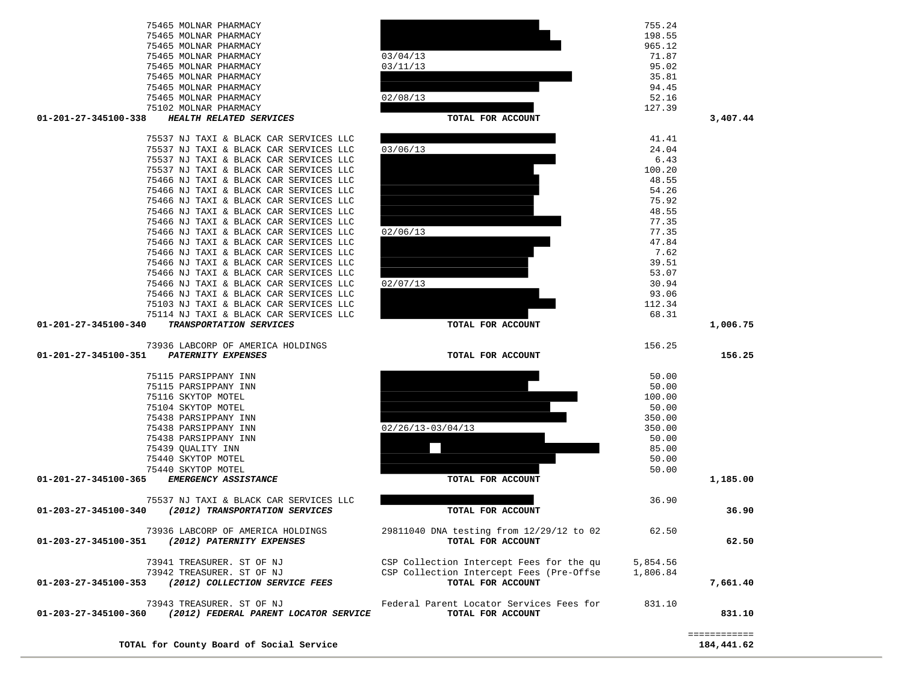| Vendor / Account | Description | Amount | Total |
|---|---|---|---|
| 75465 MOLNAR PHARMACY | | 755.24 | |
| 75465 MOLNAR PHARMACY | | 198.55 | |
| 75465 MOLNAR PHARMACY | | 965.12 | |
| 75465 MOLNAR PHARMACY | 03/04/13 | 71.87 | |
| 75465 MOLNAR PHARMACY | 03/11/13 | 95.02 | |
| 75465 MOLNAR PHARMACY | | 35.81 | |
| 75465 MOLNAR PHARMACY | | 94.45 | |
| 75465 MOLNAR PHARMACY | 02/08/13 | 52.16 | |
| 75102 MOLNAR PHARMACY | | 127.39 | |
| **01-201-27-345100-338** ***HEALTH RELATED SERVICES*** | **TOTAL FOR ACCOUNT** | | **3,407.44** |
| 75537 NJ TAXI & BLACK CAR SERVICES LLC | | 41.41 | |
| 75537 NJ TAXI & BLACK CAR SERVICES LLC | 03/06/13 | 24.04 | |
| 75537 NJ TAXI & BLACK CAR SERVICES LLC | | 6.43 | |
| 75537 NJ TAXI & BLACK CAR SERVICES LLC | | 100.20 | |
| 75466 NJ TAXI & BLACK CAR SERVICES LLC | | 48.55 | |
| 75466 NJ TAXI & BLACK CAR SERVICES LLC | | 54.26 | |
| 75466 NJ TAXI & BLACK CAR SERVICES LLC | | 75.92 | |
| 75466 NJ TAXI & BLACK CAR SERVICES LLC | | 48.55 | |
| 75466 NJ TAXI & BLACK CAR SERVICES LLC | | 77.35 | |
| 75466 NJ TAXI & BLACK CAR SERVICES LLC | 02/06/13 | 77.35 | |
| 75466 NJ TAXI & BLACK CAR SERVICES LLC | | 47.84 | |
| 75466 NJ TAXI & BLACK CAR SERVICES LLC | | 7.62 | |
| 75466 NJ TAXI & BLACK CAR SERVICES LLC | | 39.51 | |
| 75466 NJ TAXI & BLACK CAR SERVICES LLC | | 53.07 | |
| 75466 NJ TAXI & BLACK CAR SERVICES LLC | 02/07/13 | 30.94 | |
| 75466 NJ TAXI & BLACK CAR SERVICES LLC | | 93.06 | |
| 75103 NJ TAXI & BLACK CAR SERVICES LLC | | 112.34 | |
| 75114 NJ TAXI & BLACK CAR SERVICES LLC | | 68.31 | |
| **01-201-27-345100-340** ***TRANSPORTATION SERVICES*** | **TOTAL FOR ACCOUNT** | | **1,006.75** |
| 73936 LABCORP OF AMERICA HOLDINGS | | 156.25 | |
| **01-201-27-345100-351** ***PATERNITY EXPENSES*** | **TOTAL FOR ACCOUNT** | | **156.25** |
| 75115 PARSIPPANY INN | | 50.00 | |
| 75115 PARSIPPANY INN | | 50.00 | |
| 75116 SKYTOP MOTEL | | 100.00 | |
| 75104 SKYTOP MOTEL | | 50.00 | |
| 75438 PARSIPPANY INN | | 350.00 | |
| 75438 PARSIPPANY INN | 02/26/13-03/04/13 | 350.00 | |
| 75438 PARSIPPANY INN | | 50.00 | |
| 75439 QUALITY INN | | 85.00 | |
| 75440 SKYTOP MOTEL | | 50.00 | |
| 75440 SKYTOP MOTEL | | 50.00 | |
| **01-201-27-345100-365** ***EMERGENCY ASSISTANCE*** | **TOTAL FOR ACCOUNT** | | **1,185.00** |
| 75537 NJ TAXI & BLACK CAR SERVICES LLC | | 36.90 | |
| **01-203-27-345100-340** ***(2012) TRANSPORTATION SERVICES*** | **TOTAL FOR ACCOUNT** | | **36.90** |
| 73936 LABCORP OF AMERICA HOLDINGS | 29811040 DNA testing from 12/29/12 to 02 | 62.50 | |
| **01-203-27-345100-351** ***(2012) PATERNITY EXPENSES*** | **TOTAL FOR ACCOUNT** | | **62.50** |
| 73941 TREASURER. ST OF NJ | CSP Collection Intercept Fees for the qu | 5,854.56 | |
| 73942 TREASURER. ST OF NJ | CSP Collection Intercept Fees (Pre-Offse | 1,806.84 | |
| **01-203-27-345100-353** ***(2012) COLLECTION SERVICE FEES*** | **TOTAL FOR ACCOUNT** | | **7,661.40** |
| 73943 TREASURER. ST OF NJ | Federal Parent Locator Services Fees for | 831.10 | |
| **01-203-27-345100-360** ***(2012) FEDERAL PARENT LOCATOR SERVICE*** | **TOTAL FOR ACCOUNT** | | **831.10** |
| | | | ============ |
| **TOTAL for County Board of Social Service** | | | **184,441.62** |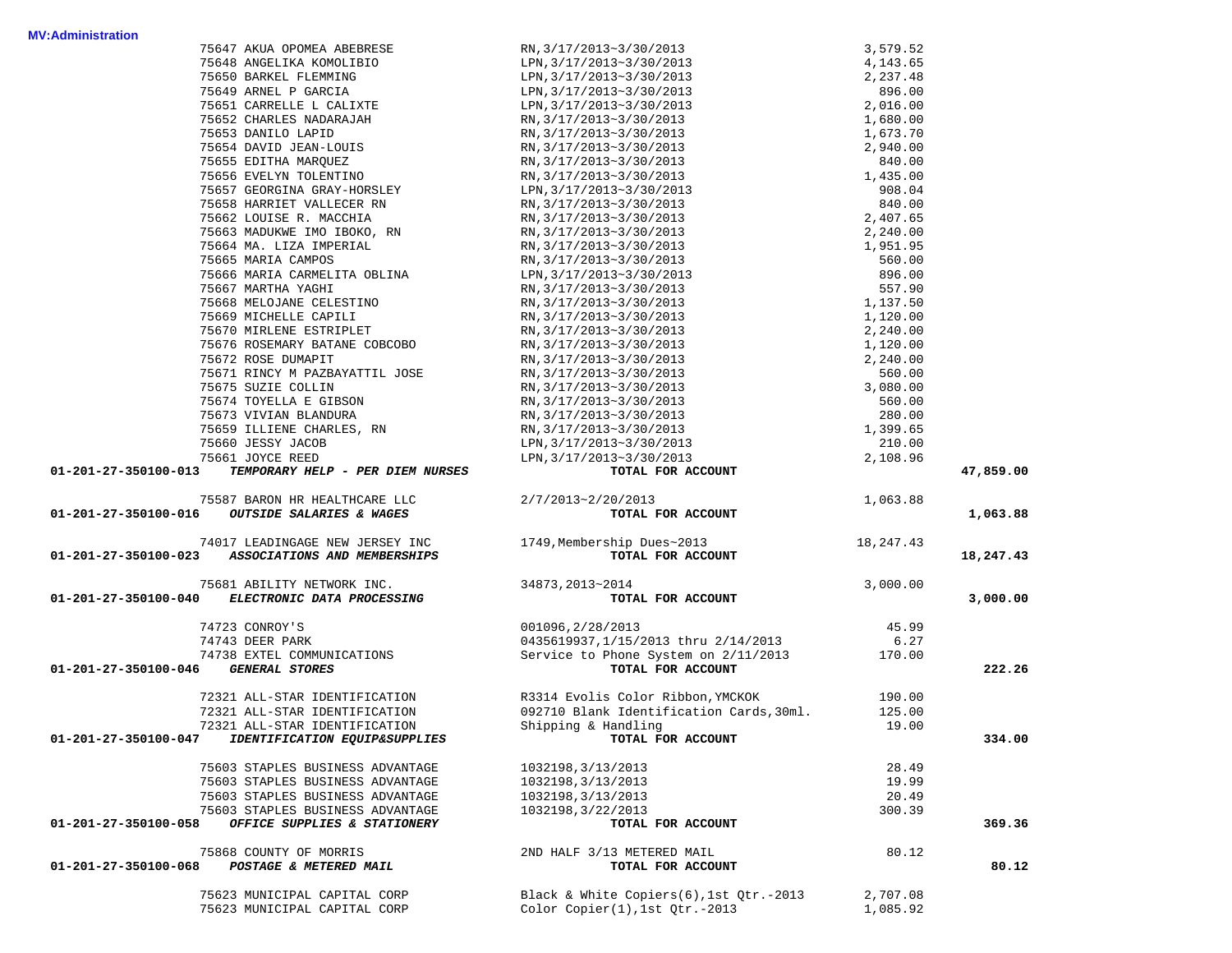**MV:Administration**

| Account | Vendor | Description | Amount | Total |
|---|---|---|---|---|
| | 75647 AKUA OPOMEA ABEBRESE | RN,3/17/2013~3/30/2013 | 3,579.52 | |
| | 75648 ANGELIKA KOMOLIBIO | LPN,3/17/2013~3/30/2013 | 4,143.65 | |
| | 75650 BARKEL FLEMMING | LPN,3/17/2013~3/30/2013 | 2,237.48 | |
| | 75649 ARNEL P GARCIA | LPN,3/17/2013~3/30/2013 | 896.00 | |
| | 75651 CARRELLE L CALIXTE | LPN,3/17/2013~3/30/2013 | 2,016.00 | |
| | 75652 CHARLES NADARAJAH | RN,3/17/2013~3/30/2013 | 1,680.00 | |
| | 75653 DANILO LAPID | RN,3/17/2013~3/30/2013 | 1,673.70 | |
| | 75654 DAVID JEAN-LOUIS | RN,3/17/2013~3/30/2013 | 2,940.00 | |
| | 75655 EDITHA MARQUEZ | RN,3/17/2013~3/30/2013 | 840.00 | |
| | 75656 EVELYN TOLENTINO | RN,3/17/2013~3/30/2013 | 1,435.00 | |
| | 75657 GEORGINA GRAY-HORSLEY | LPN,3/17/2013~3/30/2013 | 908.04 | |
| | 75658 HARRIET VALLECER RN | RN,3/17/2013~3/30/2013 | 840.00 | |
| | 75662 LOUISE R. MACCHIA | RN,3/17/2013~3/30/2013 | 2,407.65 | |
| | 75663 MADUKWE IMO IBOKO, RN | RN,3/17/2013~3/30/2013 | 2,240.00 | |
| | 75664 MA. LIZA IMPERIAL | RN,3/17/2013~3/30/2013 | 1,951.95 | |
| | 75665 MARIA CAMPOS | RN,3/17/2013~3/30/2013 | 560.00 | |
| | 75666 MARIA CARMELITA OBLINA | LPN,3/17/2013~3/30/2013 | 896.00 | |
| | 75667 MARTHA YAGHI | RN,3/17/2013~3/30/2013 | 557.90 | |
| | 75668 MELOJANE CELESTINO | RN,3/17/2013~3/30/2013 | 1,137.50 | |
| | 75669 MICHELLE CAPILI | RN,3/17/2013~3/30/2013 | 1,120.00 | |
| | 75670 MIRLENE ESTRIPLET | RN,3/17/2013~3/30/2013 | 2,240.00 | |
| | 75676 ROSEMARY BATANE COBCOBO | RN,3/17/2013~3/30/2013 | 1,120.00 | |
| | 75672 ROSE DUMAPIT | RN,3/17/2013~3/30/2013 | 2,240.00 | |
| | 75671 RINCY M PAZBAYATTIL JOSE | RN,3/17/2013~3/30/2013 | 560.00 | |
| | 75675 SUZIE COLLIN | RN,3/17/2013~3/30/2013 | 3,080.00 | |
| | 75674 TOYELLA E GIBSON | RN,3/17/2013~3/30/2013 | 560.00 | |
| | 75673 VIVIAN BLANDURA | RN,3/17/2013~3/30/2013 | 280.00 | |
| | 75659 ILLIENE CHARLES, RN | RN,3/17/2013~3/30/2013 | 1,399.65 | |
| | 75660 JESSY JACOB | LPN,3/17/2013~3/30/2013 | 210.00 | |
| | 75661 JOYCE REED | LPN,3/17/2013~3/30/2013 | 2,108.96 | |
| **01-201-27-350100-013** | ***TEMPORARY HELP - PER DIEM NURSES*** | **TOTAL FOR ACCOUNT** | | **47,859.00** |
| | 75587 BARON HR HEALTHCARE LLC | 2/7/2013~2/20/2013 | 1,063.88 | |
| **01-201-27-350100-016** | ***OUTSIDE SALARIES & WAGES*** | **TOTAL FOR ACCOUNT** | | **1,063.88** |
| | 74017 LEADINGAGE NEW JERSEY INC | 1749,Membership Dues~2013 | 18,247.43 | |
| **01-201-27-350100-023** | ***ASSOCIATIONS AND MEMBERSHIPS*** | **TOTAL FOR ACCOUNT** | | **18,247.43** |
| | 75681 ABILITY NETWORK INC. | 34873,2013~2014 | 3,000.00 | |
| **01-201-27-350100-040** | ***ELECTRONIC DATA PROCESSING*** | **TOTAL FOR ACCOUNT** | | **3,000.00** |
| | 74723 CONROY'S | 001096,2/28/2013 | 45.99 | |
| | 74743 DEER PARK | 0435619937,1/15/2013 thru 2/14/2013 | 6.27 | |
| | 74738 EXTEL COMMUNICATIONS | Service to Phone System on 2/11/2013 | 170.00 | |
| **01-201-27-350100-046** | ***GENERAL STORES*** | **TOTAL FOR ACCOUNT** | | **222.26** |
| | 72321 ALL-STAR IDENTIFICATION | R3314 Evolis Color Ribbon,YMCKOK | 190.00 | |
| | 72321 ALL-STAR IDENTIFICATION | 092710 Blank Identification Cards,30ml. | 125.00 | |
| | 72321 ALL-STAR IDENTIFICATION | Shipping & Handling | 19.00 | |
| **01-201-27-350100-047** | ***IDENTIFICATION EQUIP&SUPPLIES*** | **TOTAL FOR ACCOUNT** | | **334.00** |
| | 75603 STAPLES BUSINESS ADVANTAGE | 1032198,3/13/2013 | 28.49 | |
| | 75603 STAPLES BUSINESS ADVANTAGE | 1032198,3/13/2013 | 19.99 | |
| | 75603 STAPLES BUSINESS ADVANTAGE | 1032198,3/13/2013 | 20.49 | |
| | 75603 STAPLES BUSINESS ADVANTAGE | 1032198,3/22/2013 | 300.39 | |
| **01-201-27-350100-058** | ***OFFICE SUPPLIES & STATIONERY*** | **TOTAL FOR ACCOUNT** | | **369.36** |
| | 75868 COUNTY OF MORRIS | 2ND HALF 3/13 METERED MAIL | 80.12 | |
| **01-201-27-350100-068** | ***POSTAGE & METERED MAIL*** | **TOTAL FOR ACCOUNT** | | **80.12** |
| | 75623 MUNICIPAL CAPITAL CORP | Black & White Copiers(6),1st Qtr.-2013 | 2,707.08 | |
| | 75623 MUNICIPAL CAPITAL CORP | Color Copier(1),1st Qtr.-2013 | 1,085.92 | |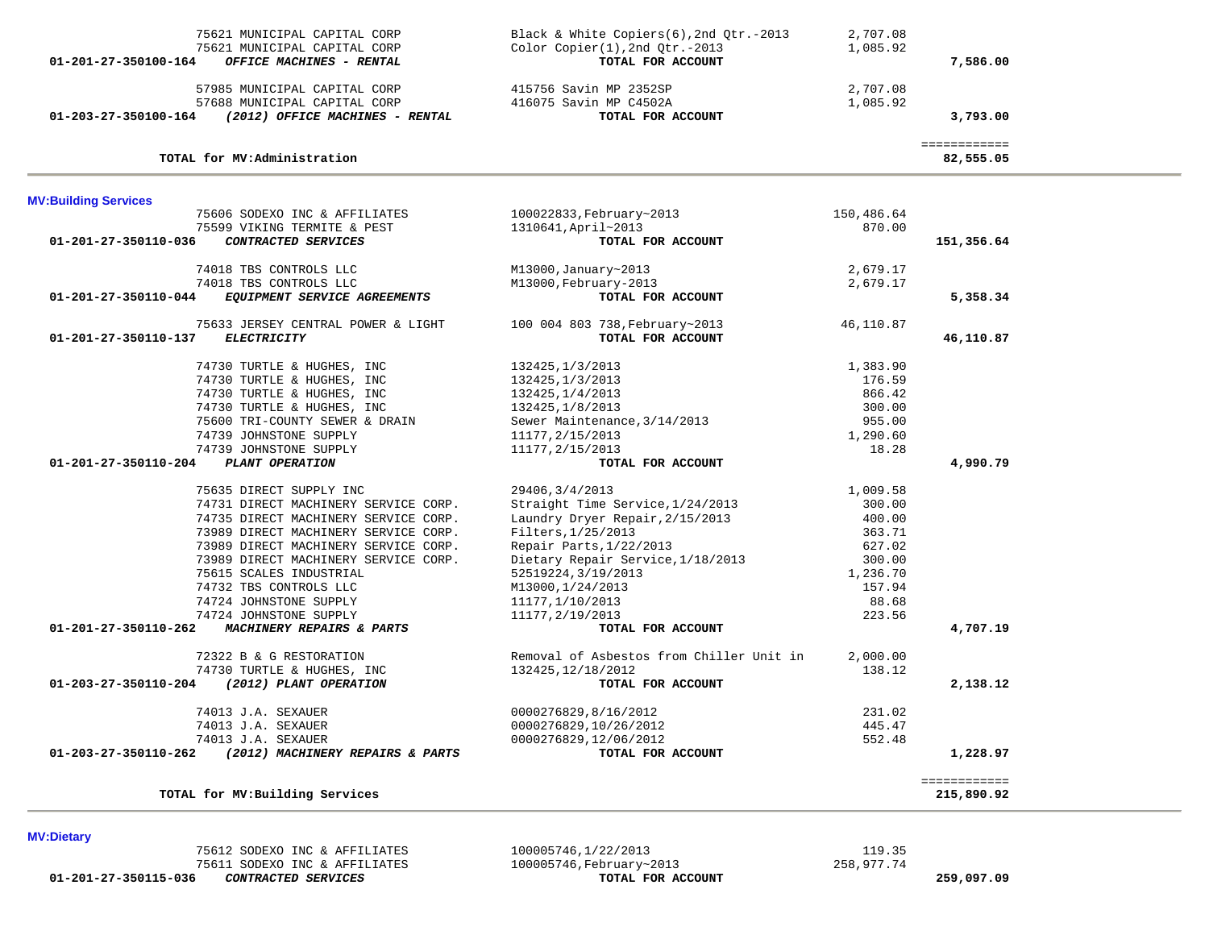| Account | Vendor | Description | Amount | Total |
|---|---|---|---|---|
| | 75621 MUNICIPAL CAPITAL CORP | Black & White Copiers(6),2nd Qtr.-2013 | 2,707.08 | |
| | 75621 MUNICIPAL CAPITAL CORP | Color Copier(1),2nd Qtr.-2013 | 1,085.92 | |
| **01-201-27-350100-164** | ***OFFICE MACHINES - RENTAL*** | **TOTAL FOR ACCOUNT** | | **7,586.00** |
| | 57985 MUNICIPAL CAPITAL CORP | 415756 Savin MP 2352SP | 2,707.08 | |
| | 57688 MUNICIPAL CAPITAL CORP | 416075 Savin MP C4502A | 1,085.92 | |
| **01-203-27-350100-164** | ***(2012) OFFICE MACHINES - RENTAL*** | **TOTAL FOR ACCOUNT** | | **3,793.00** |
| | | | | ============ |
| | **TOTAL for MV:Administration** | | | **82,555.05** |

**MV:Building Services**

| Account | Vendor | Description | Amount | Total |
|---|---|---|---|---|
| | 75606 SODEXO INC & AFFILIATES | 100022833,February~2013 | 150,486.64 | |
| | 75599 VIKING TERMITE & PEST | 1310641,April~2013 | 870.00 | |
| **01-201-27-350110-036** | ***CONTRACTED SERVICES*** | **TOTAL FOR ACCOUNT** | | **151,356.64** |
| | 74018 TBS CONTROLS LLC | M13000,January~2013 | 2,679.17 | |
| | 74018 TBS CONTROLS LLC | M13000,February-2013 | 2,679.17 | |
| **01-201-27-350110-044** | ***EQUIPMENT SERVICE AGREEMENTS*** | **TOTAL FOR ACCOUNT** | | **5,358.34** |
| | 75633 JERSEY CENTRAL POWER & LIGHT | 100 004 803 738,February~2013 | 46,110.87 | |
| **01-201-27-350110-137** | ***ELECTRICITY*** | **TOTAL FOR ACCOUNT** | | **46,110.87** |
| | 74730 TURTLE & HUGHES, INC | 132425,1/3/2013 | 1,383.90 | |
| | 74730 TURTLE & HUGHES, INC | 132425,1/3/2013 | 176.59 | |
| | 74730 TURTLE & HUGHES, INC | 132425,1/4/2013 | 866.42 | |
| | 74730 TURTLE & HUGHES, INC | 132425,1/8/2013 | 300.00 | |
| | 75600 TRI-COUNTY SEWER & DRAIN | Sewer Maintenance,3/14/2013 | 955.00 | |
| | 74739 JOHNSTONE SUPPLY | 11177,2/15/2013 | 1,290.60 | |
| | 74739 JOHNSTONE SUPPLY | 11177,2/15/2013 | 18.28 | |
| **01-201-27-350110-204** | ***PLANT OPERATION*** | **TOTAL FOR ACCOUNT** | | **4,990.79** |
| | 75635 DIRECT SUPPLY INC | 29406,3/4/2013 | 1,009.58 | |
| | 74731 DIRECT MACHINERY SERVICE CORP. | Straight Time Service,1/24/2013 | 300.00 | |
| | 74735 DIRECT MACHINERY SERVICE CORP. | Laundry Dryer Repair,2/15/2013 | 400.00 | |
| | 73989 DIRECT MACHINERY SERVICE CORP. | Filters,1/25/2013 | 363.71 | |
| | 73989 DIRECT MACHINERY SERVICE CORP. | Repair Parts,1/22/2013 | 627.02 | |
| | 73989 DIRECT MACHINERY SERVICE CORP. | Dietary Repair Service,1/18/2013 | 300.00 | |
| | 75615 SCALES INDUSTRIAL | 52519224,3/19/2013 | 1,236.70 | |
| | 74732 TBS CONTROLS LLC | M13000,1/24/2013 | 157.94 | |
| | 74724 JOHNSTONE SUPPLY | 11177,1/10/2013 | 88.68 | |
| | 74724 JOHNSTONE SUPPLY | 11177,2/19/2013 | 223.56 | |
| **01-201-27-350110-262** | ***MACHINERY REPAIRS & PARTS*** | **TOTAL FOR ACCOUNT** | | **4,707.19** |
| | 72322 B & G RESTORATION | Removal of Asbestos from Chiller Unit in | 2,000.00 | |
| | 74730 TURTLE & HUGHES, INC | 132425,12/18/2012 | 138.12 | |
| **01-203-27-350110-204** | ***(2012) PLANT OPERATION*** | **TOTAL FOR ACCOUNT** | | **2,138.12** |
| | 74013 J.A. SEXAUER | 0000276829,8/16/2012 | 231.02 | |
| | 74013 J.A. SEXAUER | 0000276829,10/26/2012 | 445.47 | |
| | 74013 J.A. SEXAUER | 0000276829,12/06/2012 | 552.48 | |
| **01-203-27-350110-262** | ***(2012) MACHINERY REPAIRS & PARTS*** | **TOTAL FOR ACCOUNT** | | **1,228.97** |
| | | | | ============ |
| | **TOTAL for MV:Building Services** | | | **215,890.92** |

**MV:Dietary**

| Account | Vendor | Description | Amount | Total |
|---|---|---|---|---|
| | 75612 SODEXO INC & AFFILIATES | 100005746,1/22/2013 | 119.35 | |
| | 75611 SODEXO INC & AFFILIATES | 100005746,February~2013 | 258,977.74 | |
| **01-201-27-350115-036** | ***CONTRACTED SERVICES*** | **TOTAL FOR ACCOUNT** | | **259,097.09** |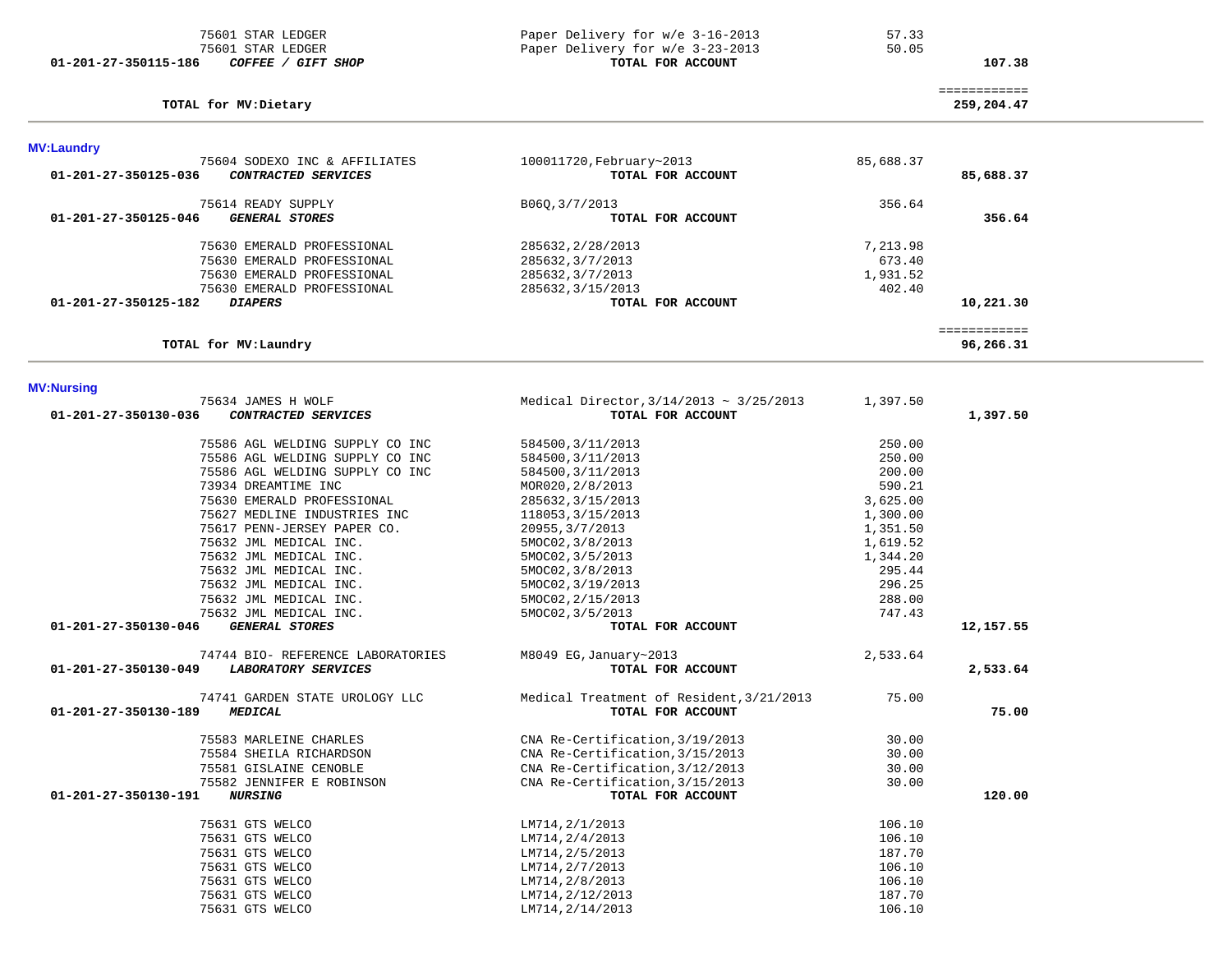| Account | Vendor / Account Name | Description | Amount | Total |
|---|---|---|---|---|
| | 75601 STAR LEDGER | Paper Delivery for w/e 3-16-2013 | 57.33 | |
| | 75601 STAR LEDGER | Paper Delivery for w/e 3-23-2013 | 50.05 | |
| 01-201-27-350115-186 | ***COFFEE / GIFT SHOP*** | **TOTAL FOR ACCOUNT** | | **107.38** |
| | | | | ============ |
| | **TOTAL for MV:Dietary** | | | **259,204.47** |

## MV:Laundry

| Account | Vendor / Account Name | Description | Amount | Total |
|---|---|---|---|---|
| | 75604 SODEXO INC & AFFILIATES | 100011720,February~2013 | 85,688.37 | |
| 01-201-27-350125-036 | ***CONTRACTED SERVICES*** | **TOTAL FOR ACCOUNT** | | **85,688.37** |
| | 75614 READY SUPPLY | B06Q,3/7/2013 | 356.64 | |
| 01-201-27-350125-046 | ***GENERAL STORES*** | **TOTAL FOR ACCOUNT** | | **356.64** |
| | 75630 EMERALD PROFESSIONAL | 285632,2/28/2013 | 7,213.98 | |
| | 75630 EMERALD PROFESSIONAL | 285632,3/7/2013 | 673.40 | |
| | 75630 EMERALD PROFESSIONAL | 285632,3/7/2013 | 1,931.52 | |
| | 75630 EMERALD PROFESSIONAL | 285632,3/15/2013 | 402.40 | |
| 01-201-27-350125-182 | ***DIAPERS*** | **TOTAL FOR ACCOUNT** | | **10,221.30** |
| | | | | ============ |
| | **TOTAL for MV:Laundry** | | | **96,266.31** |

## MV:Nursing

| Account | Vendor / Account Name | Description | Amount | Total |
|---|---|---|---|---|
| | 75634 JAMES H WOLF | Medical Director,3/14/2013 ~ 3/25/2013 | 1,397.50 | |
| 01-201-27-350130-036 | ***CONTRACTED SERVICES*** | **TOTAL FOR ACCOUNT** | | **1,397.50** |
| | 75586 AGL WELDING SUPPLY CO INC | 584500,3/11/2013 | 250.00 | |
| | 75586 AGL WELDING SUPPLY CO INC | 584500,3/11/2013 | 250.00 | |
| | 75586 AGL WELDING SUPPLY CO INC | 584500,3/11/2013 | 200.00 | |
| | 73934 DREAMTIME INC | MOR020,2/8/2013 | 590.21 | |
| | 75630 EMERALD PROFESSIONAL | 285632,3/15/2013 | 3,625.00 | |
| | 75627 MEDLINE INDUSTRIES INC | 118053,3/15/2013 | 1,300.00 | |
| | 75617 PENN-JERSEY PAPER CO. | 20955,3/7/2013 | 1,351.50 | |
| | 75632 JML MEDICAL INC. | 5MOC02,3/8/2013 | 1,619.52 | |
| | 75632 JML MEDICAL INC. | 5MOC02,3/5/2013 | 1,344.20 | |
| | 75632 JML MEDICAL INC. | 5MOC02,3/8/2013 | 295.44 | |
| | 75632 JML MEDICAL INC. | 5MOC02,3/19/2013 | 296.25 | |
| | 75632 JML MEDICAL INC. | 5MOC02,2/15/2013 | 288.00 | |
| | 75632 JML MEDICAL INC. | 5MOC02,3/5/2013 | 747.43 | |
| 01-201-27-350130-046 | ***GENERAL STORES*** | **TOTAL FOR ACCOUNT** | | **12,157.55** |
| | 74744 BIO- REFERENCE LABORATORIES | M8049 EG,January~2013 | 2,533.64 | |
| 01-201-27-350130-049 | ***LABORATORY SERVICES*** | **TOTAL FOR ACCOUNT** | | **2,533.64** |
| | 74741 GARDEN STATE UROLOGY LLC | Medical Treatment of Resident,3/21/2013 | 75.00 | |
| 01-201-27-350130-189 | ***MEDICAL*** | **TOTAL FOR ACCOUNT** | | **75.00** |
| | 75583 MARLEINE CHARLES | CNA Re-Certification,3/19/2013 | 30.00 | |
| | 75584 SHEILA RICHARDSON | CNA Re-Certification,3/15/2013 | 30.00 | |
| | 75581 GISLAINE CENOBLE | CNA Re-Certification,3/12/2013 | 30.00 | |
| | 75582 JENNIFER E ROBINSON | CNA Re-Certification,3/15/2013 | 30.00 | |
| 01-201-27-350130-191 | ***NURSING*** | **TOTAL FOR ACCOUNT** | | **120.00** |
| | 75631 GTS WELCO | LM714,2/1/2013 | 106.10 | |
| | 75631 GTS WELCO | LM714,2/4/2013 | 106.10 | |
| | 75631 GTS WELCO | LM714,2/5/2013 | 187.70 | |
| | 75631 GTS WELCO | LM714,2/7/2013 | 106.10 | |
| | 75631 GTS WELCO | LM714,2/8/2013 | 106.10 | |
| | 75631 GTS WELCO | LM714,2/12/2013 | 187.70 | |
| | 75631 GTS WELCO | LM714,2/14/2013 | 106.10 | |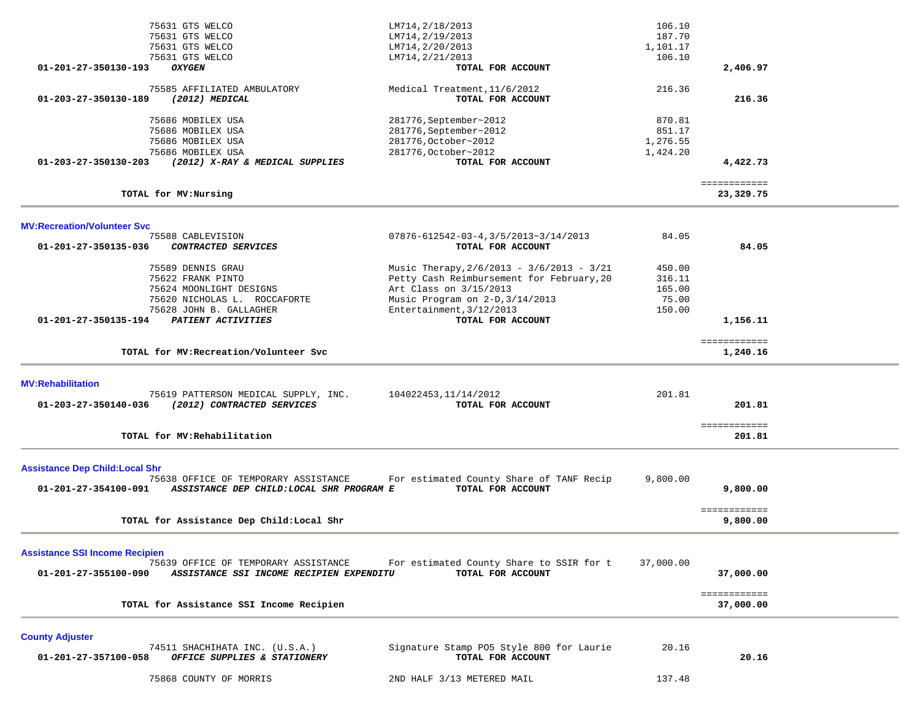| | | | |
|---|---|---|---|
| 75631 GTS WELCO | LM714,2/18/2013 | 106.10 | |
| 75631 GTS WELCO | LM714,2/19/2013 | 187.70 | |
| 75631 GTS WELCO | LM714,2/20/2013 | 1,101.17 | |
| 75631 GTS WELCO | LM714,2/21/2013 | 106.10 | |
| **01-201-27-350130-193** ***OXYGEN*** | **TOTAL FOR ACCOUNT** | | **2,406.97** |
| 75585 AFFILIATED AMBULATORY | Medical Treatment,11/6/2012 | 216.36 | |
| **01-203-27-350130-189** ***(2012) MEDICAL*** | **TOTAL FOR ACCOUNT** | | **216.36** |
| 75686 MOBILEX USA | 281776,September~2012 | 870.81 | |
| 75686 MOBILEX USA | 281776,September~2012 | 851.17 | |
| 75686 MOBILEX USA | 281776,October~2012 | 1,276.55 | |
| 75686 MOBILEX USA | 281776,October~2012 | 1,424.20 | |
| **01-203-27-350130-203** ***(2012) X-RAY & MEDICAL SUPPLIES*** | **TOTAL FOR ACCOUNT** | | **4,422.73** |
| | | | ============ |
| **TOTAL for MV:Nursing** | | | **23,329.75** |

**MV:Recreation/Volunteer Svc**

| | | | |
|---|---|---|---|
| 75588 CABLEVISION | 07876-612542-03-4,3/5/2013~3/14/2013 | 84.05 | |
| **01-201-27-350135-036** ***CONTRACTED SERVICES*** | **TOTAL FOR ACCOUNT** | | **84.05** |
| 75589 DENNIS GRAU | Music Therapy,2/6/2013 - 3/6/2013 - 3/21 | 450.00 | |
| 75622 FRANK PINTO | Petty Cash Reimbursement for February,20 | 316.11 | |
| 75624 MOONLIGHT DESIGNS | Art Class on 3/15/2013 | 165.00 | |
| 75620 NICHOLAS L. ROCCAFORTE | Music Program on 2-D,3/14/2013 | 75.00 | |
| 75628 JOHN B. GALLAGHER | Entertainment,3/12/2013 | 150.00 | |
| **01-201-27-350135-194** ***PATIENT ACTIVITIES*** | **TOTAL FOR ACCOUNT** | | **1,156.11** |
| | | | ============ |
| **TOTAL for MV:Recreation/Volunteer Svc** | | | **1,240.16** |

**MV:Rehabilitation**

| | | | |
|---|---|---|---|
| 75619 PATTERSON MEDICAL SUPPLY, INC. | 104022453,11/14/2012 | 201.81 | |
| **01-203-27-350140-036** ***(2012) CONTRACTED SERVICES*** | **TOTAL FOR ACCOUNT** | | **201.81** |
| | | | ============ |
| **TOTAL for MV:Rehabilitation** | | | **201.81** |

**Assistance Dep Child:Local Shr**

| | | | |
|---|---|---|---|
| 75638 OFFICE OF TEMPORARY ASSISTANCE | For estimated County Share of TANF Recip | 9,800.00 | |
| **01-201-27-354100-091** ***ASSISTANCE DEP CHILD:LOCAL SHR PROGRAM E*** | **TOTAL FOR ACCOUNT** | | **9,800.00** |
| | | | ============ |
| **TOTAL for Assistance Dep Child:Local Shr** | | | **9,800.00** |

**Assistance SSI Income Recipien**

| | | | |
|---|---|---|---|
| 75639 OFFICE OF TEMPORARY ASSISTANCE | For estimated County Share to SSIR for t | 37,000.00 | |
| **01-201-27-355100-090** ***ASSISTANCE SSI INCOME RECIPIEN EXPENDITU*** | **TOTAL FOR ACCOUNT** | | **37,000.00** |
| | | | ============ |
| **TOTAL for Assistance SSI Income Recipien** | | | **37,000.00** |

**County Adjuster**

| | | | |
|---|---|---|---|
| 74511 SHACHIHATA INC. (U.S.A.) | Signature Stamp PO5 Style 800 for Laurie | 20.16 | |
| **01-201-27-357100-058** ***OFFICE SUPPLIES & STATIONERY*** | **TOTAL FOR ACCOUNT** | | **20.16** |
| 75868 COUNTY OF MORRIS | 2ND HALF 3/13 METERED MAIL | 137.48 | |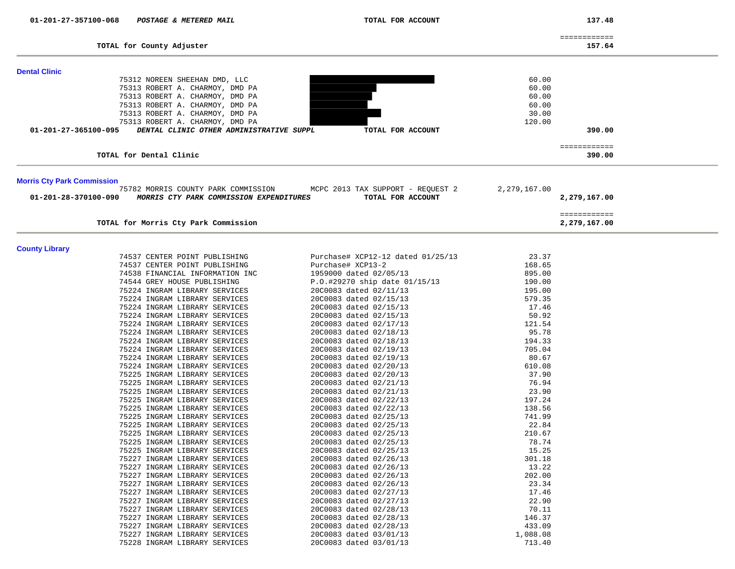| Account | Description | | Amount | Total |
|---|---|---|---|---|
| 01-201-27-357100-068 | ***POSTAGE & METERED MAIL*** | **TOTAL FOR ACCOUNT** | | **137.48** |
| | | | | ============ |
| | **TOTAL for County Adjuster** | | | **157.64** |

## Dental Clinic

| Vendor | Description | Amount | Total |
|---|---|---|---|
| 75312 NOREEN SHEEHAN DMD, LLC | [redacted] | 60.00 | |
| 75313 ROBERT A. CHARMOY, DMD PA | [redacted] | 60.00 | |
| 75313 ROBERT A. CHARMOY, DMD PA | [redacted] | 60.00 | |
| 75313 ROBERT A. CHARMOY, DMD PA | [redacted] | 60.00 | |
| 75313 ROBERT A. CHARMOY, DMD PA | [redacted] | 30.00 | |
| 75313 ROBERT A. CHARMOY, DMD PA | [redacted] | 120.00 | |
| **01-201-27-365100-095** ***DENTAL CLINIC OTHER ADMINISTRATIVE SUPPL*** | **TOTAL FOR ACCOUNT** | | **390.00** |
| | | | ============ |
| **TOTAL for Dental Clinic** | | | **390.00** |

## Morris Cty Park Commission

| Vendor | Description | Amount | Total |
|---|---|---|---|
| 75782 MORRIS COUNTY PARK COMMISSION | MCPC 2013 TAX SUPPORT - REQUEST 2 | 2,279,167.00 | |
| **01-201-28-370100-090** ***MORRIS CTY PARK COMMISSION EXPENDITURES*** | **TOTAL FOR ACCOUNT** | | **2,279,167.00** |
| | | | ============ |
| **TOTAL for Morris Cty Park Commission** | | | **2,279,167.00** |

## County Library

| Vendor | Description | Amount |
|---|---|---|
| 74537 CENTER POINT PUBLISHING | Purchase# XCP12-12 dated 01/25/13 | 23.37 |
| 74537 CENTER POINT PUBLISHING | Purchase# XCP13-2 | 168.65 |
| 74538 FINANCIAL INFORMATION INC | 1959000 dated 02/05/13 | 895.00 |
| 74544 GREY HOUSE PUBLISHING | P.O.#29270 ship date 01/15/13 | 190.00 |
| 75224 INGRAM LIBRARY SERVICES | 20C0083 dated 02/11/13 | 195.00 |
| 75224 INGRAM LIBRARY SERVICES | 20C0083 dated 02/15/13 | 579.35 |
| 75224 INGRAM LIBRARY SERVICES | 20C0083 dated 02/15/13 | 17.46 |
| 75224 INGRAM LIBRARY SERVICES | 20C0083 dated 02/15/13 | 50.92 |
| 75224 INGRAM LIBRARY SERVICES | 20C0083 dated 02/17/13 | 121.54 |
| 75224 INGRAM LIBRARY SERVICES | 20C0083 dated 02/18/13 | 95.78 |
| 75224 INGRAM LIBRARY SERVICES | 20C0083 dated 02/18/13 | 194.33 |
| 75224 INGRAM LIBRARY SERVICES | 20C0083 dated 02/19/13 | 705.04 |
| 75224 INGRAM LIBRARY SERVICES | 20C0083 dated 02/19/13 | 80.67 |
| 75224 INGRAM LIBRARY SERVICES | 20C0083 dated 02/20/13 | 610.08 |
| 75225 INGRAM LIBRARY SERVICES | 20C0083 dated 02/20/13 | 37.90 |
| 75225 INGRAM LIBRARY SERVICES | 20C0083 dated 02/21/13 | 76.94 |
| 75225 INGRAM LIBRARY SERVICES | 20C0083 dated 02/21/13 | 23.90 |
| 75225 INGRAM LIBRARY SERVICES | 20C0083 dated 02/22/13 | 197.24 |
| 75225 INGRAM LIBRARY SERVICES | 20C0083 dated 02/22/13 | 138.56 |
| 75225 INGRAM LIBRARY SERVICES | 20C0083 dated 02/25/13 | 741.99 |
| 75225 INGRAM LIBRARY SERVICES | 20C0083 dated 02/25/13 | 22.84 |
| 75225 INGRAM LIBRARY SERVICES | 20C0083 dated 02/25/13 | 210.67 |
| 75225 INGRAM LIBRARY SERVICES | 20C0083 dated 02/25/13 | 78.74 |
| 75225 INGRAM LIBRARY SERVICES | 20C0083 dated 02/25/13 | 15.25 |
| 75227 INGRAM LIBRARY SERVICES | 20C0083 dated 02/26/13 | 301.18 |
| 75227 INGRAM LIBRARY SERVICES | 20C0083 dated 02/26/13 | 13.22 |
| 75227 INGRAM LIBRARY SERVICES | 20C0083 dated 02/26/13 | 202.00 |
| 75227 INGRAM LIBRARY SERVICES | 20C0083 dated 02/26/13 | 23.34 |
| 75227 INGRAM LIBRARY SERVICES | 20C0083 dated 02/27/13 | 17.46 |
| 75227 INGRAM LIBRARY SERVICES | 20C0083 dated 02/27/13 | 22.90 |
| 75227 INGRAM LIBRARY SERVICES | 20C0083 dated 02/28/13 | 70.11 |
| 75227 INGRAM LIBRARY SERVICES | 20C0083 dated 02/28/13 | 146.37 |
| 75227 INGRAM LIBRARY SERVICES | 20C0083 dated 02/28/13 | 433.09 |
| 75227 INGRAM LIBRARY SERVICES | 20C0083 dated 03/01/13 | 1,088.08 |
| 75228 INGRAM LIBRARY SERVICES | 20C0083 dated 03/01/13 | 713.40 |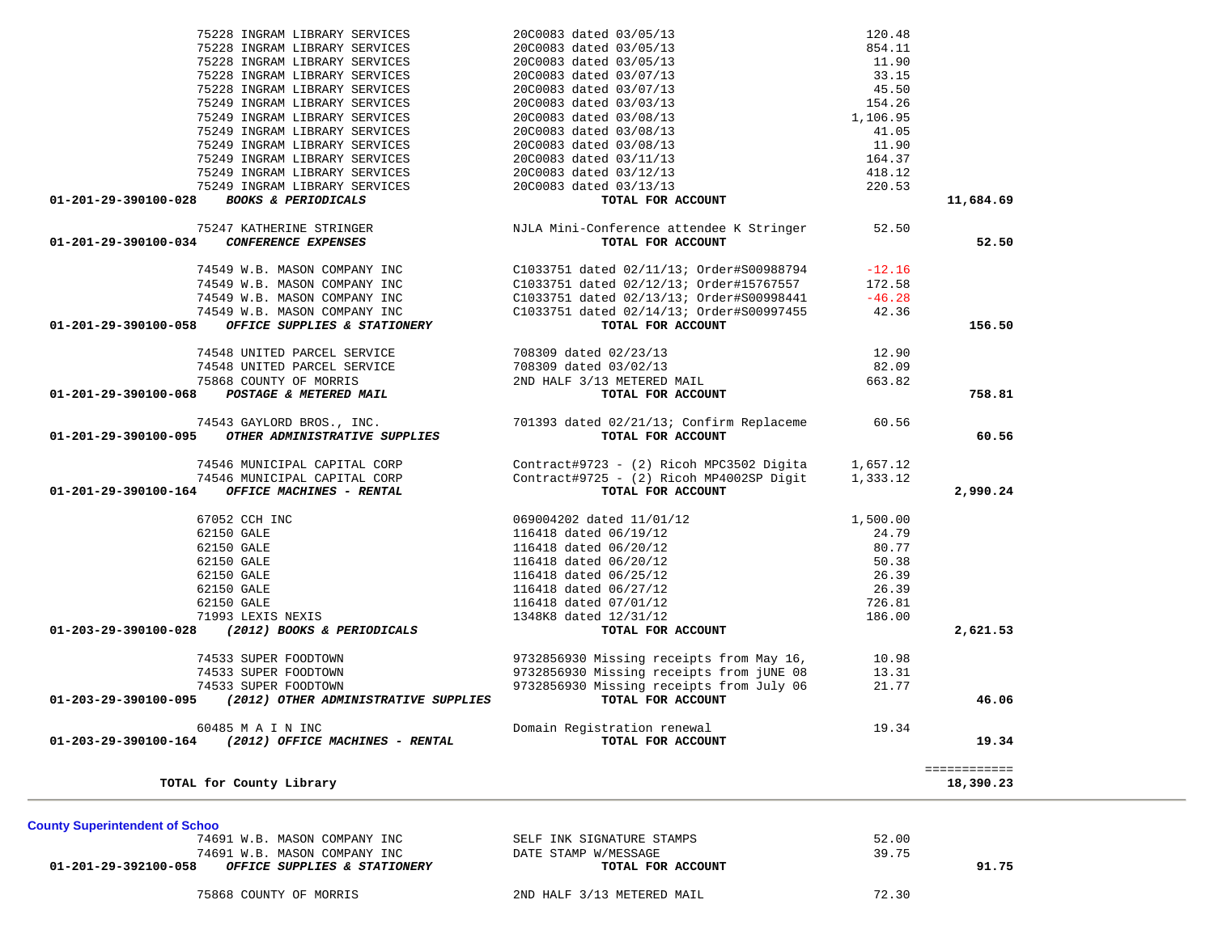| Account | Vendor | Description | Amount | Total |
|---|---|---|---|---|
| | 75228 INGRAM LIBRARY SERVICES | 20C0083 dated 03/05/13 | 120.48 | |
| | 75228 INGRAM LIBRARY SERVICES | 20C0083 dated 03/05/13 | 854.11 | |
| | 75228 INGRAM LIBRARY SERVICES | 20C0083 dated 03/05/13 | 11.90 | |
| | 75228 INGRAM LIBRARY SERVICES | 20C0083 dated 03/07/13 | 33.15 | |
| | 75228 INGRAM LIBRARY SERVICES | 20C0083 dated 03/07/13 | 45.50 | |
| | 75249 INGRAM LIBRARY SERVICES | 20C0083 dated 03/03/13 | 154.26 | |
| | 75249 INGRAM LIBRARY SERVICES | 20C0083 dated 03/08/13 | 1,106.95 | |
| | 75249 INGRAM LIBRARY SERVICES | 20C0083 dated 03/08/13 | 41.05 | |
| | 75249 INGRAM LIBRARY SERVICES | 20C0083 dated 03/08/13 | 11.90 | |
| | 75249 INGRAM LIBRARY SERVICES | 20C0083 dated 03/11/13 | 164.37 | |
| | 75249 INGRAM LIBRARY SERVICES | 20C0083 dated 03/12/13 | 418.12 | |
| | 75249 INGRAM LIBRARY SERVICES | 20C0083 dated 03/13/13 | 220.53 | |
| **01-201-29-390100-028** | ***BOOKS & PERIODICALS*** | **TOTAL FOR ACCOUNT** | | **11,684.69** |
| | 75247 KATHERINE STRINGER | NJLA Mini-Conference attendee K Stringer | 52.50 | |
| **01-201-29-390100-034** | ***CONFERENCE EXPENSES*** | **TOTAL FOR ACCOUNT** | | **52.50** |
| | 74549 W.B. MASON COMPANY INC | C1033751 dated 02/11/13; Order#S00988794 | -12.16 | |
| | 74549 W.B. MASON COMPANY INC | C1033751 dated 02/12/13; Order#15767557 | 172.58 | |
| | 74549 W.B. MASON COMPANY INC | C1033751 dated 02/13/13; Order#S00998441 | -46.28 | |
| | 74549 W.B. MASON COMPANY INC | C1033751 dated 02/14/13; Order#S00997455 | 42.36 | |
| **01-201-29-390100-058** | ***OFFICE SUPPLIES & STATIONERY*** | **TOTAL FOR ACCOUNT** | | **156.50** |
| | 74548 UNITED PARCEL SERVICE | 708309 dated 02/23/13 | 12.90 | |
| | 74548 UNITED PARCEL SERVICE | 708309 dated 03/02/13 | 82.09 | |
| | 75868 COUNTY OF MORRIS | 2ND HALF 3/13 METERED MAIL | 663.82 | |
| **01-201-29-390100-068** | ***POSTAGE & METERED MAIL*** | **TOTAL FOR ACCOUNT** | | **758.81** |
| | 74543 GAYLORD BROS., INC. | 701393 dated 02/21/13; Confirm Replaceme | 60.56 | |
| **01-201-29-390100-095** | ***OTHER ADMINISTRATIVE SUPPLIES*** | **TOTAL FOR ACCOUNT** | | **60.56** |
| | 74546 MUNICIPAL CAPITAL CORP | Contract#9723 - (2) Ricoh MPC3502 Digita | 1,657.12 | |
| | 74546 MUNICIPAL CAPITAL CORP | Contract#9725 - (2) Ricoh MP4002SP Digit | 1,333.12 | |
| **01-201-29-390100-164** | ***OFFICE MACHINES - RENTAL*** | **TOTAL FOR ACCOUNT** | | **2,990.24** |
| | 67052 CCH INC | 069004202 dated 11/01/12 | 1,500.00 | |
| | 62150 GALE | 116418 dated 06/19/12 | 24.79 | |
| | 62150 GALE | 116418 dated 06/20/12 | 80.77 | |
| | 62150 GALE | 116418 dated 06/20/12 | 50.38 | |
| | 62150 GALE | 116418 dated 06/25/12 | 26.39 | |
| | 62150 GALE | 116418 dated 06/27/12 | 26.39 | |
| | 62150 GALE | 116418 dated 07/01/12 | 726.81 | |
| | 71993 LEXIS NEXIS | 1348K8 dated 12/31/12 | 186.00 | |
| **01-203-29-390100-028** | ***(2012) BOOKS & PERIODICALS*** | **TOTAL FOR ACCOUNT** | | **2,621.53** |
| | 74533 SUPER FOODTOWN | 9732856930 Missing receipts from May 16, | 10.98 | |
| | 74533 SUPER FOODTOWN | 9732856930 Missing receipts from jUNE 08 | 13.31 | |
| | 74533 SUPER FOODTOWN | 9732856930 Missing receipts from July 06 | 21.77 | |
| **01-203-29-390100-095** | ***(2012) OTHER ADMINISTRATIVE SUPPLIES*** | **TOTAL FOR ACCOUNT** | | **46.06** |
| | 60485 M A I N INC | Domain Registration renewal | 19.34 | |
| **01-203-29-390100-164** | ***(2012) OFFICE MACHINES - RENTAL*** | **TOTAL FOR ACCOUNT** | | **19.34** |
| | | | | ============ |
| | **TOTAL for County Library** | | | **18,390.23** |

**County Superintendent of Schoo**

| Account | Vendor | Description | Amount | Total |
|---|---|---|---|---|
| | 74691 W.B. MASON COMPANY INC | SELF INK SIGNATURE STAMPS | 52.00 | |
| | 74691 W.B. MASON COMPANY INC | DATE STAMP W/MESSAGE | 39.75 | |
| **01-201-29-392100-058** | ***OFFICE SUPPLIES & STATIONERY*** | **TOTAL FOR ACCOUNT** | | **91.75** |
| | 75868 COUNTY OF MORRIS | 2ND HALF 3/13 METERED MAIL | 72.30 | |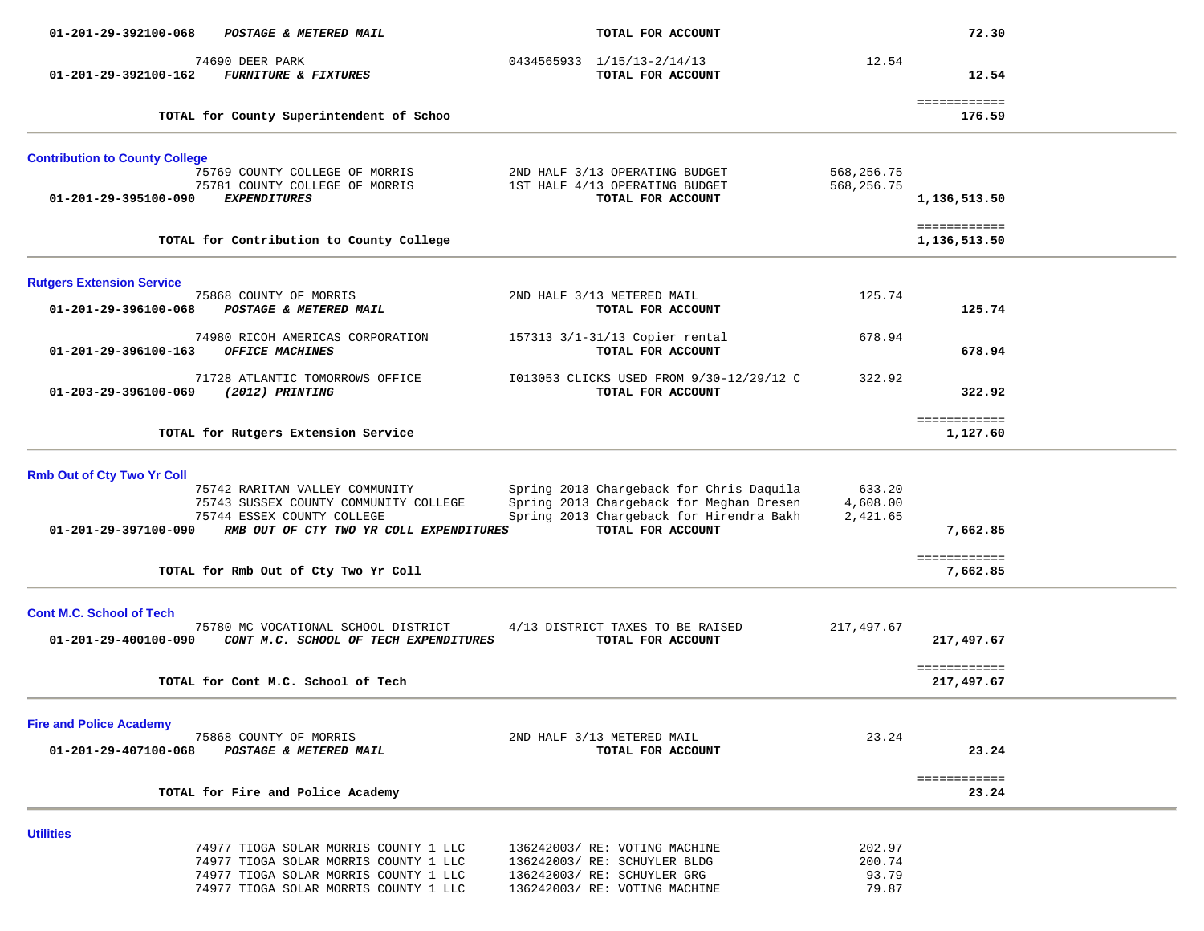| Account | Vendor / Description | | Reference / Description | Amount | Total |
|---|---|---|---|---|---|
| 01-201-29-392100-068 | ***POSTAGE & METERED MAIL*** | | **TOTAL FOR ACCOUNT** | | **72.30** |
| | 74690 DEER PARK | | 0434565933 1/15/13-2/14/13 | 12.54 | |
| 01-201-29-392100-162 | ***FURNITURE & FIXTURES*** | | **TOTAL FOR ACCOUNT** | | **12.54** |
| | | | | | ============ |
| | **TOTAL for County Superintendent of Schoo** | | | | **176.59** |

## Contribution to County College

| Account | Vendor / Description | Reference / Description | Amount | Total |
|---|---|---|---|---|
| | 75769 COUNTY COLLEGE OF MORRIS | 2ND HALF 3/13 OPERATING BUDGET | 568,256.75 | |
| | 75781 COUNTY COLLEGE OF MORRIS | 1ST HALF 4/13 OPERATING BUDGET | 568,256.75 | |
| 01-201-29-395100-090 | ***EXPENDITURES*** | **TOTAL FOR ACCOUNT** | | **1,136,513.50** |
| | | | | ============ |
| | **TOTAL for Contribution to County College** | | | **1,136,513.50** |

## Rutgers Extension Service

| Account | Vendor / Description | Reference / Description | Amount | Total |
|---|---|---|---|---|
| | 75868 COUNTY OF MORRIS | 2ND HALF 3/13 METERED MAIL | 125.74 | |
| 01-201-29-396100-068 | ***POSTAGE & METERED MAIL*** | **TOTAL FOR ACCOUNT** | | **125.74** |
| | 74980 RICOH AMERICAS CORPORATION | 157313 3/1-31/13 Copier rental | 678.94 | |
| 01-201-29-396100-163 | ***OFFICE MACHINES*** | **TOTAL FOR ACCOUNT** | | **678.94** |
| | 71728 ATLANTIC TOMORROWS OFFICE | I013053 CLICKS USED FROM 9/30-12/29/12 C | 322.92 | |
| 01-203-29-396100-069 | ***(2012) PRINTING*** | **TOTAL FOR ACCOUNT** | | **322.92** |
| | | | | ============ |
| | **TOTAL for Rutgers Extension Service** | | | **1,127.60** |

## Rmb Out of Cty Two Yr Coll

| Account | Vendor / Description | Reference / Description | Amount | Total |
|---|---|---|---|---|
| | 75742 RARITAN VALLEY COMMUNITY | Spring 2013 Chargeback for Chris Daquila | 633.20 | |
| | 75743 SUSSEX COUNTY COMMUNITY COLLEGE | Spring 2013 Chargeback for Meghan Dresen | 4,608.00 | |
| | 75744 ESSEX COUNTY COLLEGE | Spring 2013 Chargeback for Hirendra Bakh | 2,421.65 | |
| 01-201-29-397100-090 | ***RMB OUT OF CTY TWO YR COLL EXPENDITURES*** | **TOTAL FOR ACCOUNT** | | **7,662.85** |
| | | | | ============ |
| | **TOTAL for Rmb Out of Cty Two Yr Coll** | | | **7,662.85** |

## Cont M.C. School of Tech

| Account | Vendor / Description | Reference / Description | Amount | Total |
|---|---|---|---|---|
| | 75780 MC VOCATIONAL SCHOOL DISTRICT | 4/13 DISTRICT TAXES TO BE RAISED | 217,497.67 | |
| 01-201-29-400100-090 | ***CONT M.C. SCHOOL OF TECH EXPENDITURES*** | **TOTAL FOR ACCOUNT** | | **217,497.67** |
| | | | | ============ |
| | **TOTAL for Cont M.C. School of Tech** | | | **217,497.67** |

## Fire and Police Academy

| Account | Vendor / Description | Reference / Description | Amount | Total |
|---|---|---|---|---|
| | 75868 COUNTY OF MORRIS | 2ND HALF 3/13 METERED MAIL | 23.24 | |
| 01-201-29-407100-068 | ***POSTAGE & METERED MAIL*** | **TOTAL FOR ACCOUNT** | | **23.24** |
| | | | | ============ |
| | **TOTAL for Fire and Police Academy** | | | **23.24** |

## Utilities

| Account | Vendor / Description | Reference / Description | Amount | Total |
|---|---|---|---|---|
| | 74977 TIOGA SOLAR MORRIS COUNTY 1 LLC | 136242003/ RE: VOTING MACHINE | 202.97 | |
| | 74977 TIOGA SOLAR MORRIS COUNTY 1 LLC | 136242003/ RE: SCHUYLER BLDG | 200.74 | |
| | 74977 TIOGA SOLAR MORRIS COUNTY 1 LLC | 136242003/ RE: SCHUYLER GRG | 93.79 | |
| | 74977 TIOGA SOLAR MORRIS COUNTY 1 LLC | 136242003/ RE: VOTING MACHINE | 79.87 | |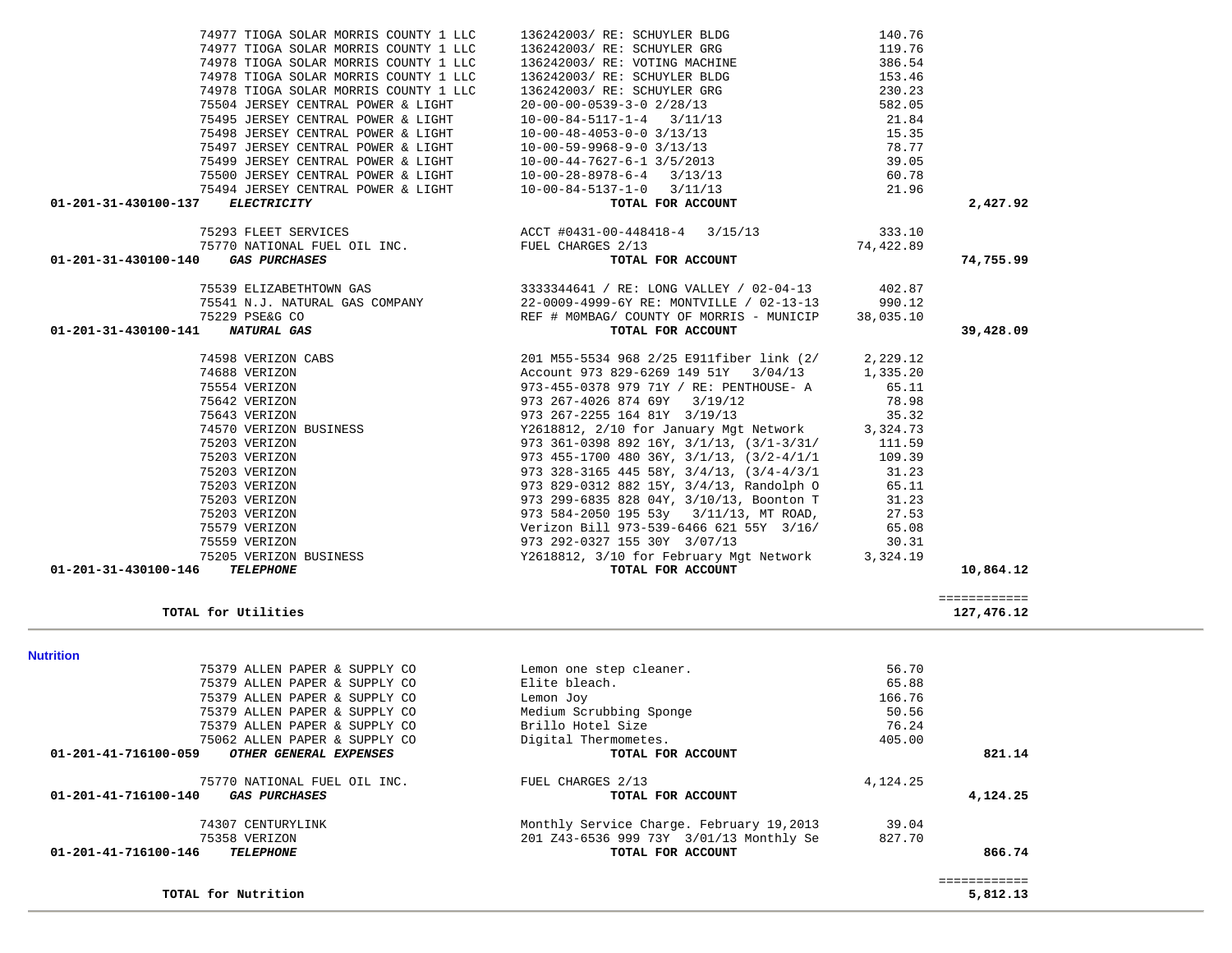| Account | Vendor | Description | Amount | Total |
|---|---|---|---|---|
| | 74977 TIOGA SOLAR MORRIS COUNTY 1 LLC | 136242003/ RE: SCHUYLER BLDG | 140.76 | |
| | 74977 TIOGA SOLAR MORRIS COUNTY 1 LLC | 136242003/ RE: SCHUYLER GRG | 119.76 | |
| | 74978 TIOGA SOLAR MORRIS COUNTY 1 LLC | 136242003/ RE: VOTING MACHINE | 386.54 | |
| | 74978 TIOGA SOLAR MORRIS COUNTY 1 LLC | 136242003/ RE: SCHUYLER BLDG | 153.46 | |
| | 74978 TIOGA SOLAR MORRIS COUNTY 1 LLC | 136242003/ RE: SCHUYLER GRG | 230.23 | |
| | 75504 JERSEY CENTRAL POWER & LIGHT | 20-00-00-0539-3-0 2/28/13 | 582.05 | |
| | 75495 JERSEY CENTRAL POWER & LIGHT | 10-00-84-5117-1-4 3/11/13 | 21.84 | |
| | 75498 JERSEY CENTRAL POWER & LIGHT | 10-00-48-4053-0-0 3/13/13 | 15.35 | |
| | 75497 JERSEY CENTRAL POWER & LIGHT | 10-00-59-9968-9-0 3/13/13 | 78.77 | |
| | 75499 JERSEY CENTRAL POWER & LIGHT | 10-00-44-7627-6-1 3/5/2013 | 39.05 | |
| | 75500 JERSEY CENTRAL POWER & LIGHT | 10-00-28-8978-6-4 3/13/13 | 60.78 | |
| | 75494 JERSEY CENTRAL POWER & LIGHT | 10-00-84-5137-1-0 3/11/13 | 21.96 | |
| **01-201-31-430100-137** | ***ELECTRICITY*** | **TOTAL FOR ACCOUNT** | | **2,427.92** |
| | 75293 FLEET SERVICES | ACCT #0431-00-448418-4 3/15/13 | 333.10 | |
| | 75770 NATIONAL FUEL OIL INC. | FUEL CHARGES 2/13 | 74,422.89 | |
| **01-201-31-430100-140** | ***GAS PURCHASES*** | **TOTAL FOR ACCOUNT** | | **74,755.99** |
| | 75539 ELIZABETHTOWN GAS | 3333344641 / RE: LONG VALLEY / 02-04-13 | 402.87 | |
| | 75541 N.J. NATURAL GAS COMPANY | 22-0009-4999-6Y RE: MONTVILLE / 02-13-13 | 990.12 | |
| | 75229 PSE&G CO | REF # MOMBAG/ COUNTY OF MORRIS - MUNICIP | 38,035.10 | |
| **01-201-31-430100-141** | ***NATURAL GAS*** | **TOTAL FOR ACCOUNT** | | **39,428.09** |
| | 74598 VERIZON CABS | 201 M55-5534 968 2/25 E911fiber link (2/ | 2,229.12 | |
| | 74688 VERIZON | Account 973 829-6269 149 51Y 3/04/13 | 1,335.20 | |
| | 75554 VERIZON | 973-455-0378 979 71Y / RE: PENTHOUSE- A | 65.11 | |
| | 75642 VERIZON | 973 267-4026 874 69Y 3/19/12 | 78.98 | |
| | 75643 VERIZON | 973 267-2255 164 81Y 3/19/13 | 35.32 | |
| | 74570 VERIZON BUSINESS | Y2618812, 2/10 for January Mgt Network | 3,324.73 | |
| | 75203 VERIZON | 973 361-0398 892 16Y, 3/1/13, (3/1-3/31/ | 111.59 | |
| | 75203 VERIZON | 973 455-1700 480 36Y, 3/1/13, (3/2-4/1/1 | 109.39 | |
| | 75203 VERIZON | 973 328-3165 445 58Y, 3/4/13, (3/4-4/3/1 | 31.23 | |
| | 75203 VERIZON | 973 829-0312 882 15Y, 3/4/13, Randolph O | 65.11 | |
| | 75203 VERIZON | 973 299-6835 828 04Y, 3/10/13, Boonton T | 31.23 | |
| | 75203 VERIZON | 973 584-2050 195 53y 3/11/13, MT ROAD, | 27.53 | |
| | 75579 VERIZON | Verizon Bill 973-539-6466 621 55Y 3/16/ | 65.08 | |
| | 75559 VERIZON | 973 292-0327 155 30Y 3/07/13 | 30.31 | |
| | 75205 VERIZON BUSINESS | Y2618812, 3/10 for February Mgt Network | 3,324.19 | |
| **01-201-31-430100-146** | ***TELEPHONE*** | **TOTAL FOR ACCOUNT** | | **10,864.12** |
| | **TOTAL for Utilities** | | | **127,476.12** |

## Nutrition

| Account | Vendor | Description | Amount | Total |
|---|---|---|---|---|
| | 75379 ALLEN PAPER & SUPPLY CO | Lemon one step cleaner. | 56.70 | |
| | 75379 ALLEN PAPER & SUPPLY CO | Elite bleach. | 65.88 | |
| | 75379 ALLEN PAPER & SUPPLY CO | Lemon Joy | 166.76 | |
| | 75379 ALLEN PAPER & SUPPLY CO | Medium Scrubbing Sponge | 50.56 | |
| | 75379 ALLEN PAPER & SUPPLY CO | Brillo Hotel Size | 76.24 | |
| | 75062 ALLEN PAPER & SUPPLY CO | Digital Thermometes. | 405.00 | |
| **01-201-41-716100-059** | ***OTHER GENERAL EXPENSES*** | **TOTAL FOR ACCOUNT** | | **821.14** |
| | 75770 NATIONAL FUEL OIL INC. | FUEL CHARGES 2/13 | 4,124.25 | |
| **01-201-41-716100-140** | ***GAS PURCHASES*** | **TOTAL FOR ACCOUNT** | | **4,124.25** |
| | 74307 CENTURYLINK | Monthly Service Charge. February 19,2013 | 39.04 | |
| | 75358 VERIZON | 201 Z43-6536 999 73Y 3/01/13 Monthly Se | 827.70 | |
| **01-201-41-716100-146** | ***TELEPHONE*** | **TOTAL FOR ACCOUNT** | | **866.74** |
| | **TOTAL for Nutrition** | | | **5,812.13** |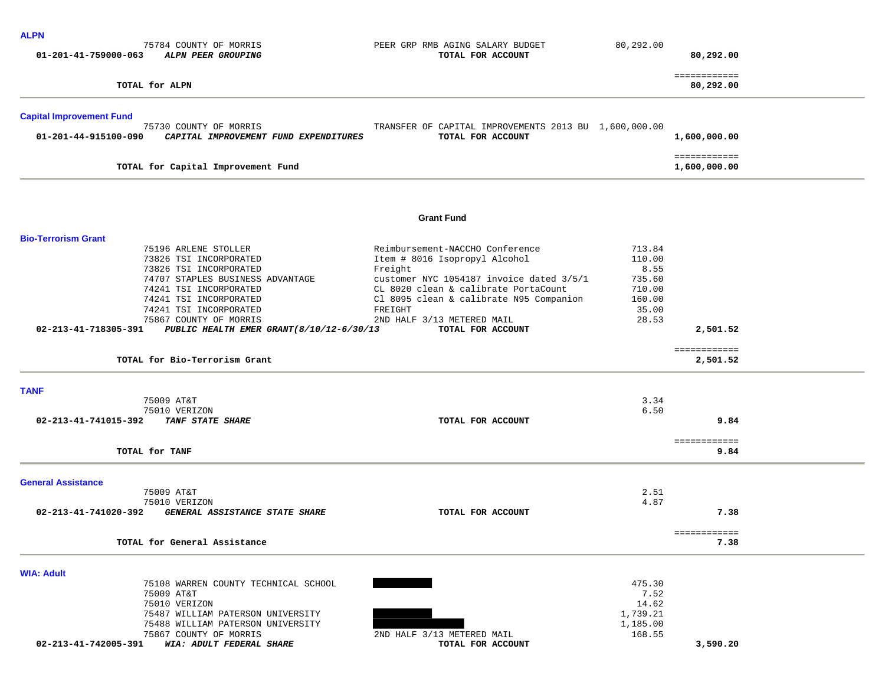### ALPN

| | Vendor | Description | Amount | Total |
|---|---|---|---|---|
| | 75784 COUNTY OF MORRIS | PEER GRP RMB AGING SALARY BUDGET | 80,292.00 | |
| **01-201-41-759000-063** | ***ALPN PEER GROUPING*** | **TOTAL FOR ACCOUNT** | | **80,292.00** |
| | **TOTAL for ALPN** | | | ============ **80,292.00** |

### Capital Improvement Fund

| | Vendor | Description | Amount | Total |
|---|---|---|---|---|
| | 75730 COUNTY OF MORRIS | TRANSFER OF CAPITAL IMPROVEMENTS 2013 BU | 1,600,000.00 | |
| **01-201-44-915100-090** | ***CAPITAL IMPROVEMENT FUND EXPENDITURES*** | **TOTAL FOR ACCOUNT** | | **1,600,000.00** |
| | **TOTAL for Capital Improvement Fund** | | | ============ **1,600,000.00** |

## Grant Fund

### Bio-Terrorism Grant

| | Vendor | Description | Amount | Total |
|---|---|---|---|---|
| | 75196 ARLENE STOLLER | Reimbursement-NACCHO Conference | 713.84 | |
| | 73826 TSI INCORPORATED | Item # 8016 Isopropyl Alcohol | 110.00 | |
| | 73826 TSI INCORPORATED | Freight | 8.55 | |
| | 74707 STAPLES BUSINESS ADVANTAGE | customer NYC 1054187 invoice dated 3/5/1 | 735.60 | |
| | 74241 TSI INCORPORATED | CL 8020 clean & calibrate PortaCount | 710.00 | |
| | 74241 TSI INCORPORATED | Cl 8095 clean & calibrate N95 Companion | 160.00 | |
| | 74241 TSI INCORPORATED | FREIGHT | 35.00 | |
| | 75867 COUNTY OF MORRIS | 2ND HALF 3/13 METERED MAIL | 28.53 | |
| **02-213-41-718305-391** | ***PUBLIC HEALTH EMER GRANT(8/10/12-6/30/13*** | **TOTAL FOR ACCOUNT** | | **2,501.52** |
| | **TOTAL for Bio-Terrorism Grant** | | | ============ **2,501.52** |

### TANF

| | Vendor | Description | Amount | Total |
|---|---|---|---|---|
| | 75009 AT&T | | 3.34 | |
| | 75010 VERIZON | | 6.50 | |
| **02-213-41-741015-392** | ***TANF STATE SHARE*** | **TOTAL FOR ACCOUNT** | | **9.84** |
| | **TOTAL for TANF** | | | ============ **9.84** |

### General Assistance

| | Vendor | Description | Amount | Total |
|---|---|---|---|---|
| | 75009 AT&T | | 2.51 | |
| | 75010 VERIZON | | 4.87 | |
| **02-213-41-741020-392** | ***GENERAL ASSISTANCE STATE SHARE*** | **TOTAL FOR ACCOUNT** | | **7.38** |
| | **TOTAL for General Assistance** | | | ============ **7.38** |

### WIA: Adult

| | Vendor | Description | Amount | Total |
|---|---|---|---|---|
| | 75108 WARREN COUNTY TECHNICAL SCHOOL | [REDACTED] | 475.30 | |
| | 75009 AT&T | | 7.52 | |
| | 75010 VERIZON | | 14.62 | |
| | 75487 WILLIAM PATERSON UNIVERSITY | [REDACTED] | 1,739.21 | |
| | 75488 WILLIAM PATERSON UNIVERSITY | [REDACTED] | 1,185.00 | |
| | 75867 COUNTY OF MORRIS | 2ND HALF 3/13 METERED MAIL | 168.55 | |
| **02-213-41-742005-391** | ***WIA: ADULT FEDERAL SHARE*** | **TOTAL FOR ACCOUNT** | | **3,590.20** |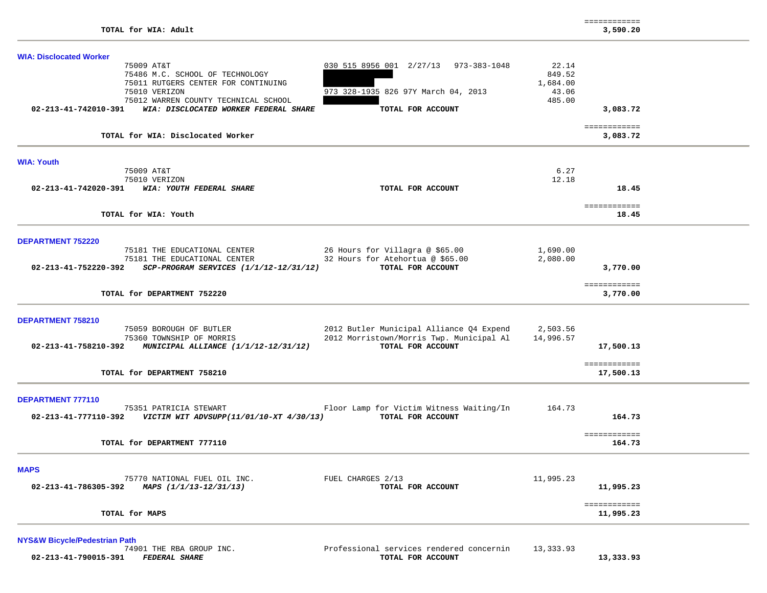| | | | |
|---|---|---|---|
| **TOTAL for WIA: Adult** | | | ============ **3,590.20** |

**WIA: Disclocated Worker**

| | | | |
|---|---|---|---|
| 75009 AT&T | 030 515 8956 001 2/27/13 973-383-1048 | 22.14 | |
| 75486 M.C. SCHOOL OF TECHNOLOGY | | 849.52 | |
| 75011 RUTGERS CENTER FOR CONTINUING | | 1,684.00 | |
| 75010 VERIZON | 973 328-1935 826 97Y March 04, 2013 | 43.06 | |
| 75012 WARREN COUNTY TECHNICAL SCHOOL | | 485.00 | |
| **02-213-41-742010-391** ***WIA: DISCLOCATED WORKER FEDERAL SHARE*** | **TOTAL FOR ACCOUNT** | | **3,083.72** |
| **TOTAL for WIA: Disclocated Worker** | | | ============ **3,083.72** |

**WIA: Youth**

| | | | |
|---|---|---|---|
| 75009 AT&T | | 6.27 | |
| 75010 VERIZON | | 12.18 | |
| **02-213-41-742020-391** ***WIA: YOUTH FEDERAL SHARE*** | **TOTAL FOR ACCOUNT** | | **18.45** |
| **TOTAL for WIA: Youth** | | | ============ **18.45** |

**DEPARTMENT 752220**

| | | | |
|---|---|---|---|
| 75181 THE EDUCATIONAL CENTER | 26 Hours for Villagra @ $65.00 | 1,690.00 | |
| 75181 THE EDUCATIONAL CENTER | 32 Hours for Atehortua @ $65.00 | 2,080.00 | |
| **02-213-41-752220-392** ***SCP-PROGRAM SERVICES (1/1/12-12/31/12)*** | **TOTAL FOR ACCOUNT** | | **3,770.00** |
| **TOTAL for DEPARTMENT 752220** | | | ============ **3,770.00** |

**DEPARTMENT 758210**

| | | | |
|---|---|---|---|
| 75059 BOROUGH OF BUTLER | 2012 Butler Municipal Alliance Q4 Expend | 2,503.56 | |
| 75360 TOWNSHIP OF MORRIS | 2012 Morristown/Morris Twp. Municipal Al | 14,996.57 | |
| **02-213-41-758210-392** ***MUNICIPAL ALLIANCE (1/1/12-12/31/12)*** | **TOTAL FOR ACCOUNT** | | **17,500.13** |
| **TOTAL for DEPARTMENT 758210** | | | ============ **17,500.13** |

**DEPARTMENT 777110**

| | | | |
|---|---|---|---|
| 75351 PATRICIA STEWART | Floor Lamp for Victim Witness Waiting/In | 164.73 | |
| **02-213-41-777110-392** ***VICTIM WIT ADVSUPP(11/01/10-XT 4/30/13)*** | **TOTAL FOR ACCOUNT** | | **164.73** |
| **TOTAL for DEPARTMENT 777110** | | | ============ **164.73** |

**MAPS**

| | | | |
|---|---|---|---|
| 75770 NATIONAL FUEL OIL INC. | FUEL CHARGES 2/13 | 11,995.23 | |
| **02-213-41-786305-392** ***MAPS (1/1/13-12/31/13)*** | **TOTAL FOR ACCOUNT** | | **11,995.23** |
| **TOTAL for MAPS** | | | ============ **11,995.23** |

**NYS&W Bicycle/Pedestrian Path**

| | | | |
|---|---|---|---|
| 74901 THE RBA GROUP INC. | Professional services rendered concernin | 13,333.93 | |
| **02-213-41-790015-391** ***FEDERAL SHARE*** | **TOTAL FOR ACCOUNT** | | **13,333.93** |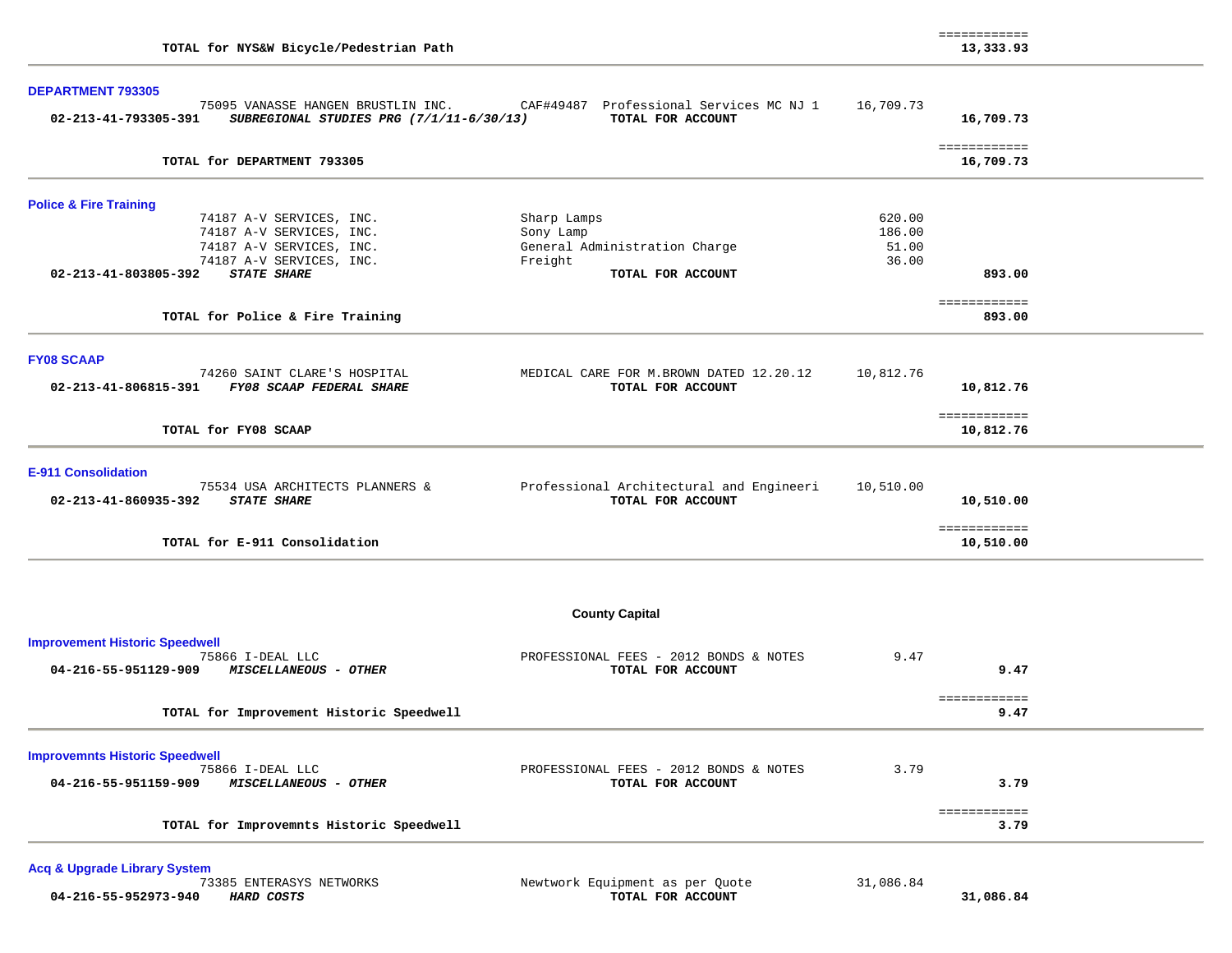| | | | |
|---|---|---|---|
| **TOTAL for NYS&W Bicycle/Pedestrian Path** | | | ============ **13,333.93** |

## DEPARTMENT 793305

| Account | Vendor / Description | Detail | Amount | Total |
|---|---|---|---|---|
| | 75095 VANASSE HANGEN BRUSTLIN INC. | CAF#49487 Professional Services MC NJ 1 | 16,709.73 | |
| **02-213-41-793305-391** | ***SUBREGIONAL STUDIES PRG (7/1/11-6/30/13)*** | **TOTAL FOR ACCOUNT** | | **16,709.73** |
| | **TOTAL for DEPARTMENT 793305** | | | ============ **16,709.73** |

## Police & Fire Training

| Account | Vendor / Description | Detail | Amount | Total |
|---|---|---|---|---|
| | 74187 A-V SERVICES, INC. | Sharp Lamps | 620.00 | |
| | 74187 A-V SERVICES, INC. | Sony Lamp | 186.00 | |
| | 74187 A-V SERVICES, INC. | General Administration Charge | 51.00 | |
| | 74187 A-V SERVICES, INC. | Freight | 36.00 | |
| **02-213-41-803805-392** | ***STATE SHARE*** | **TOTAL FOR ACCOUNT** | | **893.00** |
| | **TOTAL for Police & Fire Training** | | | ============ **893.00** |

## FY08 SCAAP

| Account | Vendor / Description | Detail | Amount | Total |
|---|---|---|---|---|
| | 74260 SAINT CLARE'S HOSPITAL | MEDICAL CARE FOR M.BROWN DATED 12.20.12 | 10,812.76 | |
| **02-213-41-806815-391** | ***FY08 SCAAP FEDERAL SHARE*** | **TOTAL FOR ACCOUNT** | | **10,812.76** |
| | **TOTAL for FY08 SCAAP** | | | ============ **10,812.76** |

## E-911 Consolidation

| Account | Vendor / Description | Detail | Amount | Total |
|---|---|---|---|---|
| | 75534 USA ARCHITECTS PLANNERS & | Professional Architectural and Engineeri | 10,510.00 | |
| **02-213-41-860935-392** | ***STATE SHARE*** | **TOTAL FOR ACCOUNT** | | **10,510.00** |
| | **TOTAL for E-911 Consolidation** | | | ============ **10,510.00** |

# County Capital

## Improvement Historic Speedwell

| Account | Vendor / Description | Detail | Amount | Total |
|---|---|---|---|---|
| | 75866 I-DEAL LLC | PROFESSIONAL FEES - 2012 BONDS & NOTES | 9.47 | |
| **04-216-55-951129-909** | ***MISCELLANEOUS - OTHER*** | **TOTAL FOR ACCOUNT** | | **9.47** |
| | **TOTAL for Improvement Historic Speedwell** | | | ============ **9.47** |

## Improvemnts Historic Speedwell

| Account | Vendor / Description | Detail | Amount | Total |
|---|---|---|---|---|
| | 75866 I-DEAL LLC | PROFESSIONAL FEES - 2012 BONDS & NOTES | 3.79 | |
| **04-216-55-951159-909** | ***MISCELLANEOUS - OTHER*** | **TOTAL FOR ACCOUNT** | | **3.79** |
| | **TOTAL for Improvemnts Historic Speedwell** | | | ============ **3.79** |

## Acq & Upgrade Library System

| Account | Vendor / Description | Detail | Amount | Total |
|---|---|---|---|---|
| | 73385 ENTERASYS NETWORKS | Newtwork Equipment as per Quote | 31,086.84 | |
| **04-216-55-952973-940** | ***HARD COSTS*** | **TOTAL FOR ACCOUNT** | | **31,086.84** |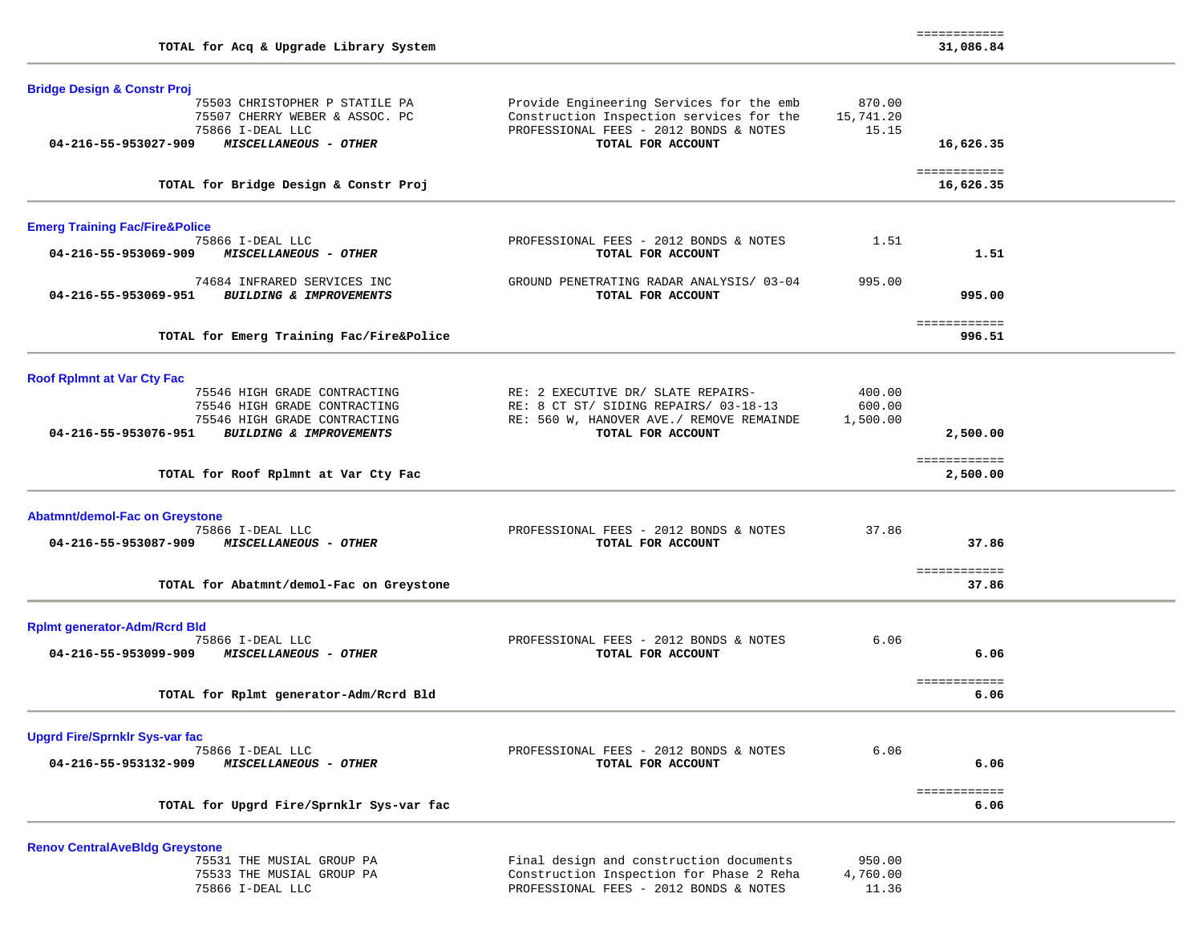| | | | | |
|---|---|---|---|---|
| | **TOTAL for Acq & Upgrade Library System** | | | ============ **31,086.84** |

## Bridge Design & Constr Proj

| Account | Vendor / Description | Description | Amount | Total |
|---|---|---|---|---|
| | 75503 CHRISTOPHER P STATILE PA | Provide Engineering Services for the emb | 870.00 | |
| | 75507 CHERRY WEBER & ASSOC. PC | Construction Inspection services for the | 15,741.20 | |
| | 75866 I-DEAL LLC | PROFESSIONAL FEES - 2012 BONDS & NOTES | 15.15 | |
| **04-216-55-953027-909** | ***MISCELLANEOUS - OTHER*** | **TOTAL FOR ACCOUNT** | | **16,626.35** |
| | **TOTAL for Bridge Design & Constr Proj** | | | ============ **16,626.35** |

## Emerg Training Fac/Fire&Police

| Account | Vendor / Description | Description | Amount | Total |
|---|---|---|---|---|
| | 75866 I-DEAL LLC | PROFESSIONAL FEES - 2012 BONDS & NOTES | 1.51 | |
| **04-216-55-953069-909** | ***MISCELLANEOUS - OTHER*** | **TOTAL FOR ACCOUNT** | | **1.51** |
| | 74684 INFRARED SERVICES INC | GROUND PENETRATING RADAR ANALYSIS/ 03-04 | 995.00 | |
| **04-216-55-953069-951** | ***BUILDING & IMPROVEMENTS*** | **TOTAL FOR ACCOUNT** | | **995.00** |
| | **TOTAL for Emerg Training Fac/Fire&Police** | | | ============ **996.51** |

## Roof Rplmnt at Var Cty Fac

| Account | Vendor / Description | Description | Amount | Total |
|---|---|---|---|---|
| | 75546 HIGH GRADE CONTRACTING | RE: 2 EXECUTIVE DR/ SLATE REPAIRS- | 400.00 | |
| | 75546 HIGH GRADE CONTRACTING | RE: 8 CT ST/ SIDING REPAIRS/ 03-18-13 | 600.00 | |
| | 75546 HIGH GRADE CONTRACTING | RE: 560 W, HANOVER AVE./ REMOVE REMAINDE | 1,500.00 | |
| **04-216-55-953076-951** | ***BUILDING & IMPROVEMENTS*** | **TOTAL FOR ACCOUNT** | | **2,500.00** |
| | **TOTAL for Roof Rplmnt at Var Cty Fac** | | | ============ **2,500.00** |

## Abatmnt/demol-Fac on Greystone

| Account | Vendor / Description | Description | Amount | Total |
|---|---|---|---|---|
| | 75866 I-DEAL LLC | PROFESSIONAL FEES - 2012 BONDS & NOTES | 37.86 | |
| **04-216-55-953087-909** | ***MISCELLANEOUS - OTHER*** | **TOTAL FOR ACCOUNT** | | **37.86** |
| | **TOTAL for Abatmnt/demol-Fac on Greystone** | | | ============ **37.86** |

## Rplmt generator-Adm/Rcrd Bld

| Account | Vendor / Description | Description | Amount | Total |
|---|---|---|---|---|
| | 75866 I-DEAL LLC | PROFESSIONAL FEES - 2012 BONDS & NOTES | 6.06 | |
| **04-216-55-953099-909** | ***MISCELLANEOUS - OTHER*** | **TOTAL FOR ACCOUNT** | | **6.06** |
| | **TOTAL for Rplmt generator-Adm/Rcrd Bld** | | | ============ **6.06** |

## Upgrd Fire/Sprnklr Sys-var fac

| Account | Vendor / Description | Description | Amount | Total |
|---|---|---|---|---|
| | 75866 I-DEAL LLC | PROFESSIONAL FEES - 2012 BONDS & NOTES | 6.06 | |
| **04-216-55-953132-909** | ***MISCELLANEOUS - OTHER*** | **TOTAL FOR ACCOUNT** | | **6.06** |
| | **TOTAL for Upgrd Fire/Sprnklr Sys-var fac** | | | ============ **6.06** |

## Renov CentralAveBldg Greystone

| Account | Vendor / Description | Description | Amount | Total |
|---|---|---|---|---|
| | 75531 THE MUSIAL GROUP PA | Final design and construction documents | 950.00 | |
| | 75533 THE MUSIAL GROUP PA | Construction Inspection for Phase 2 Reha | 4,760.00 | |
| | 75866 I-DEAL LLC | PROFESSIONAL FEES - 2012 BONDS & NOTES | 11.36 | |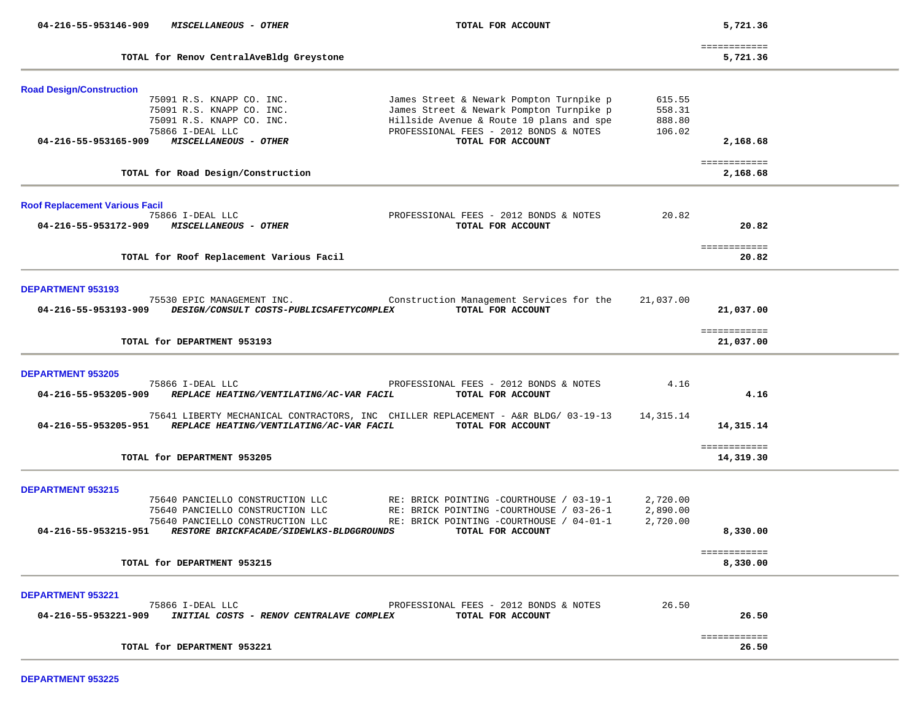| Account | Description | Vendor / Item | Amount | Total |
|---|---|---|---|---|
| **04-216-55-953146-909** | ***MISCELLANEOUS - OTHER*** | **TOTAL FOR ACCOUNT** | | **5,721.36** |
| | **TOTAL for Renov CentralAveBldg Greystone** | | | ============ **5,721.36** |

**Road Design/Construction**

| Account | Description | Vendor / Item | Amount | Total |
|---|---|---|---|---|
| | 75091 R.S. KNAPP CO. INC. | James Street & Newark Pompton Turnpike p | 615.55 | |
| | 75091 R.S. KNAPP CO. INC. | James Street & Newark Pompton Turnpike p | 558.31 | |
| | 75091 R.S. KNAPP CO. INC. | Hillside Avenue & Route 10 plans and spe | 888.80 | |
| | 75866 I-DEAL LLC | PROFESSIONAL FEES - 2012 BONDS & NOTES | 106.02 | |
| **04-216-55-953165-909** | ***MISCELLANEOUS - OTHER*** | **TOTAL FOR ACCOUNT** | | **2,168.68** |
| | **TOTAL for Road Design/Construction** | | | ============ **2,168.68** |

**Roof Replacement Various Facil**

| Account | Description | Vendor / Item | Amount | Total |
|---|---|---|---|---|
| | 75866 I-DEAL LLC | PROFESSIONAL FEES - 2012 BONDS & NOTES | 20.82 | |
| **04-216-55-953172-909** | ***MISCELLANEOUS - OTHER*** | **TOTAL FOR ACCOUNT** | | **20.82** |
| | **TOTAL for Roof Replacement Various Facil** | | | ============ **20.82** |

**DEPARTMENT 953193**

| Account | Description | Vendor / Item | Amount | Total |
|---|---|---|---|---|
| | 75530 EPIC MANAGEMENT INC. | Construction Management Services for the | 21,037.00 | |
| **04-216-55-953193-909** | ***DESIGN/CONSULT COSTS-PUBLICSAFETYCOMPLEX*** | **TOTAL FOR ACCOUNT** | | **21,037.00** |
| | **TOTAL for DEPARTMENT 953193** | | | ============ **21,037.00** |

**DEPARTMENT 953205**

| Account | Description | Vendor / Item | Amount | Total |
|---|---|---|---|---|
| | 75866 I-DEAL LLC | PROFESSIONAL FEES - 2012 BONDS & NOTES | 4.16 | |
| **04-216-55-953205-909** | ***REPLACE HEATING/VENTILATING/AC-VAR FACIL*** | **TOTAL FOR ACCOUNT** | | **4.16** |
| | 75641 LIBERTY MECHANICAL CONTRACTORS, INC | CHILLER REPLACEMENT - A&R BLDG/ 03-19-13 | 14,315.14 | |
| **04-216-55-953205-951** | ***REPLACE HEATING/VENTILATING/AC-VAR FACIL*** | **TOTAL FOR ACCOUNT** | | **14,315.14** |
| | **TOTAL for DEPARTMENT 953205** | | | ============ **14,319.30** |

**DEPARTMENT 953215**

| Account | Description | Vendor / Item | Amount | Total |
|---|---|---|---|---|
| | 75640 PANCIELLO CONSTRUCTION LLC | RE: BRICK POINTING -COURTHOUSE / 03-19-1 | 2,720.00 | |
| | 75640 PANCIELLO CONSTRUCTION LLC | RE: BRICK POINTING -COURTHOUSE / 03-26-1 | 2,890.00 | |
| | 75640 PANCIELLO CONSTRUCTION LLC | RE: BRICK POINTING -COURTHOUSE / 04-01-1 | 2,720.00 | |
| **04-216-55-953215-951** | ***RESTORE BRICKFACADE/SIDEWLKS-BLDGGROUNDS*** | **TOTAL FOR ACCOUNT** | | **8,330.00** |
| | **TOTAL for DEPARTMENT 953215** | | | ============ **8,330.00** |

**DEPARTMENT 953221**

| Account | Description | Vendor / Item | Amount | Total |
|---|---|---|---|---|
| | 75866 I-DEAL LLC | PROFESSIONAL FEES - 2012 BONDS & NOTES | 26.50 | |
| **04-216-55-953221-909** | ***INITIAL COSTS - RENOV CENTRALAVE COMPLEX*** | **TOTAL FOR ACCOUNT** | | **26.50** |
| | **TOTAL for DEPARTMENT 953221** | | | ============ **26.50** |

**DEPARTMENT 953225**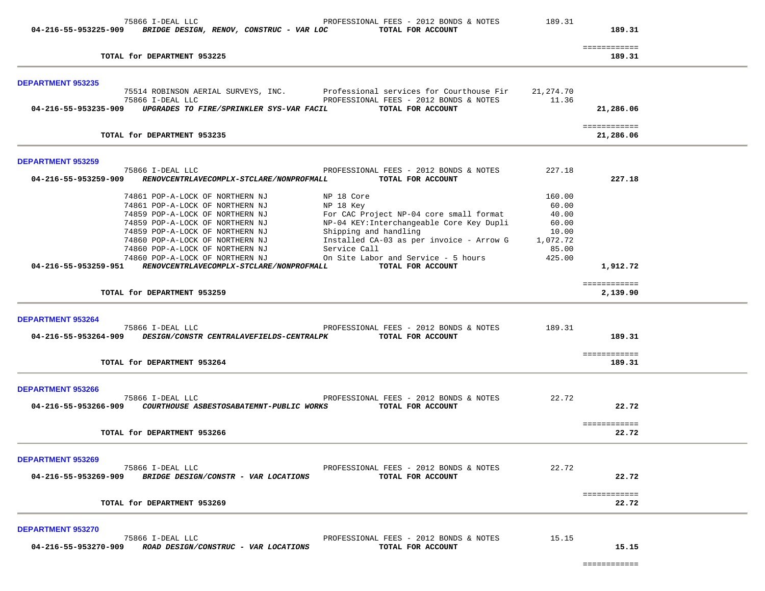| | | | |
|---|---|---|---|
| 75866 I-DEAL LLC | PROFESSIONAL FEES - 2012 BONDS & NOTES | 189.31 | |
| **04-216-55-953225-909** ***BRIDGE DESIGN, RENOV, CONSTRUC - VAR LOC*** | **TOTAL FOR ACCOUNT** | | **189.31** |
| | | | ============ |
| **TOTAL for DEPARTMENT 953225** | | | **189.31** |

**DEPARTMENT 953235**

| | | | |
|---|---|---|---|
| 75514 ROBINSON AERIAL SURVEYS, INC. | Professional services for Courthouse Fir | 21,274.70 | |
| 75866 I-DEAL LLC | PROFESSIONAL FEES - 2012 BONDS & NOTES | 11.36 | |
| **04-216-55-953235-909** ***UPGRADES TO FIRE/SPRINKLER SYS-VAR FACIL*** | **TOTAL FOR ACCOUNT** | | **21,286.06** |
| | | | ============ |
| **TOTAL for DEPARTMENT 953235** | | | **21,286.06** |

**DEPARTMENT 953259**

| | | | |
|---|---|---|---|
| 75866 I-DEAL LLC | PROFESSIONAL FEES - 2012 BONDS & NOTES | 227.18 | |
| **04-216-55-953259-909** ***RENOVCENTRLAVECOMPLX-STCLARE/NONPROFMALL*** | **TOTAL FOR ACCOUNT** | | **227.18** |
| 74861 POP-A-LOCK OF NORTHERN NJ | NP 18 Core | 160.00 | |
| 74861 POP-A-LOCK OF NORTHERN NJ | NP 18 Key | 60.00 | |
| 74859 POP-A-LOCK OF NORTHERN NJ | For CAC Project NP-04 core small format | 40.00 | |
| 74859 POP-A-LOCK OF NORTHERN NJ | NP-04 KEY:Interchangeable Core Key Dupli | 60.00 | |
| 74859 POP-A-LOCK OF NORTHERN NJ | Shipping and handling | 10.00 | |
| 74860 POP-A-LOCK OF NORTHERN NJ | Installed CA-03 as per invoice - Arrow G | 1,072.72 | |
| 74860 POP-A-LOCK OF NORTHERN NJ | Service Call | 85.00 | |
| 74860 POP-A-LOCK OF NORTHERN NJ | On Site Labor and Service - 5 hours | 425.00 | |
| **04-216-55-953259-951** ***RENOVCENTRLAVECOMPLX-STCLARE/NONPROFMALL*** | **TOTAL FOR ACCOUNT** | | **1,912.72** |
| | | | ============ |
| **TOTAL for DEPARTMENT 953259** | | | **2,139.90** |

**DEPARTMENT 953264**

| | | | |
|---|---|---|---|
| 75866 I-DEAL LLC | PROFESSIONAL FEES - 2012 BONDS & NOTES | 189.31 | |
| **04-216-55-953264-909** ***DESIGN/CONSTR CENTRALAVEFIELDS-CENTRALPK*** | **TOTAL FOR ACCOUNT** | | **189.31** |
| | | | ============ |
| **TOTAL for DEPARTMENT 953264** | | | **189.31** |

**DEPARTMENT 953266**

| | | | |
|---|---|---|---|
| 75866 I-DEAL LLC | PROFESSIONAL FEES - 2012 BONDS & NOTES | 22.72 | |
| **04-216-55-953266-909** ***COURTHOUSE ASBESTOSABATEMNT-PUBLIC WORKS*** | **TOTAL FOR ACCOUNT** | | **22.72** |
| | | | ============ |
| **TOTAL for DEPARTMENT 953266** | | | **22.72** |

**DEPARTMENT 953269**

| | | | |
|---|---|---|---|
| 75866 I-DEAL LLC | PROFESSIONAL FEES - 2012 BONDS & NOTES | 22.72 | |
| **04-216-55-953269-909** ***BRIDGE DESIGN/CONSTR - VAR LOCATIONS*** | **TOTAL FOR ACCOUNT** | | **22.72** |
| | | | ============ |
| **TOTAL for DEPARTMENT 953269** | | | **22.72** |

**DEPARTMENT 953270**

| | | | |
|---|---|---|---|
| 75866 I-DEAL LLC | PROFESSIONAL FEES - 2012 BONDS & NOTES | 15.15 | |
| **04-216-55-953270-909** ***ROAD DESIGN/CONSTRUC - VAR LOCATIONS*** | **TOTAL FOR ACCOUNT** | | **15.15** |
| | | | ============ |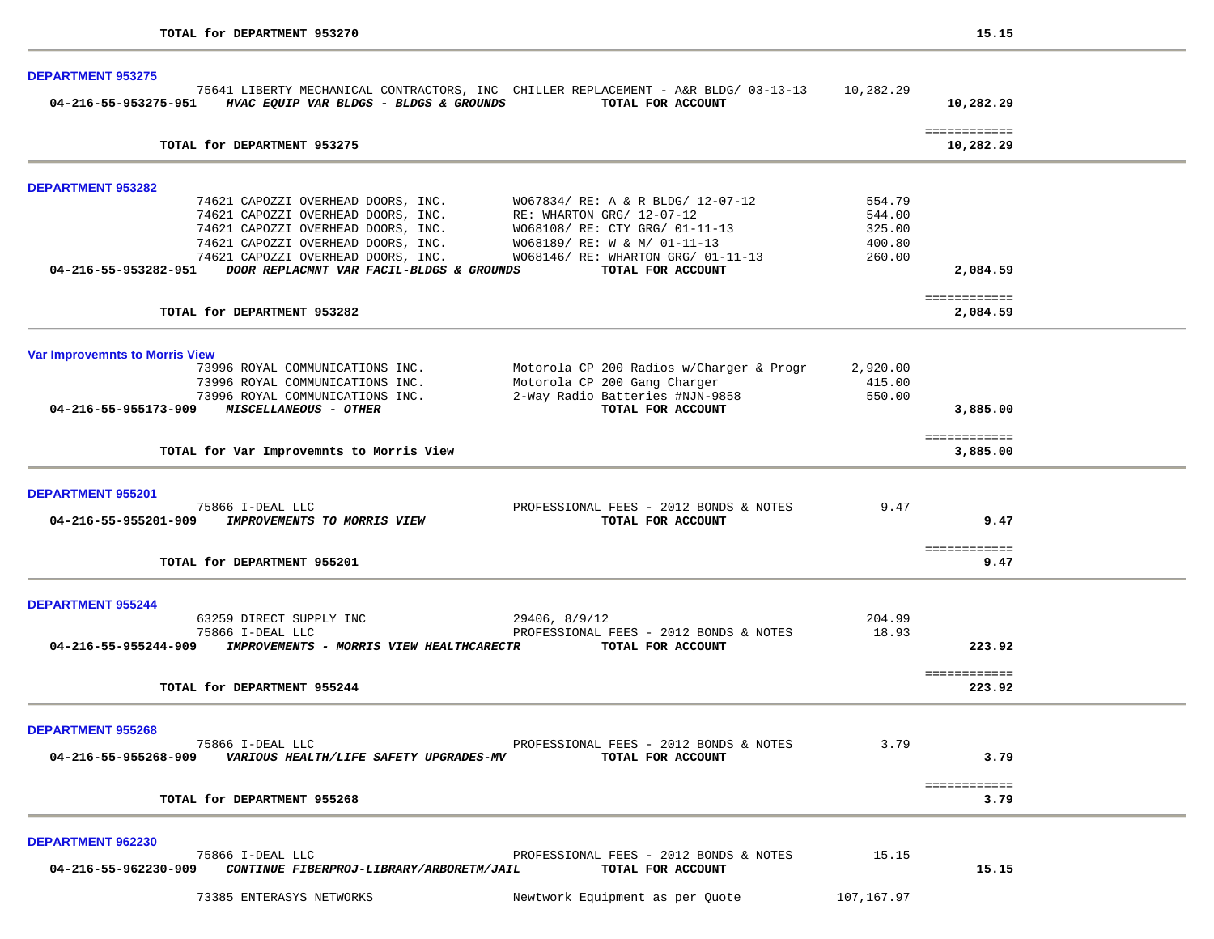**TOTAL for DEPARTMENT 953270** **15.15**

---

**DEPARTMENT 953275**

| Account | Vendor | Description | Amount | Total |
|---|---|---|---|---|
| | 75641 LIBERTY MECHANICAL CONTRACTORS, INC | CHILLER REPLACEMENT - A&R BLDG/ 03-13-13 | 10,282.29 | |
| **04-216-55-953275-951** | ***HVAC EQUIP VAR BLDGS - BLDGS & GROUNDS*** | **TOTAL FOR ACCOUNT** | | **10,282.29** |

**TOTAL for DEPARTMENT 953275** **10,282.29**

---

**DEPARTMENT 953282**

| Account | Vendor | Description | Amount | Total |
|---|---|---|---|---|
| | 74621 CAPOZZI OVERHEAD DOORS, INC. | WO67834/ RE: A & R BLDG/ 12-07-12 | 554.79 | |
| | 74621 CAPOZZI OVERHEAD DOORS, INC. | RE: WHARTON GRG/ 12-07-12 | 544.00 | |
| | 74621 CAPOZZI OVERHEAD DOORS, INC. | WO68108/ RE: CTY GRG/ 01-11-13 | 325.00 | |
| | 74621 CAPOZZI OVERHEAD DOORS, INC. | WO68189/ RE: W & M/ 01-11-13 | 400.80 | |
| | 74621 CAPOZZI OVERHEAD DOORS, INC. | WO68146/ RE: WHARTON GRG/ 01-11-13 | 260.00 | |
| **04-216-55-953282-951** | ***DOOR REPLACMNT VAR FACIL-BLDGS & GROUNDS*** | **TOTAL FOR ACCOUNT** | | **2,084.59** |

**TOTAL for DEPARTMENT 953282** **2,084.59**

---

**Var Improvemnts to Morris View**

| Account | Vendor | Description | Amount | Total |
|---|---|---|---|---|
| | 73996 ROYAL COMMUNICATIONS INC. | Motorola CP 200 Radios w/Charger & Progr | 2,920.00 | |
| | 73996 ROYAL COMMUNICATIONS INC. | Motorola CP 200 Gang Charger | 415.00 | |
| | 73996 ROYAL COMMUNICATIONS INC. | 2-Way Radio Batteries #NJN-9858 | 550.00 | |
| **04-216-55-955173-909** | ***MISCELLANEOUS - OTHER*** | **TOTAL FOR ACCOUNT** | | **3,885.00** |

**TOTAL for Var Improvemnts to Morris View** **3,885.00**

---

**DEPARTMENT 955201**

| Account | Vendor | Description | Amount | Total |
|---|---|---|---|---|
| | 75866 I-DEAL LLC | PROFESSIONAL FEES - 2012 BONDS & NOTES | 9.47 | |
| **04-216-55-955201-909** | ***IMPROVEMENTS TO MORRIS VIEW*** | **TOTAL FOR ACCOUNT** | | **9.47** |

**TOTAL for DEPARTMENT 955201** **9.47**

---

**DEPARTMENT 955244**

| Account | Vendor | Description | Amount | Total |
|---|---|---|---|---|
| | 63259 DIRECT SUPPLY INC | 29406, 8/9/12 | 204.99 | |
| | 75866 I-DEAL LLC | PROFESSIONAL FEES - 2012 BONDS & NOTES | 18.93 | |
| **04-216-55-955244-909** | ***IMPROVEMENTS - MORRIS VIEW HEALTHCARECTR*** | **TOTAL FOR ACCOUNT** | | **223.92** |

**TOTAL for DEPARTMENT 955244** **223.92**

---

**DEPARTMENT 955268**

| Account | Vendor | Description | Amount | Total |
|---|---|---|---|---|
| | 75866 I-DEAL LLC | PROFESSIONAL FEES - 2012 BONDS & NOTES | 3.79 | |
| **04-216-55-955268-909** | ***VARIOUS HEALTH/LIFE SAFETY UPGRADES-MV*** | **TOTAL FOR ACCOUNT** | | **3.79** |

**TOTAL for DEPARTMENT 955268** **3.79**

---

**DEPARTMENT 962230**

| Account | Vendor | Description | Amount | Total |
|---|---|---|---|---|
| | 75866 I-DEAL LLC | PROFESSIONAL FEES - 2012 BONDS & NOTES | 15.15 | |
| **04-216-55-962230-909** | ***CONTINUE FIBERPROJ-LIBRARY/ARBORETM/JAIL*** | **TOTAL FOR ACCOUNT** | | **15.15** |
| | 73385 ENTERASYS NETWORKS | Newtwork Equipment as per Quote | 107,167.97 | |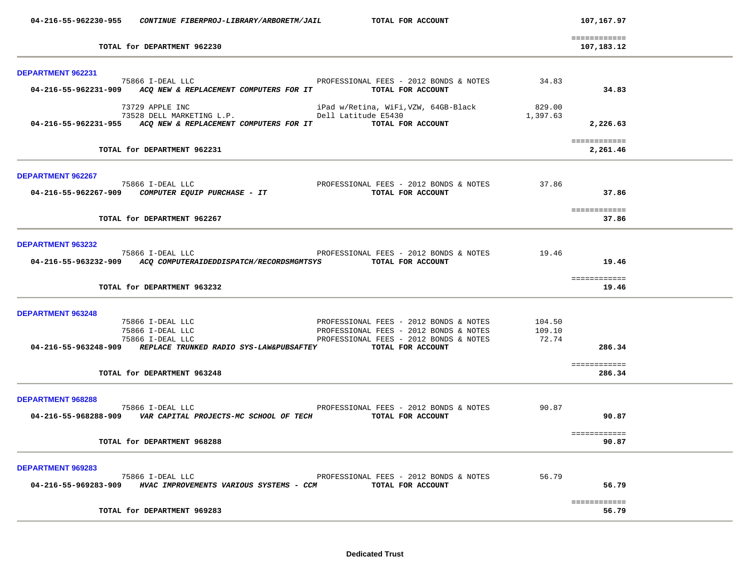**04-216-55-962230-955** ***CONTINUE FIBERPROJ-LIBRARY/ARBORETM/JAIL*** **TOTAL FOR ACCOUNT** **107,167.97**

============

**TOTAL for DEPARTMENT 962230** **107,183.12**

---

**DEPARTMENT 962231**

| Vendor | Description | Amount | Total |
|---|---|---|---|
| 75866 I-DEAL LLC | PROFESSIONAL FEES - 2012 BONDS & NOTES | 34.83 | |
| **04-216-55-962231-909** ***ACQ NEW & REPLACEMENT COMPUTERS FOR IT*** | **TOTAL FOR ACCOUNT** | | **34.83** |
| 73729 APPLE INC | iPad w/Retina, WiFi,VZW, 64GB-Black | 829.00 | |
| 73528 DELL MARKETING L.P. | Dell Latitude E5430 | 1,397.63 | |
| **04-216-55-962231-955** ***ACQ NEW & REPLACEMENT COMPUTERS FOR IT*** | **TOTAL FOR ACCOUNT** | | **2,226.63** |

============

**TOTAL for DEPARTMENT 962231** **2,261.46**

---

**DEPARTMENT 962267**

| Vendor | Description | Amount | Total |
|---|---|---|---|
| 75866 I-DEAL LLC | PROFESSIONAL FEES - 2012 BONDS & NOTES | 37.86 | |
| **04-216-55-962267-909** ***COMPUTER EQUIP PURCHASE - IT*** | **TOTAL FOR ACCOUNT** | | **37.86** |

============

**TOTAL for DEPARTMENT 962267** **37.86**

---

**DEPARTMENT 963232**

| Vendor | Description | Amount | Total |
|---|---|---|---|
| 75866 I-DEAL LLC | PROFESSIONAL FEES - 2012 BONDS & NOTES | 19.46 | |
| **04-216-55-963232-909** ***ACQ COMPUTERAIDEDDISPATCH/RECORDSMGMTSYS*** | **TOTAL FOR ACCOUNT** | | **19.46** |

============

**TOTAL for DEPARTMENT 963232** **19.46**

---

**DEPARTMENT 963248**

| Vendor | Description | Amount | Total |
|---|---|---|---|
| 75866 I-DEAL LLC | PROFESSIONAL FEES - 2012 BONDS & NOTES | 104.50 | |
| 75866 I-DEAL LLC | PROFESSIONAL FEES - 2012 BONDS & NOTES | 109.10 | |
| 75866 I-DEAL LLC | PROFESSIONAL FEES - 2012 BONDS & NOTES | 72.74 | |
| **04-216-55-963248-909** ***REPLACE TRUNKED RADIO SYS-LAW&PUBSAFTEY*** | **TOTAL FOR ACCOUNT** | | **286.34** |

============

**TOTAL for DEPARTMENT 963248** **286.34**

---

**DEPARTMENT 968288**

| Vendor | Description | Amount | Total |
|---|---|---|---|
| 75866 I-DEAL LLC | PROFESSIONAL FEES - 2012 BONDS & NOTES | 90.87 | |
| **04-216-55-968288-909** ***VAR CAPITAL PROJECTS-MC SCHOOL OF TECH*** | **TOTAL FOR ACCOUNT** | | **90.87** |

============

**TOTAL for DEPARTMENT 968288** **90.87**

---

**DEPARTMENT 969283**

| Vendor | Description | Amount | Total |
|---|---|---|---|
| 75866 I-DEAL LLC | PROFESSIONAL FEES - 2012 BONDS & NOTES | 56.79 | |
| **04-216-55-969283-909** ***HVAC IMPROVEMENTS VARIOUS SYSTEMS - CCM*** | **TOTAL FOR ACCOUNT** | | **56.79** |

============

**TOTAL for DEPARTMENT 969283** **56.79**

---

**Dedicated Trust**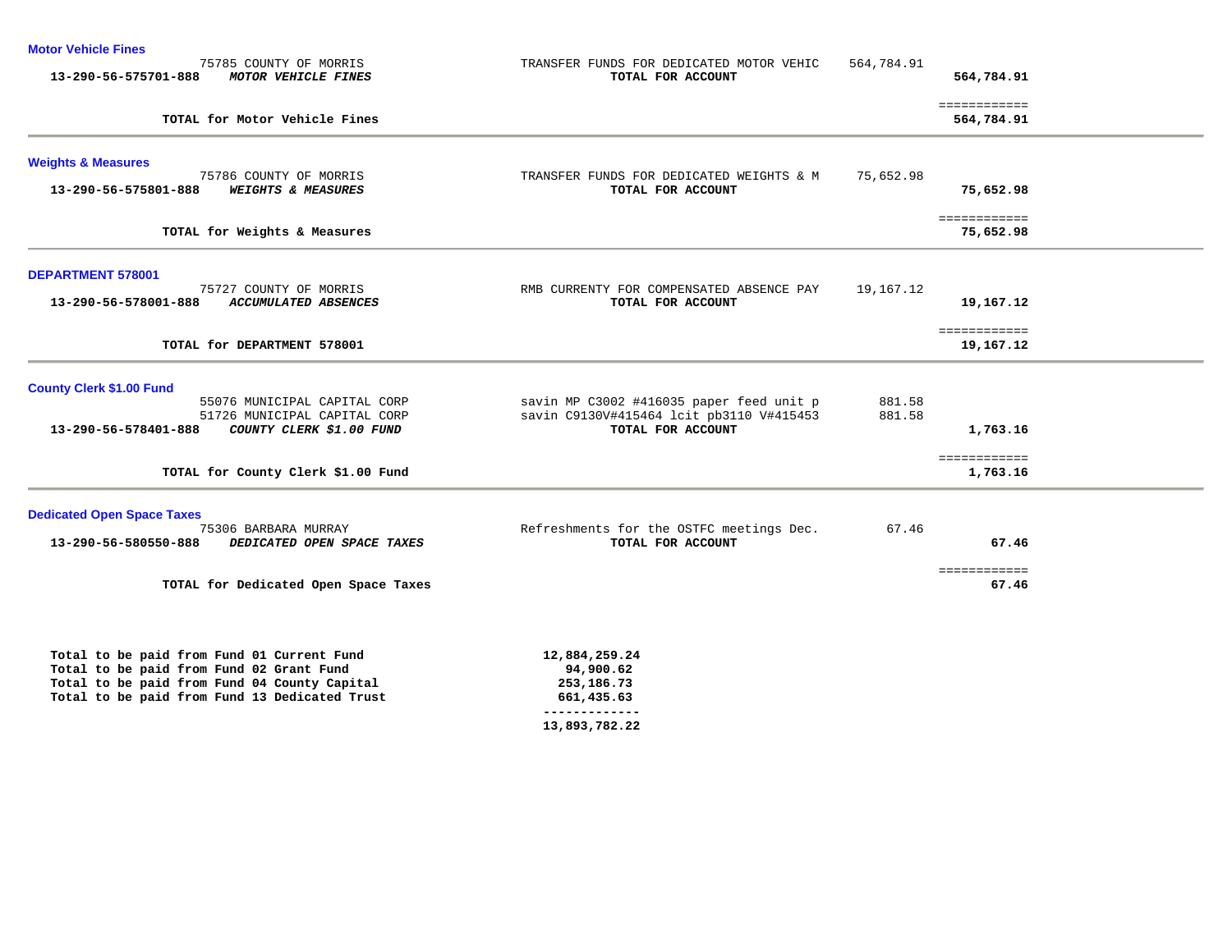**Motor Vehicle Fines**

| | | | | |
|---|---|---|---|---|
| | 75785 COUNTY OF MORRIS | TRANSFER FUNDS FOR DEDICATED MOTOR VEHIC | 564,784.91 | |
| 13-290-56-575701-888 | ***MOTOR VEHICLE FINES*** | **TOTAL FOR ACCOUNT** | | **564,784.91** |
| | **TOTAL for Motor Vehicle Fines** | | | **564,784.91** |

**Weights & Measures**

| | | | | |
|---|---|---|---|---|
| | 75786 COUNTY OF MORRIS | TRANSFER FUNDS FOR DEDICATED WEIGHTS & M | 75,652.98 | |
| 13-290-56-575801-888 | ***WEIGHTS & MEASURES*** | **TOTAL FOR ACCOUNT** | | **75,652.98** |
| | **TOTAL for Weights & Measures** | | | **75,652.98** |

**DEPARTMENT 578001**

| | | | | |
|---|---|---|---|---|
| | 75727 COUNTY OF MORRIS | RMB CURRENTY FOR COMPENSATED ABSENCE PAY | 19,167.12 | |
| 13-290-56-578001-888 | ***ACCUMULATED ABSENCES*** | **TOTAL FOR ACCOUNT** | | **19,167.12** |
| | **TOTAL for DEPARTMENT 578001** | | | **19,167.12** |

**County Clerk $1.00 Fund**

| | | | | |
|---|---|---|---|---|
| | 55076 MUNICIPAL CAPITAL CORP | savin MP C3002 #416035 paper feed unit p | 881.58 | |
| | 51726 MUNICIPAL CAPITAL CORP | savin C9130V#415464 lcit pb3110 V#415453 | 881.58 | |
| 13-290-56-578401-888 | ***COUNTY CLERK $1.00 FUND*** | **TOTAL FOR ACCOUNT** | | **1,763.16** |
| | **TOTAL for County Clerk $1.00 Fund** | | | **1,763.16** |

**Dedicated Open Space Taxes**

| | | | | |
|---|---|---|---|---|
| | 75306 BARBARA MURRAY | Refreshments for the OSTFC meetings Dec. | 67.46 | |
| 13-290-56-580550-888 | ***DEDICATED OPEN SPACE TAXES*** | **TOTAL FOR ACCOUNT** | | **67.46** |
| | **TOTAL for Dedicated Open Space Taxes** | | | **67.46** |

| | |
|---|---|
| **Total to be paid from Fund 01 Current Fund** | **12,884,259.24** |
| **Total to be paid from Fund 02 Grant Fund** | **94,900.62** |
| **Total to be paid from Fund 04 County Capital** | **253,186.73** |
| **Total to be paid from Fund 13 Dedicated Trust** | **661,435.63** |
| | **13,893,782.22** |